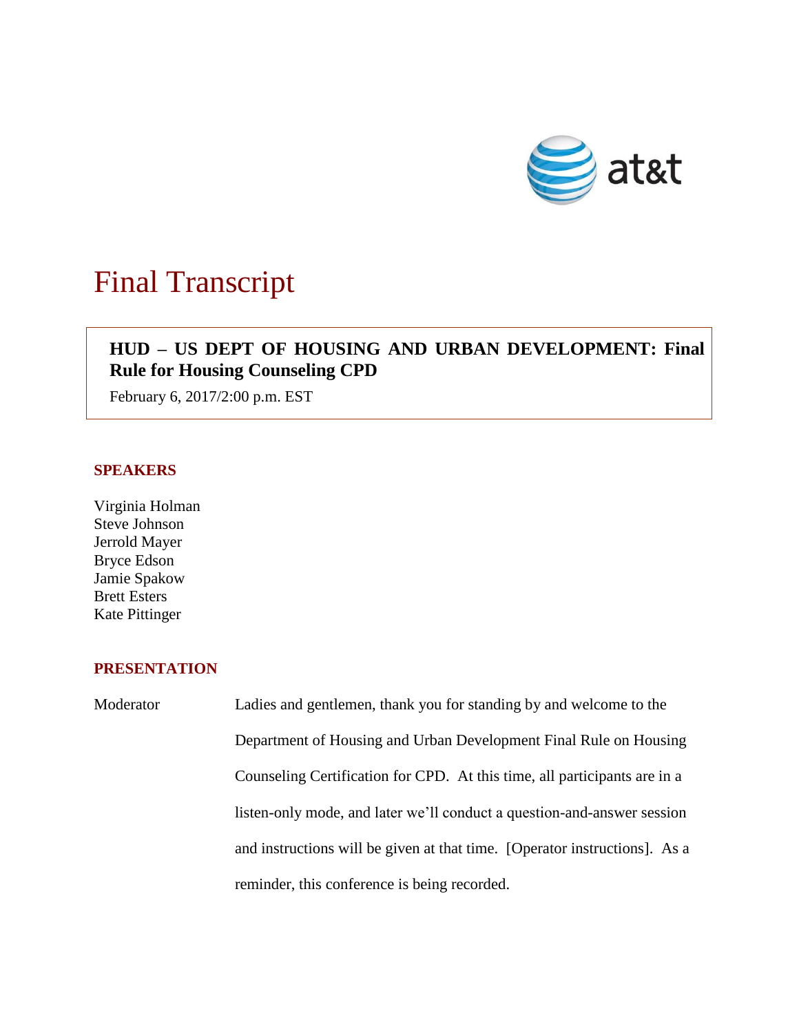# Final Transcript

**HUD – US DEPT OF HOUSING AND URBAN DEVELOPMENT: Final Rule for Housing Counseling CPD**

February 6, 2017/2:00 p.m. EST

## SPEAKERS

Virginia Holman
Steve Johnson
Jerrold Mayer
Bryce Edson
Jamie Spakow
Brett Esters
Kate Pittinger

## PRESENTATION

Moderator: Ladies and gentlemen, thank you for standing by and welcome to the Department of Housing and Urban Development Final Rule on Housing Counseling Certification for CPD. At this time, all participants are in a listen-only mode, and later we'll conduct a question-and-answer session and instructions will be given at that time. [Operator instructions]. As a reminder, this conference is being recorded.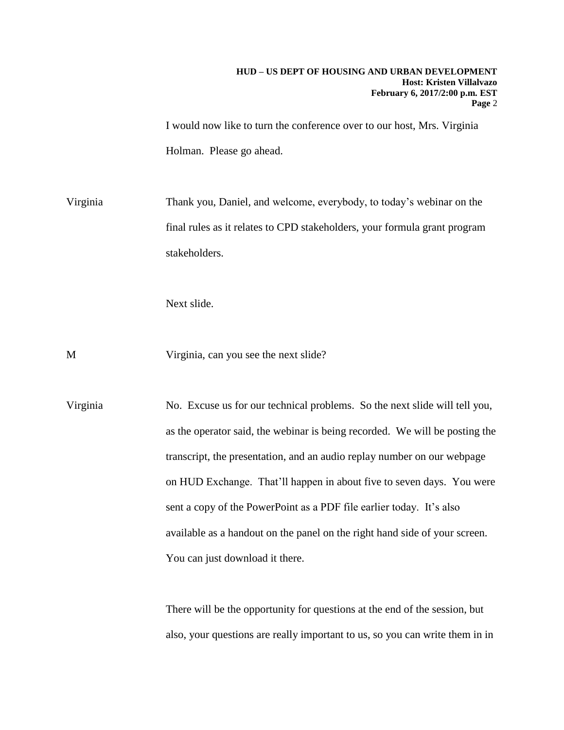I would now like to turn the conference over to our host, Mrs. Virginia Holman. Please go ahead.

Virginia Thank you, Daniel, and welcome, everybody, to today's webinar on the final rules as it relates to CPD stakeholders, your formula grant program stakeholders.

Next slide.

M Virginia, can you see the next slide?

Virginia No. Excuse us for our technical problems. So the next slide will tell you, as the operator said, the webinar is being recorded. We will be posting the transcript, the presentation, and an audio replay number on our webpage on HUD Exchange. That'll happen in about five to seven days. You were sent a copy of the PowerPoint as a PDF file earlier today. It's also available as a handout on the panel on the right hand side of your screen. You can just download it there.

There will be the opportunity for questions at the end of the session, but also, your questions are really important to us, so you can write them in in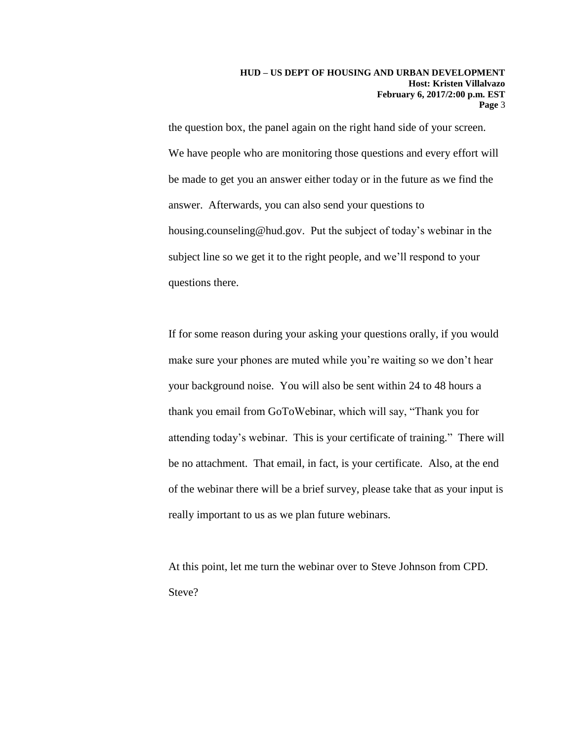the question box, the panel again on the right hand side of your screen. We have people who are monitoring those questions and every effort will be made to get you an answer either today or in the future as we find the answer. Afterwards, you can also send your questions to housing.counseling@hud.gov. Put the subject of today's webinar in the subject line so we get it to the right people, and we'll respond to your questions there.

If for some reason during your asking your questions orally, if you would make sure your phones are muted while you're waiting so we don't hear your background noise. You will also be sent within 24 to 48 hours a thank you email from GoToWebinar, which will say, "Thank you for attending today's webinar. This is your certificate of training." There will be no attachment. That email, in fact, is your certificate. Also, at the end of the webinar there will be a brief survey, please take that as your input is really important to us as we plan future webinars.

At this point, let me turn the webinar over to Steve Johnson from CPD. Steve?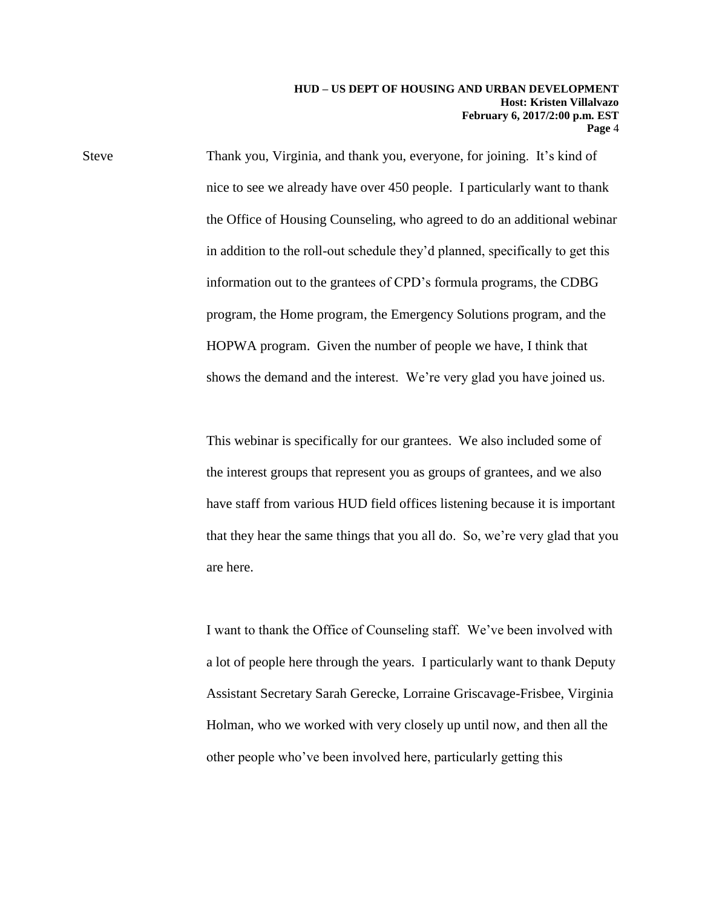Steve Thank you, Virginia, and thank you, everyone, for joining. It's kind of nice to see we already have over 450 people. I particularly want to thank the Office of Housing Counseling, who agreed to do an additional webinar in addition to the roll-out schedule they'd planned, specifically to get this information out to the grantees of CPD's formula programs, the CDBG program, the Home program, the Emergency Solutions program, and the HOPWA program. Given the number of people we have, I think that shows the demand and the interest. We're very glad you have joined us.

This webinar is specifically for our grantees. We also included some of the interest groups that represent you as groups of grantees, and we also have staff from various HUD field offices listening because it is important that they hear the same things that you all do. So, we're very glad that you are here.

I want to thank the Office of Counseling staff. We've been involved with a lot of people here through the years. I particularly want to thank Deputy Assistant Secretary Sarah Gerecke, Lorraine Griscavage-Frisbee, Virginia Holman, who we worked with very closely up until now, and then all the other people who've been involved here, particularly getting this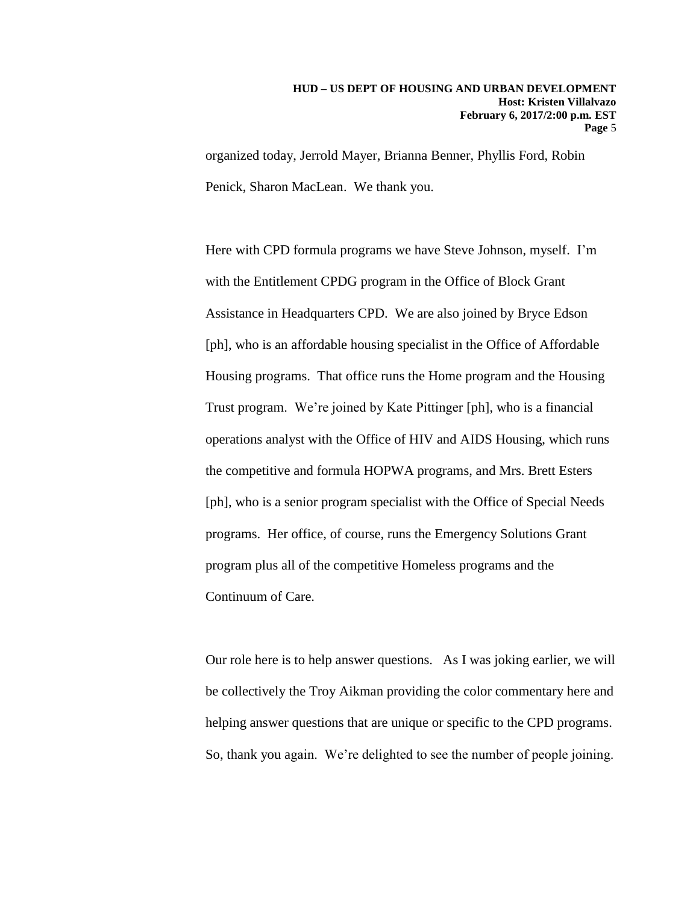organized today, Jerrold Mayer, Brianna Benner, Phyllis Ford, Robin Penick, Sharon MacLean. We thank you.

Here with CPD formula programs we have Steve Johnson, myself. I'm with the Entitlement CPDG program in the Office of Block Grant Assistance in Headquarters CPD. We are also joined by Bryce Edson [ph], who is an affordable housing specialist in the Office of Affordable Housing programs. That office runs the Home program and the Housing Trust program. We're joined by Kate Pittinger [ph], who is a financial operations analyst with the Office of HIV and AIDS Housing, which runs the competitive and formula HOPWA programs, and Mrs. Brett Esters [ph], who is a senior program specialist with the Office of Special Needs programs. Her office, of course, runs the Emergency Solutions Grant program plus all of the competitive Homeless programs and the Continuum of Care.

Our role here is to help answer questions. As I was joking earlier, we will be collectively the Troy Aikman providing the color commentary here and helping answer questions that are unique or specific to the CPD programs. So, thank you again. We're delighted to see the number of people joining.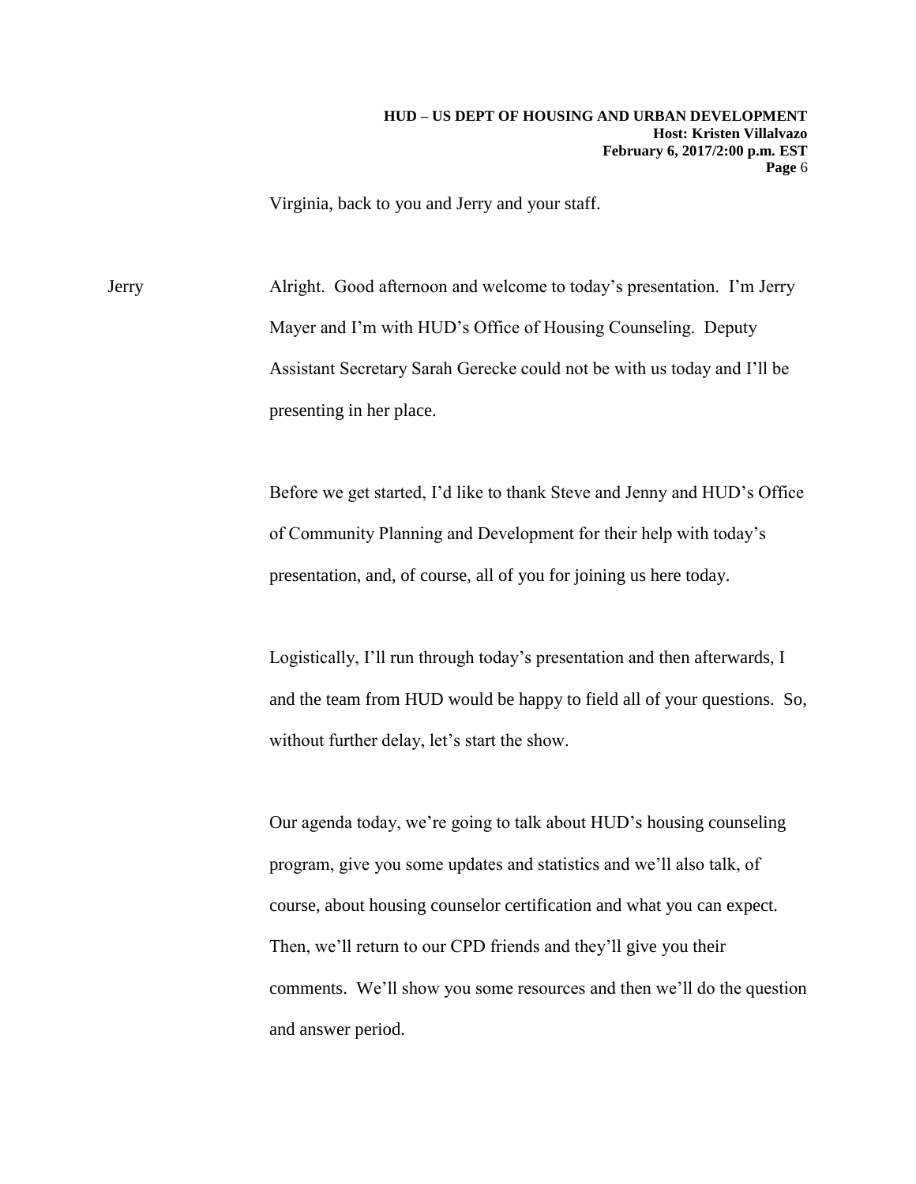Virginia, back to you and Jerry and your staff.

Jerry Alright. Good afternoon and welcome to today's presentation. I'm Jerry Mayer and I'm with HUD's Office of Housing Counseling. Deputy Assistant Secretary Sarah Gerecke could not be with us today and I'll be presenting in her place.

Before we get started, I'd like to thank Steve and Jenny and HUD's Office of Community Planning and Development for their help with today's presentation, and, of course, all of you for joining us here today.

Logistically, I'll run through today's presentation and then afterwards, I and the team from HUD would be happy to field all of your questions. So, without further delay, let's start the show.

Our agenda today, we're going to talk about HUD's housing counseling program, give you some updates and statistics and we'll also talk, of course, about housing counselor certification and what you can expect. Then, we'll return to our CPD friends and they'll give you their comments. We'll show you some resources and then we'll do the question and answer period.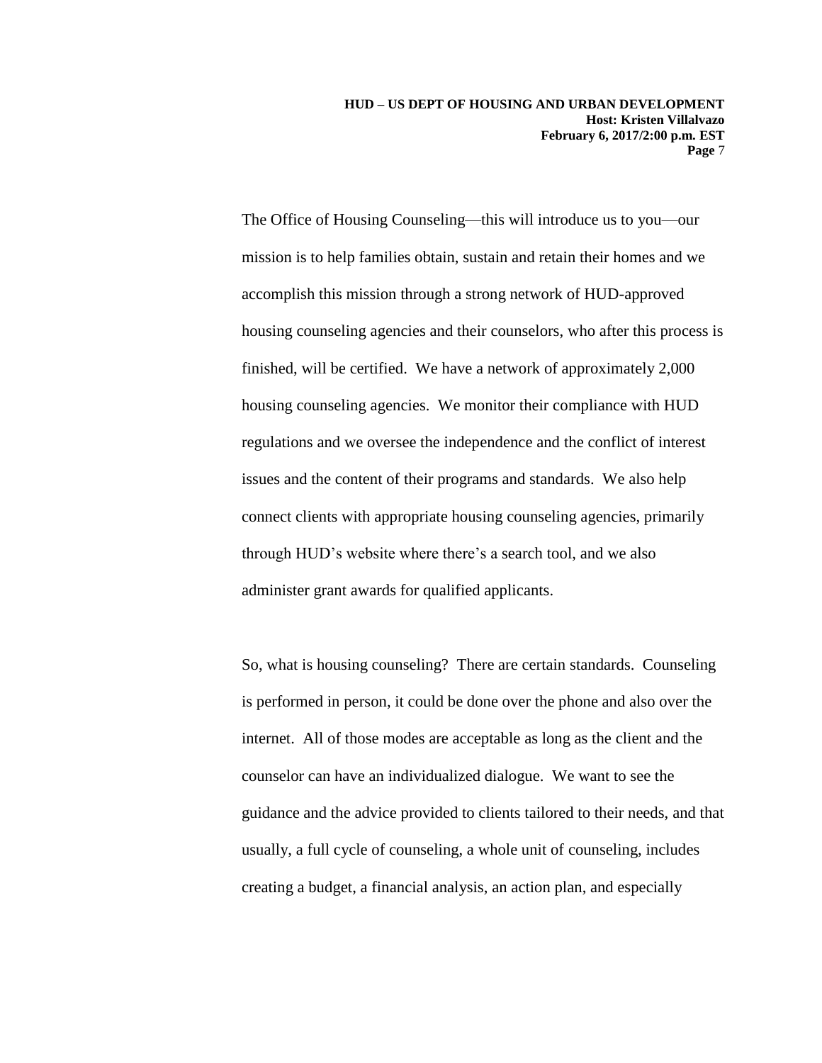The Office of Housing Counseling—this will introduce us to you—our mission is to help families obtain, sustain and retain their homes and we accomplish this mission through a strong network of HUD-approved housing counseling agencies and their counselors, who after this process is finished, will be certified. We have a network of approximately 2,000 housing counseling agencies. We monitor their compliance with HUD regulations and we oversee the independence and the conflict of interest issues and the content of their programs and standards. We also help connect clients with appropriate housing counseling agencies, primarily through HUD's website where there's a search tool, and we also administer grant awards for qualified applicants.

So, what is housing counseling? There are certain standards. Counseling is performed in person, it could be done over the phone and also over the internet. All of those modes are acceptable as long as the client and the counselor can have an individualized dialogue. We want to see the guidance and the advice provided to clients tailored to their needs, and that usually, a full cycle of counseling, a whole unit of counseling, includes creating a budget, a financial analysis, an action plan, and especially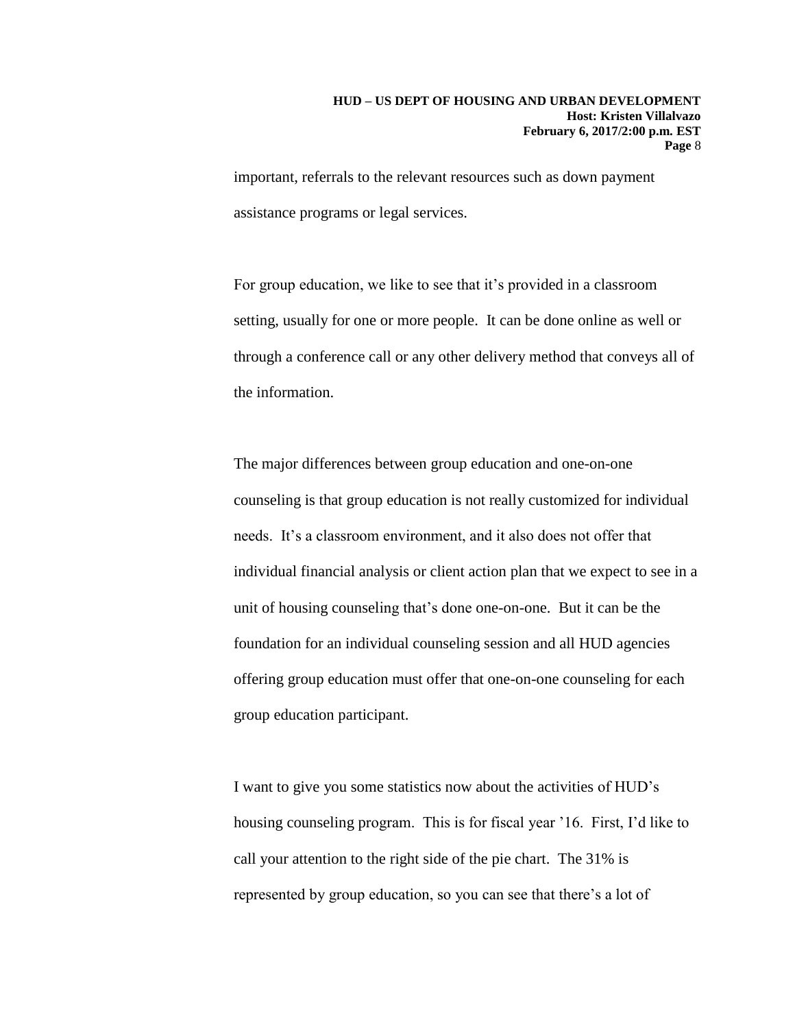important, referrals to the relevant resources such as down payment assistance programs or legal services.

For group education, we like to see that it's provided in a classroom setting, usually for one or more people. It can be done online as well or through a conference call or any other delivery method that conveys all of the information.

The major differences between group education and one-on-one counseling is that group education is not really customized for individual needs. It's a classroom environment, and it also does not offer that individual financial analysis or client action plan that we expect to see in a unit of housing counseling that's done one-on-one. But it can be the foundation for an individual counseling session and all HUD agencies offering group education must offer that one-on-one counseling for each group education participant.

I want to give you some statistics now about the activities of HUD's housing counseling program. This is for fiscal year '16. First, I'd like to call your attention to the right side of the pie chart. The 31% is represented by group education, so you can see that there's a lot of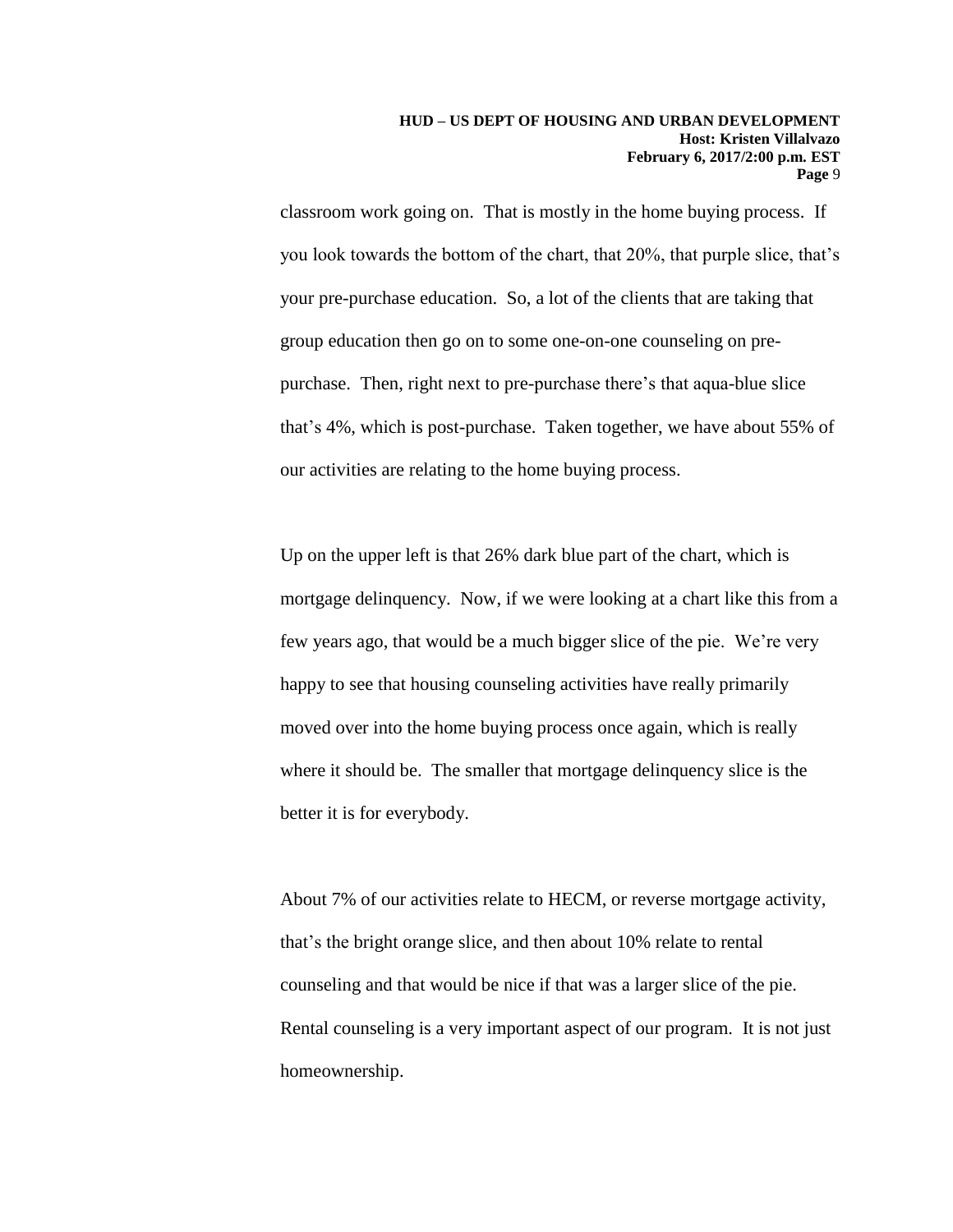classroom work going on. That is mostly in the home buying process. If you look towards the bottom of the chart, that 20%, that purple slice, that's your pre-purchase education. So, a lot of the clients that are taking that group education then go on to some one-on-one counseling on pre-purchase. Then, right next to pre-purchase there's that aqua-blue slice that's 4%, which is post-purchase. Taken together, we have about 55% of our activities are relating to the home buying process.

Up on the upper left is that 26% dark blue part of the chart, which is mortgage delinquency. Now, if we were looking at a chart like this from a few years ago, that would be a much bigger slice of the pie. We're very happy to see that housing counseling activities have really primarily moved over into the home buying process once again, which is really where it should be. The smaller that mortgage delinquency slice is the better it is for everybody.

About 7% of our activities relate to HECM, or reverse mortgage activity, that's the bright orange slice, and then about 10% relate to rental counseling and that would be nice if that was a larger slice of the pie. Rental counseling is a very important aspect of our program. It is not just homeownership.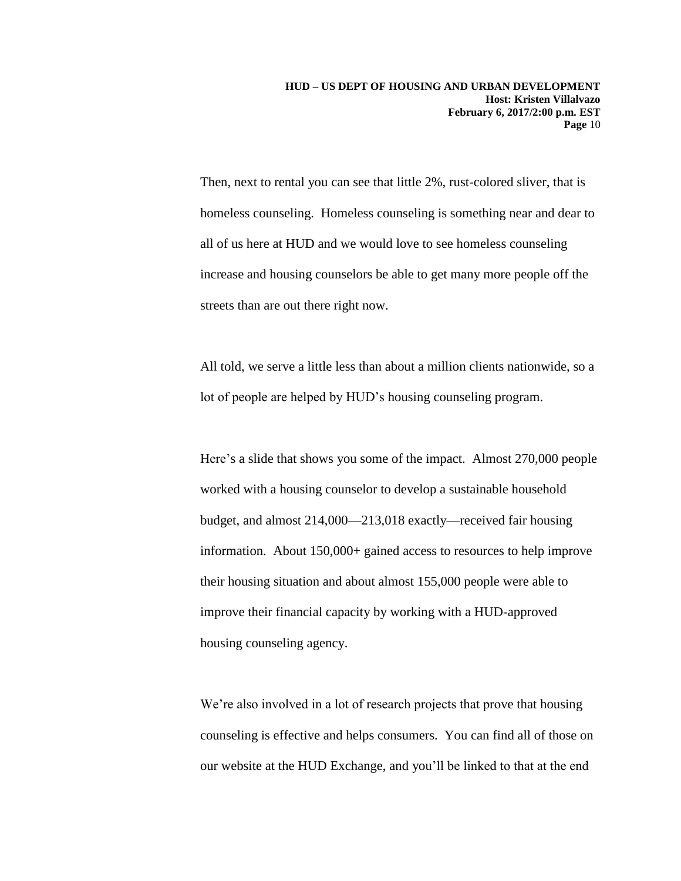Then, next to rental you can see that little 2%, rust-colored sliver, that is homeless counseling. Homeless counseling is something near and dear to all of us here at HUD and we would love to see homeless counseling increase and housing counselors be able to get many more people off the streets than are out there right now.

All told, we serve a little less than about a million clients nationwide, so a lot of people are helped by HUD's housing counseling program.

Here's a slide that shows you some of the impact. Almost 270,000 people worked with a housing counselor to develop a sustainable household budget, and almost 214,000—213,018 exactly—received fair housing information. About 150,000+ gained access to resources to help improve their housing situation and about almost 155,000 people were able to improve their financial capacity by working with a HUD-approved housing counseling agency.

We're also involved in a lot of research projects that prove that housing counseling is effective and helps consumers. You can find all of those on our website at the HUD Exchange, and you'll be linked to that at the end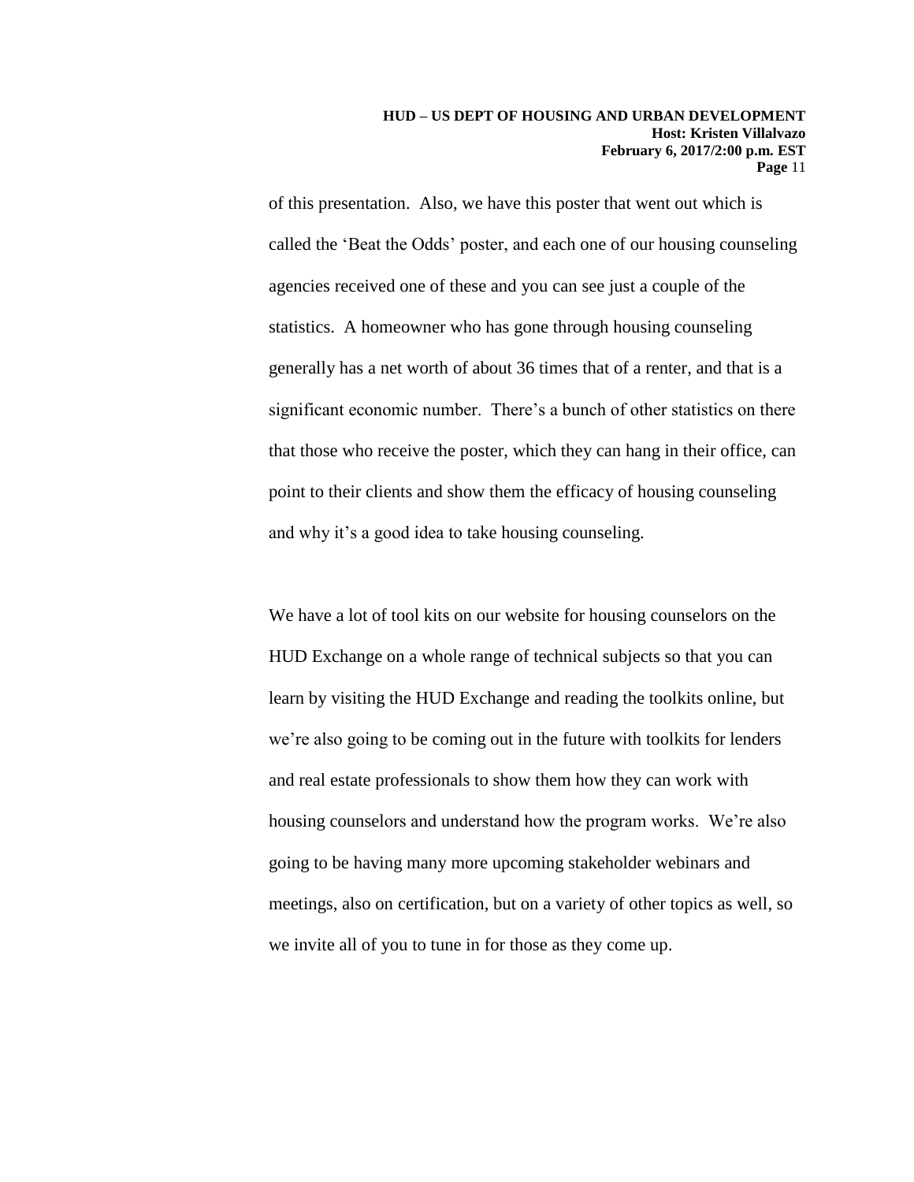of this presentation. Also, we have this poster that went out which is called the 'Beat the Odds' poster, and each one of our housing counseling agencies received one of these and you can see just a couple of the statistics. A homeowner who has gone through housing counseling generally has a net worth of about 36 times that of a renter, and that is a significant economic number. There's a bunch of other statistics on there that those who receive the poster, which they can hang in their office, can point to their clients and show them the efficacy of housing counseling and why it's a good idea to take housing counseling.

We have a lot of tool kits on our website for housing counselors on the HUD Exchange on a whole range of technical subjects so that you can learn by visiting the HUD Exchange and reading the toolkits online, but we're also going to be coming out in the future with toolkits for lenders and real estate professionals to show them how they can work with housing counselors and understand how the program works. We're also going to be having many more upcoming stakeholder webinars and meetings, also on certification, but on a variety of other topics as well, so we invite all of you to tune in for those as they come up.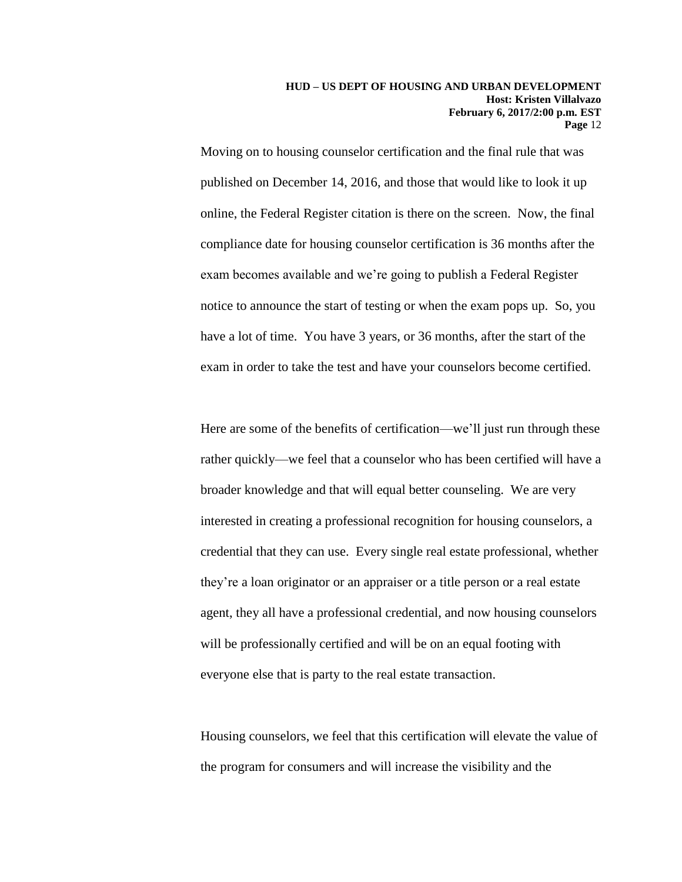Moving on to housing counselor certification and the final rule that was published on December 14, 2016, and those that would like to look it up online, the Federal Register citation is there on the screen. Now, the final compliance date for housing counselor certification is 36 months after the exam becomes available and we're going to publish a Federal Register notice to announce the start of testing or when the exam pops up. So, you have a lot of time. You have 3 years, or 36 months, after the start of the exam in order to take the test and have your counselors become certified.

Here are some of the benefits of certification—we'll just run through these rather quickly—we feel that a counselor who has been certified will have a broader knowledge and that will equal better counseling. We are very interested in creating a professional recognition for housing counselors, a credential that they can use. Every single real estate professional, whether they're a loan originator or an appraiser or a title person or a real estate agent, they all have a professional credential, and now housing counselors will be professionally certified and will be on an equal footing with everyone else that is party to the real estate transaction.

Housing counselors, we feel that this certification will elevate the value of the program for consumers and will increase the visibility and the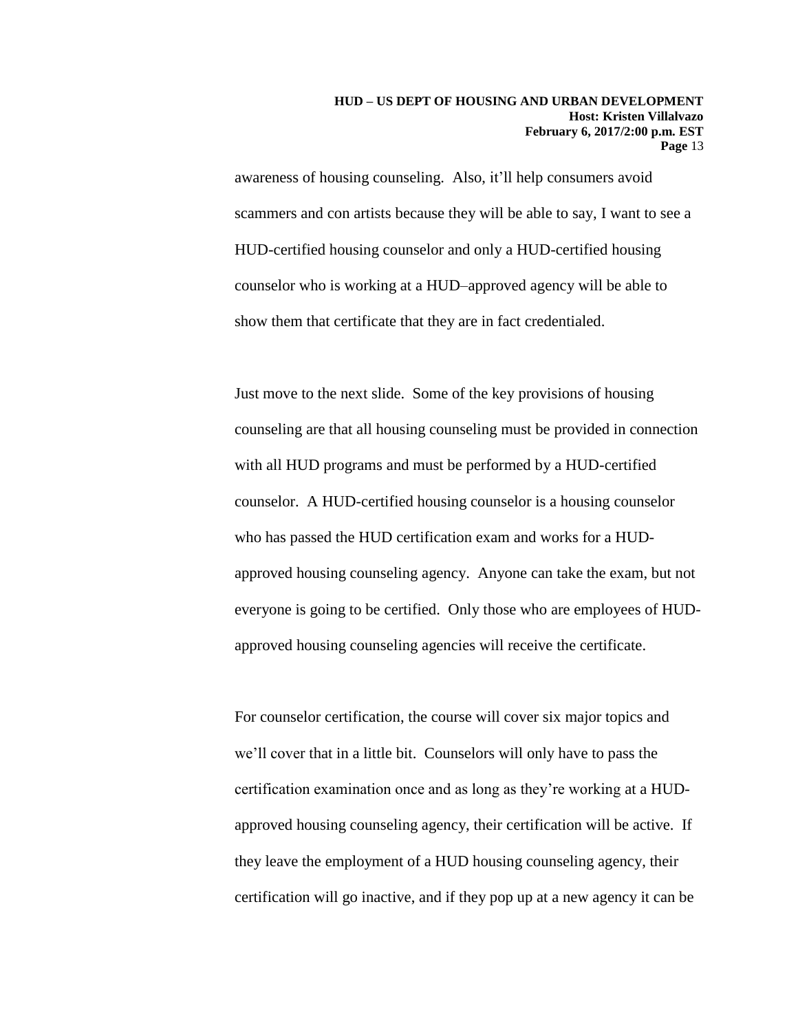awareness of housing counseling. Also, it'll help consumers avoid scammers and con artists because they will be able to say, I want to see a HUD-certified housing counselor and only a HUD-certified housing counselor who is working at a HUD–approved agency will be able to show them that certificate that they are in fact credentialed.

Just move to the next slide. Some of the key provisions of housing counseling are that all housing counseling must be provided in connection with all HUD programs and must be performed by a HUD-certified counselor. A HUD-certified housing counselor is a housing counselor who has passed the HUD certification exam and works for a HUD-approved housing counseling agency. Anyone can take the exam, but not everyone is going to be certified. Only those who are employees of HUD-approved housing counseling agencies will receive the certificate.

For counselor certification, the course will cover six major topics and we'll cover that in a little bit. Counselors will only have to pass the certification examination once and as long as they're working at a HUD-approved housing counseling agency, their certification will be active. If they leave the employment of a HUD housing counseling agency, their certification will go inactive, and if they pop up at a new agency it can be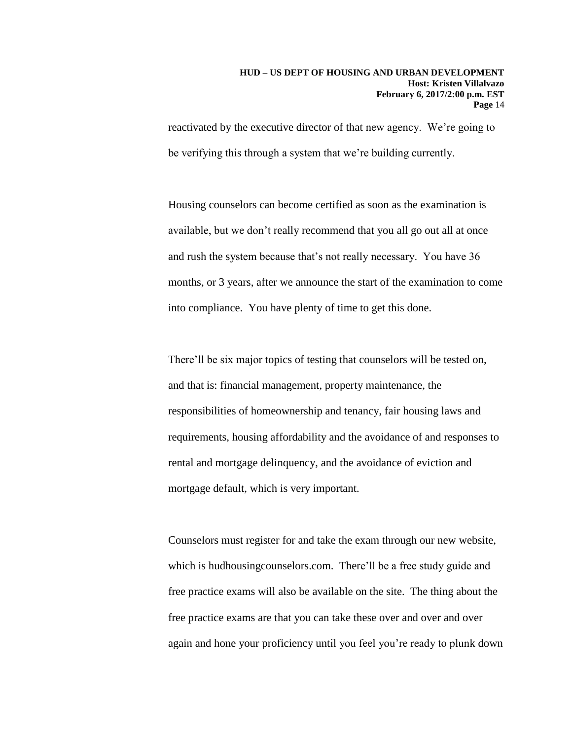reactivated by the executive director of that new agency. We're going to be verifying this through a system that we're building currently.

Housing counselors can become certified as soon as the examination is available, but we don't really recommend that you all go out all at once and rush the system because that's not really necessary. You have 36 months, or 3 years, after we announce the start of the examination to come into compliance. You have plenty of time to get this done.

There'll be six major topics of testing that counselors will be tested on, and that is: financial management, property maintenance, the responsibilities of homeownership and tenancy, fair housing laws and requirements, housing affordability and the avoidance of and responses to rental and mortgage delinquency, and the avoidance of eviction and mortgage default, which is very important.

Counselors must register for and take the exam through our new website, which is hudhousingcounselors.com. There'll be a free study guide and free practice exams will also be available on the site. The thing about the free practice exams are that you can take these over and over and over again and hone your proficiency until you feel you're ready to plunk down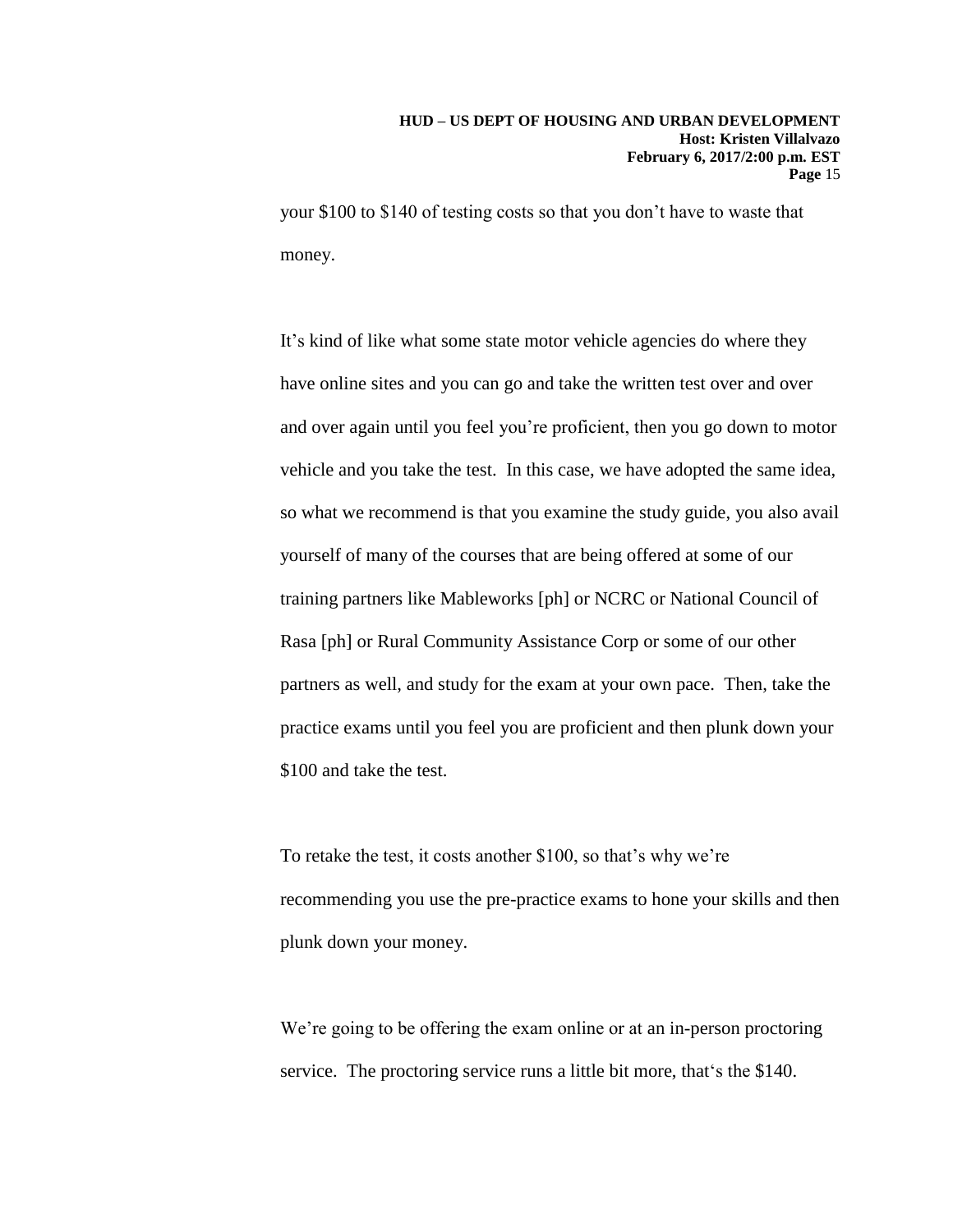your $100 to $140 of testing costs so that you don't have to waste that money.

It's kind of like what some state motor vehicle agencies do where they have online sites and you can go and take the written test over and over and over again until you feel you're proficient, then you go down to motor vehicle and you take the test. In this case, we have adopted the same idea, so what we recommend is that you examine the study guide, you also avail yourself of many of the courses that are being offered at some of our training partners like Mableworks [ph] or NCRC or National Council of Rasa [ph] or Rural Community Assistance Corp or some of our other partners as well, and study for the exam at your own pace. Then, take the practice exams until you feel you are proficient and then plunk down your $100 and take the test.

To retake the test, it costs another $100, so that's why we're recommending you use the pre-practice exams to hone your skills and then plunk down your money.

We're going to be offering the exam online or at an in-person proctoring service. The proctoring service runs a little bit more, that's the $140.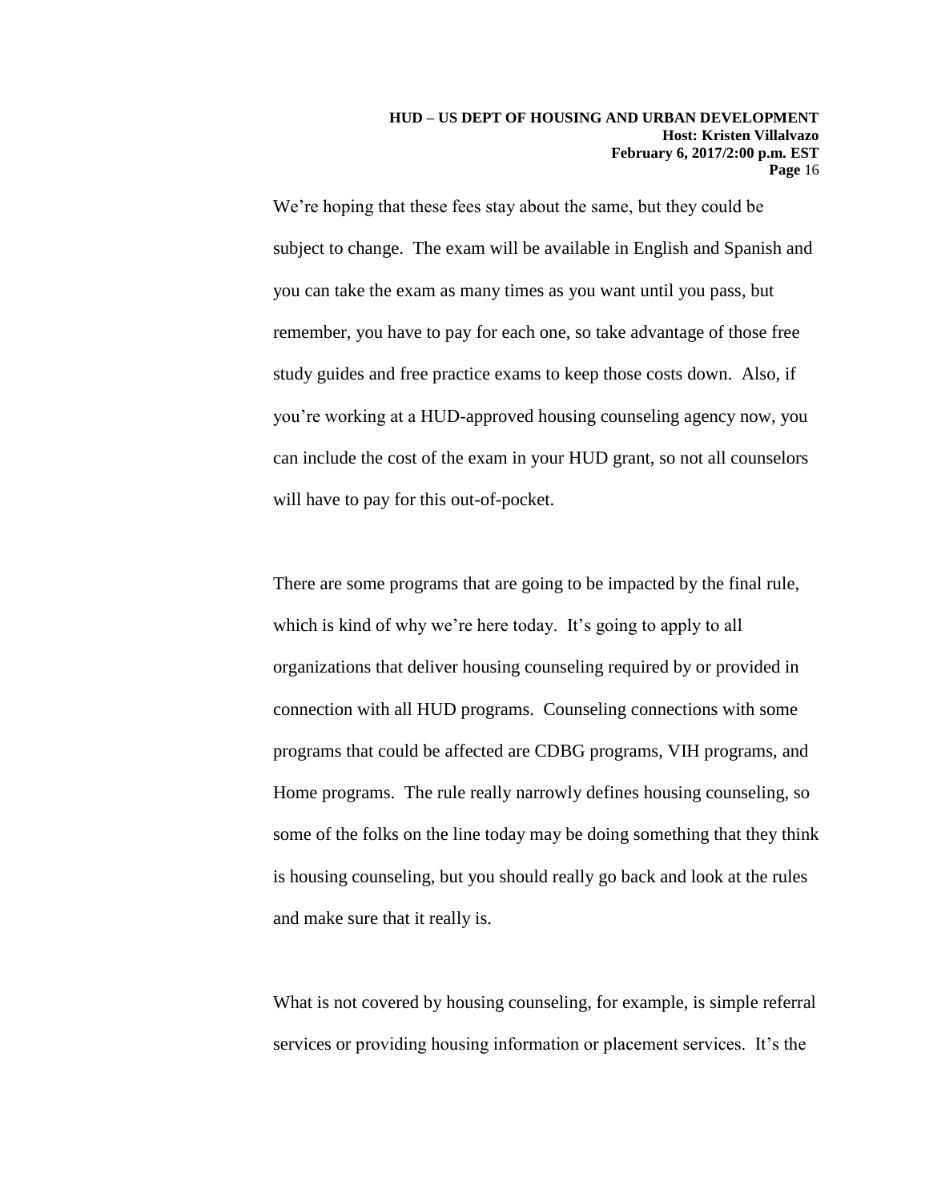We're hoping that these fees stay about the same, but they could be subject to change. The exam will be available in English and Spanish and you can take the exam as many times as you want until you pass, but remember, you have to pay for each one, so take advantage of those free study guides and free practice exams to keep those costs down. Also, if you're working at a HUD-approved housing counseling agency now, you can include the cost of the exam in your HUD grant, so not all counselors will have to pay for this out-of-pocket.

There are some programs that are going to be impacted by the final rule, which is kind of why we're here today. It's going to apply to all organizations that deliver housing counseling required by or provided in connection with all HUD programs. Counseling connections with some programs that could be affected are CDBG programs, VIH programs, and Home programs. The rule really narrowly defines housing counseling, so some of the folks on the line today may be doing something that they think is housing counseling, but you should really go back and look at the rules and make sure that it really is.

What is not covered by housing counseling, for example, is simple referral services or providing housing information or placement services. It's the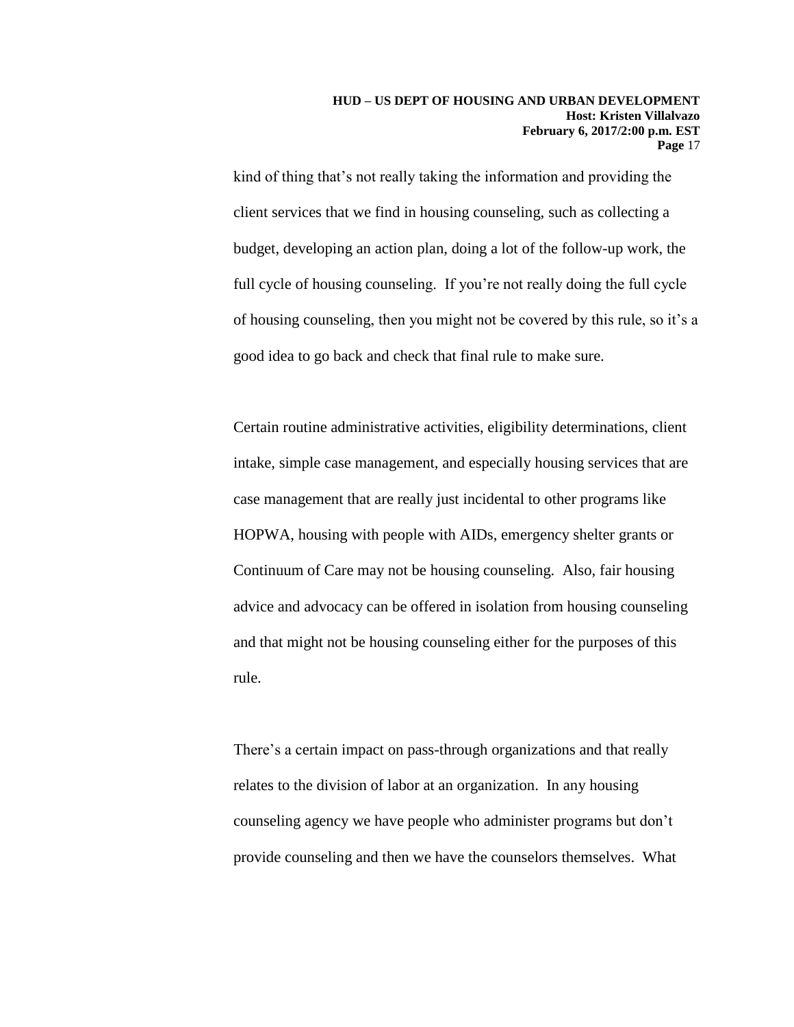kind of thing that's not really taking the information and providing the client services that we find in housing counseling, such as collecting a budget, developing an action plan, doing a lot of the follow-up work, the full cycle of housing counseling. If you're not really doing the full cycle of housing counseling, then you might not be covered by this rule, so it's a good idea to go back and check that final rule to make sure.

Certain routine administrative activities, eligibility determinations, client intake, simple case management, and especially housing services that are case management that are really just incidental to other programs like HOPWA, housing with people with AIDs, emergency shelter grants or Continuum of Care may not be housing counseling. Also, fair housing advice and advocacy can be offered in isolation from housing counseling and that might not be housing counseling either for the purposes of this rule.

There's a certain impact on pass-through organizations and that really relates to the division of labor at an organization. In any housing counseling agency we have people who administer programs but don't provide counseling and then we have the counselors themselves. What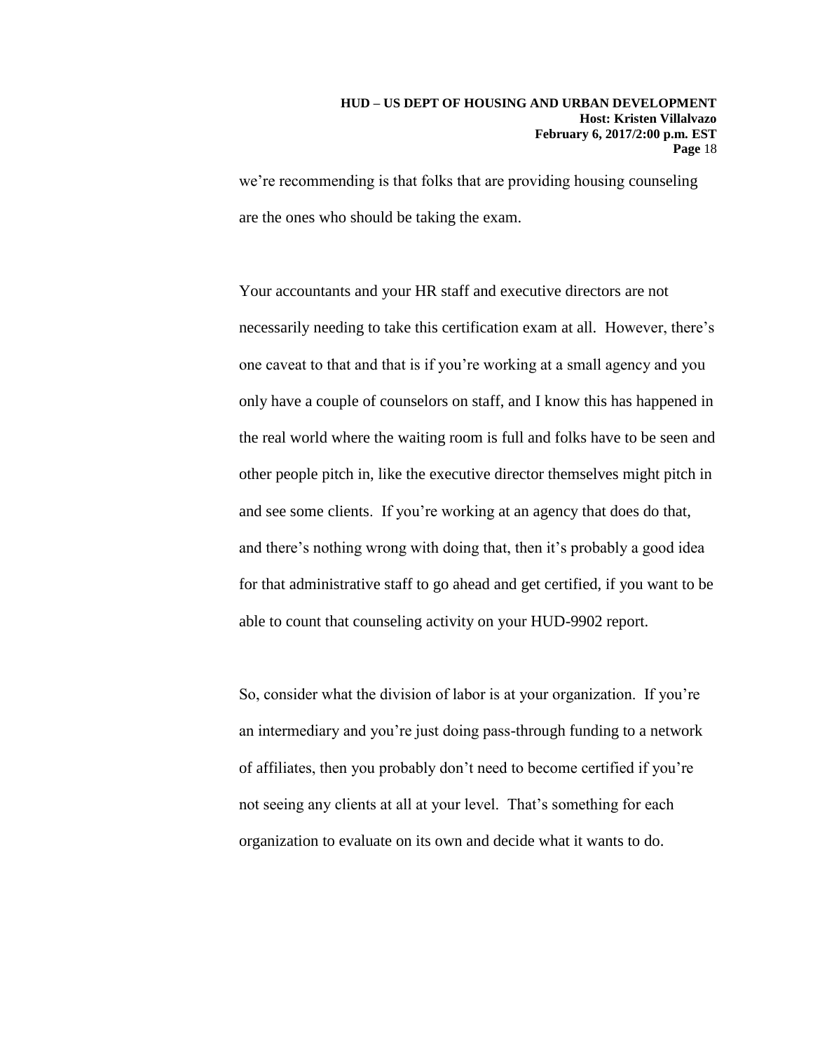we're recommending is that folks that are providing housing counseling are the ones who should be taking the exam.

Your accountants and your HR staff and executive directors are not necessarily needing to take this certification exam at all. However, there's one caveat to that and that is if you're working at a small agency and you only have a couple of counselors on staff, and I know this has happened in the real world where the waiting room is full and folks have to be seen and other people pitch in, like the executive director themselves might pitch in and see some clients. If you're working at an agency that does do that, and there's nothing wrong with doing that, then it's probably a good idea for that administrative staff to go ahead and get certified, if you want to be able to count that counseling activity on your HUD-9902 report.

So, consider what the division of labor is at your organization. If you're an intermediary and you're just doing pass-through funding to a network of affiliates, then you probably don't need to become certified if you're not seeing any clients at all at your level. That's something for each organization to evaluate on its own and decide what it wants to do.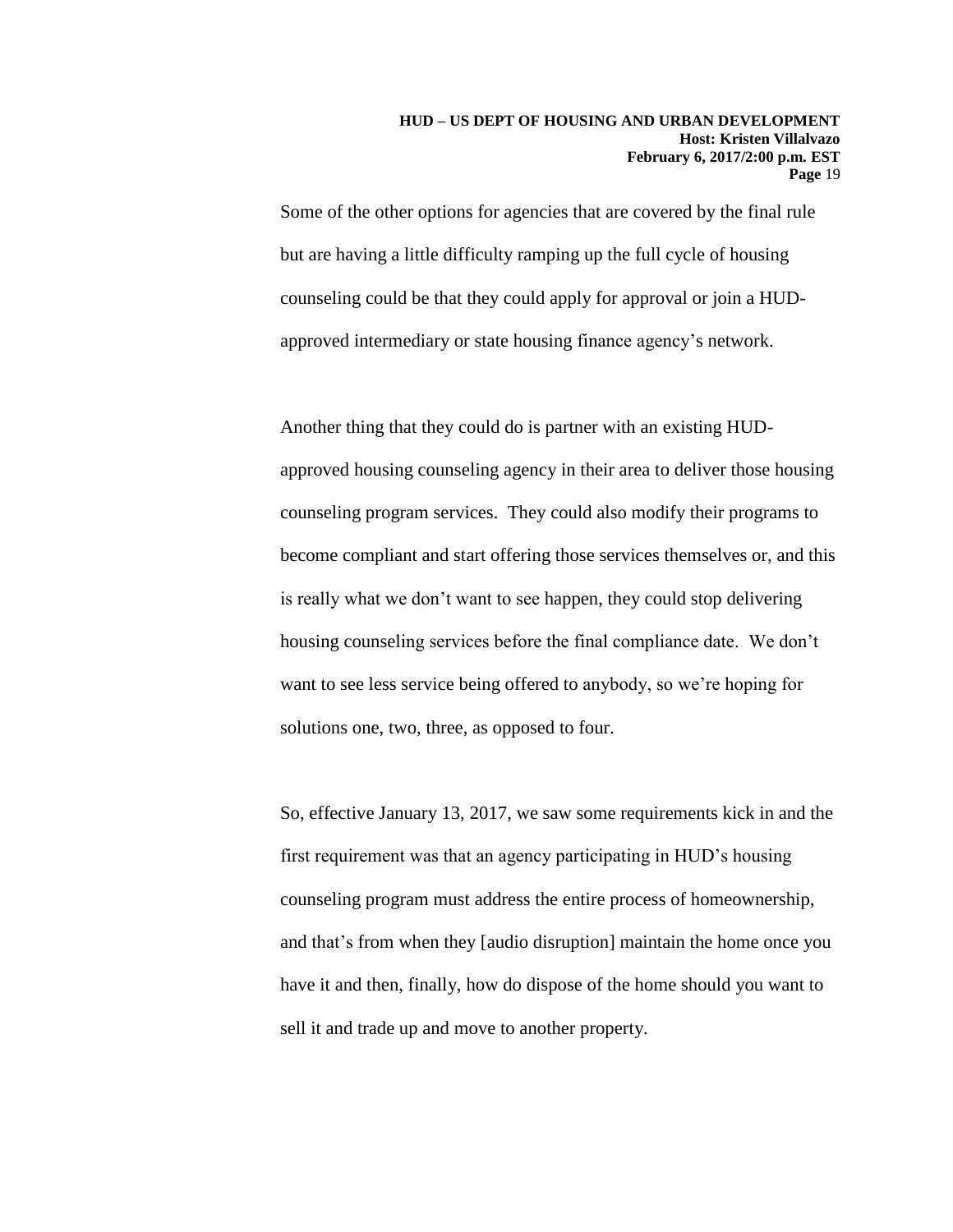Some of the other options for agencies that are covered by the final rule but are having a little difficulty ramping up the full cycle of housing counseling could be that they could apply for approval or join a HUD-approved intermediary or state housing finance agency's network.

Another thing that they could do is partner with an existing HUD-approved housing counseling agency in their area to deliver those housing counseling program services. They could also modify their programs to become compliant and start offering those services themselves or, and this is really what we don't want to see happen, they could stop delivering housing counseling services before the final compliance date. We don't want to see less service being offered to anybody, so we're hoping for solutions one, two, three, as opposed to four.

So, effective January 13, 2017, we saw some requirements kick in and the first requirement was that an agency participating in HUD's housing counseling program must address the entire process of homeownership, and that's from when they [audio disruption] maintain the home once you have it and then, finally, how do dispose of the home should you want to sell it and trade up and move to another property.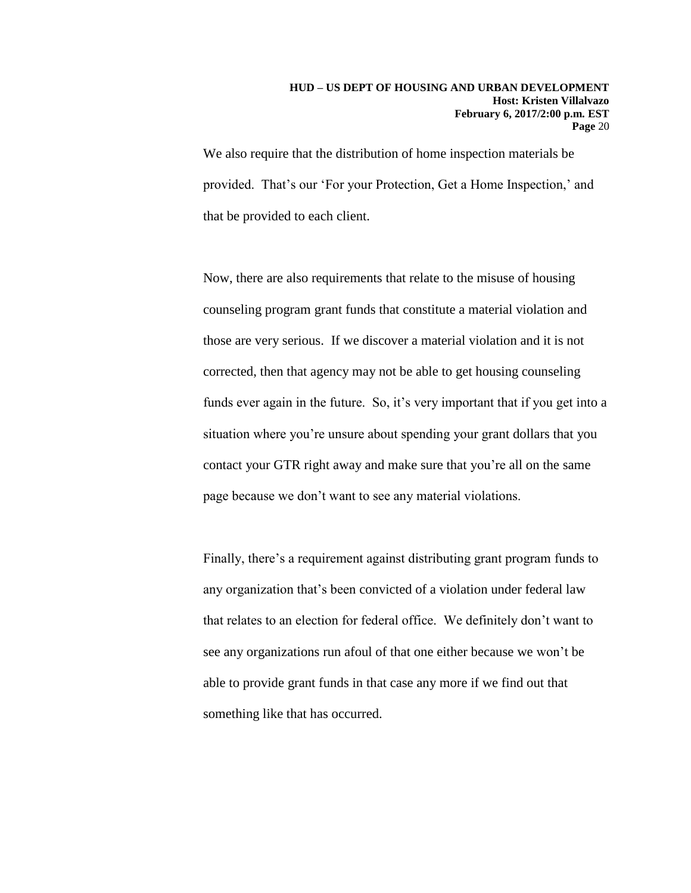We also require that the distribution of home inspection materials be provided. That's our 'For your Protection, Get a Home Inspection,' and that be provided to each client.

Now, there are also requirements that relate to the misuse of housing counseling program grant funds that constitute a material violation and those are very serious. If we discover a material violation and it is not corrected, then that agency may not be able to get housing counseling funds ever again in the future. So, it's very important that if you get into a situation where you're unsure about spending your grant dollars that you contact your GTR right away and make sure that you're all on the same page because we don't want to see any material violations.

Finally, there's a requirement against distributing grant program funds to any organization that's been convicted of a violation under federal law that relates to an election for federal office. We definitely don't want to see any organizations run afoul of that one either because we won't be able to provide grant funds in that case any more if we find out that something like that has occurred.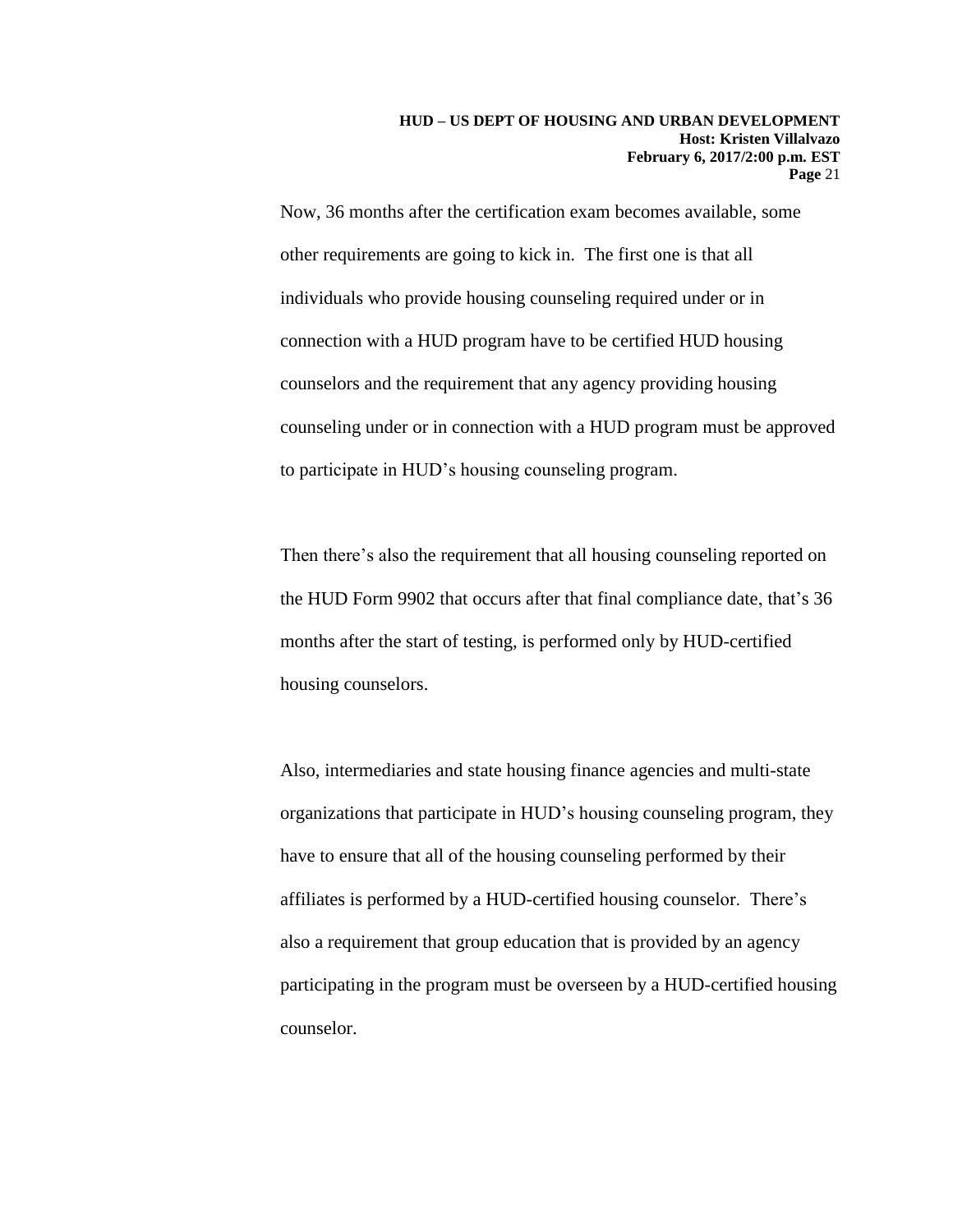Now, 36 months after the certification exam becomes available, some other requirements are going to kick in. The first one is that all individuals who provide housing counseling required under or in connection with a HUD program have to be certified HUD housing counselors and the requirement that any agency providing housing counseling under or in connection with a HUD program must be approved to participate in HUD's housing counseling program.

Then there's also the requirement that all housing counseling reported on the HUD Form 9902 that occurs after that final compliance date, that's 36 months after the start of testing, is performed only by HUD-certified housing counselors.

Also, intermediaries and state housing finance agencies and multi-state organizations that participate in HUD's housing counseling program, they have to ensure that all of the housing counseling performed by their affiliates is performed by a HUD-certified housing counselor. There's also a requirement that group education that is provided by an agency participating in the program must be overseen by a HUD-certified housing counselor.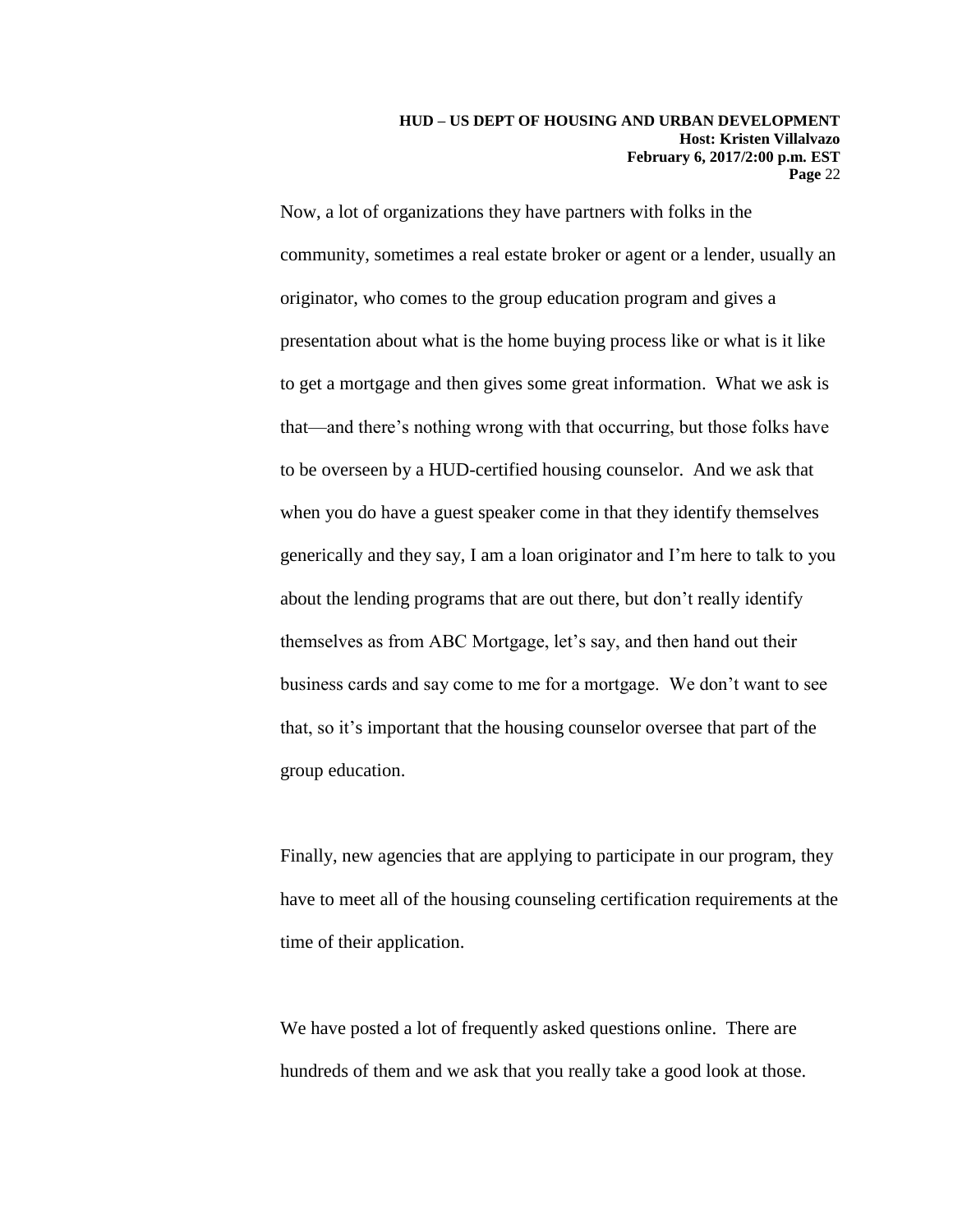Now, a lot of organizations they have partners with folks in the community, sometimes a real estate broker or agent or a lender, usually an originator, who comes to the group education program and gives a presentation about what is the home buying process like or what is it like to get a mortgage and then gives some great information. What we ask is that—and there's nothing wrong with that occurring, but those folks have to be overseen by a HUD-certified housing counselor. And we ask that when you do have a guest speaker come in that they identify themselves generically and they say, I am a loan originator and I'm here to talk to you about the lending programs that are out there, but don't really identify themselves as from ABC Mortgage, let's say, and then hand out their business cards and say come to me for a mortgage. We don't want to see that, so it's important that the housing counselor oversee that part of the group education.

Finally, new agencies that are applying to participate in our program, they have to meet all of the housing counseling certification requirements at the time of their application.

We have posted a lot of frequently asked questions online. There are hundreds of them and we ask that you really take a good look at those.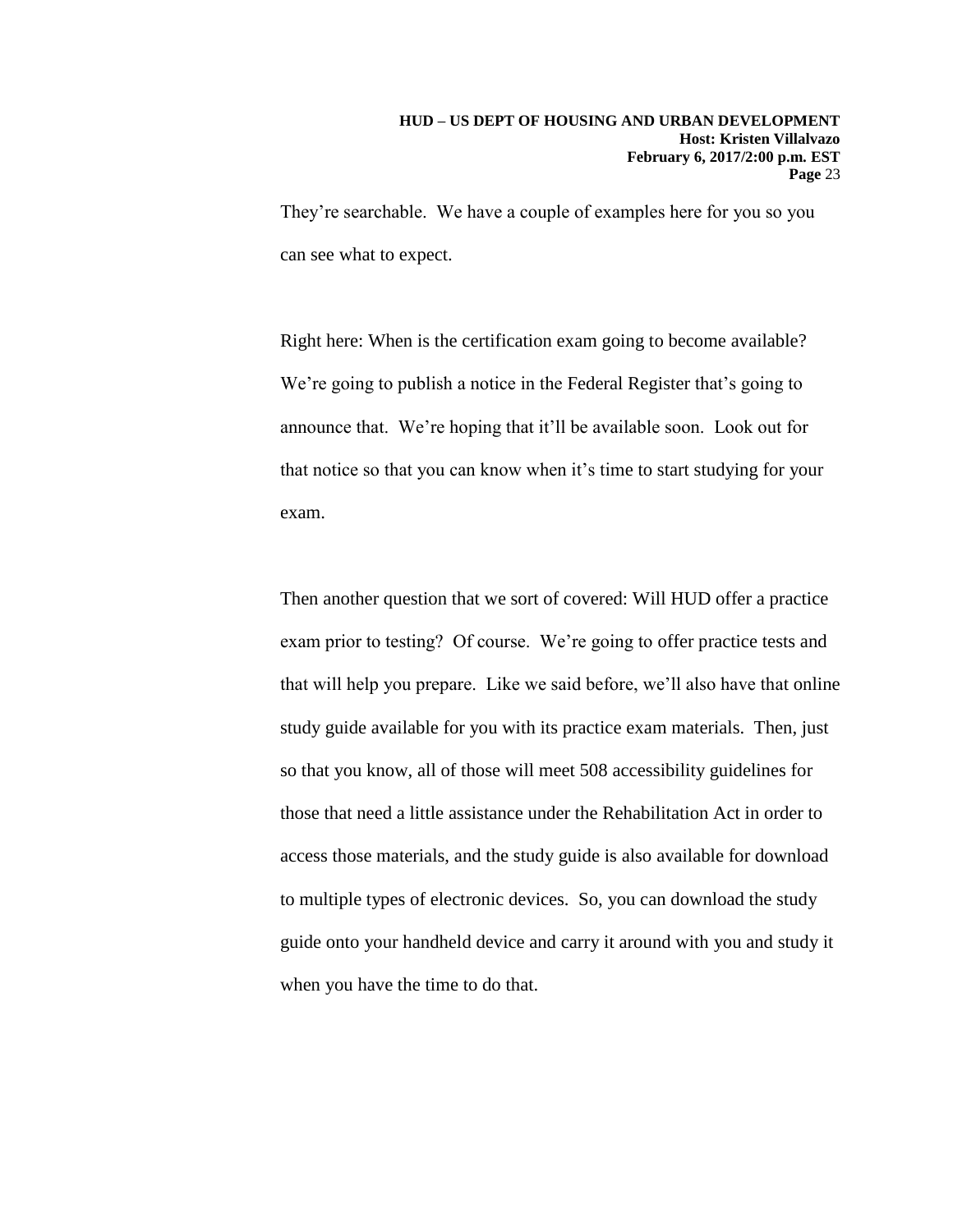They're searchable. We have a couple of examples here for you so you can see what to expect.

Right here: When is the certification exam going to become available? We're going to publish a notice in the Federal Register that's going to announce that. We're hoping that it'll be available soon. Look out for that notice so that you can know when it's time to start studying for your exam.

Then another question that we sort of covered: Will HUD offer a practice exam prior to testing? Of course. We're going to offer practice tests and that will help you prepare. Like we said before, we'll also have that online study guide available for you with its practice exam materials. Then, just so that you know, all of those will meet 508 accessibility guidelines for those that need a little assistance under the Rehabilitation Act in order to access those materials, and the study guide is also available for download to multiple types of electronic devices. So, you can download the study guide onto your handheld device and carry it around with you and study it when you have the time to do that.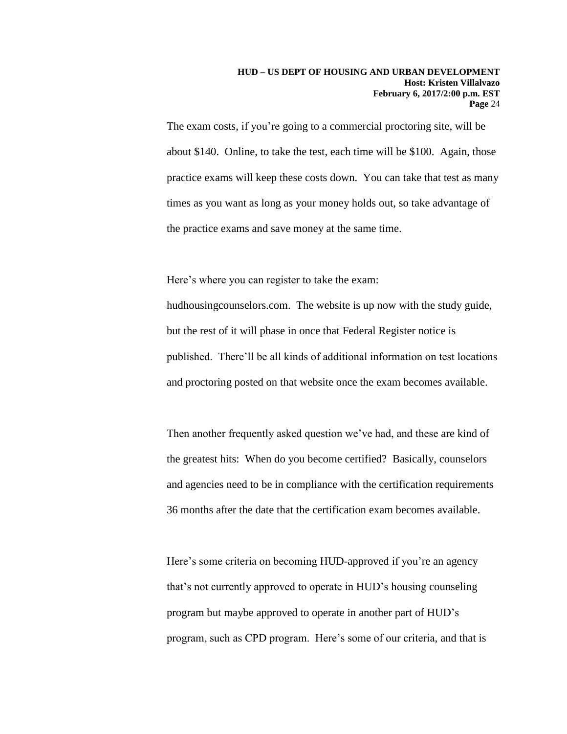The exam costs, if you're going to a commercial proctoring site, will be about $140. Online, to take the test, each time will be $100. Again, those practice exams will keep these costs down. You can take that test as many times as you want as long as your money holds out, so take advantage of the practice exams and save money at the same time.

Here's where you can register to take the exam: hudhousingcounselors.com. The website is up now with the study guide, but the rest of it will phase in once that Federal Register notice is published. There'll be all kinds of additional information on test locations and proctoring posted on that website once the exam becomes available.

Then another frequently asked question we've had, and these are kind of the greatest hits: When do you become certified? Basically, counselors and agencies need to be in compliance with the certification requirements 36 months after the date that the certification exam becomes available.

Here's some criteria on becoming HUD-approved if you're an agency that's not currently approved to operate in HUD's housing counseling program but maybe approved to operate in another part of HUD's program, such as CPD program. Here's some of our criteria, and that is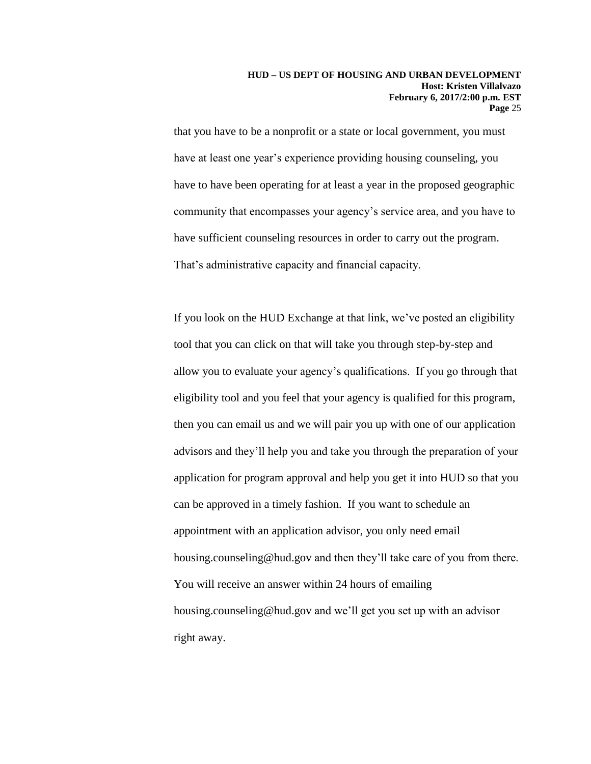that you have to be a nonprofit or a state or local government, you must have at least one year's experience providing housing counseling, you have to have been operating for at least a year in the proposed geographic community that encompasses your agency's service area, and you have to have sufficient counseling resources in order to carry out the program. That's administrative capacity and financial capacity.

If you look on the HUD Exchange at that link, we've posted an eligibility tool that you can click on that will take you through step-by-step and allow you to evaluate your agency's qualifications. If you go through that eligibility tool and you feel that your agency is qualified for this program, then you can email us and we will pair you up with one of our application advisors and they'll help you and take you through the preparation of your application for program approval and help you get it into HUD so that you can be approved in a timely fashion. If you want to schedule an appointment with an application advisor, you only need email housing.counseling@hud.gov and then they'll take care of you from there. You will receive an answer within 24 hours of emailing housing.counseling@hud.gov and we'll get you set up with an advisor right away.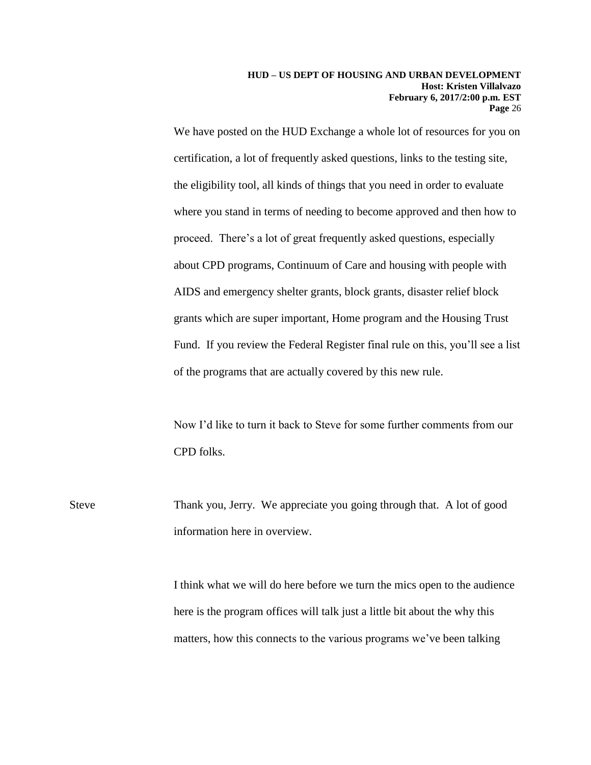We have posted on the HUD Exchange a whole lot of resources for you on certification, a lot of frequently asked questions, links to the testing site, the eligibility tool, all kinds of things that you need in order to evaluate where you stand in terms of needing to become approved and then how to proceed. There's a lot of great frequently asked questions, especially about CPD programs, Continuum of Care and housing with people with AIDS and emergency shelter grants, block grants, disaster relief block grants which are super important, Home program and the Housing Trust Fund. If you review the Federal Register final rule on this, you'll see a list of the programs that are actually covered by this new rule.

Now I'd like to turn it back to Steve for some further comments from our CPD folks.

Steve: Thank you, Jerry. We appreciate you going through that. A lot of good information here in overview.

I think what we will do here before we turn the mics open to the audience here is the program offices will talk just a little bit about the why this matters, how this connects to the various programs we've been talking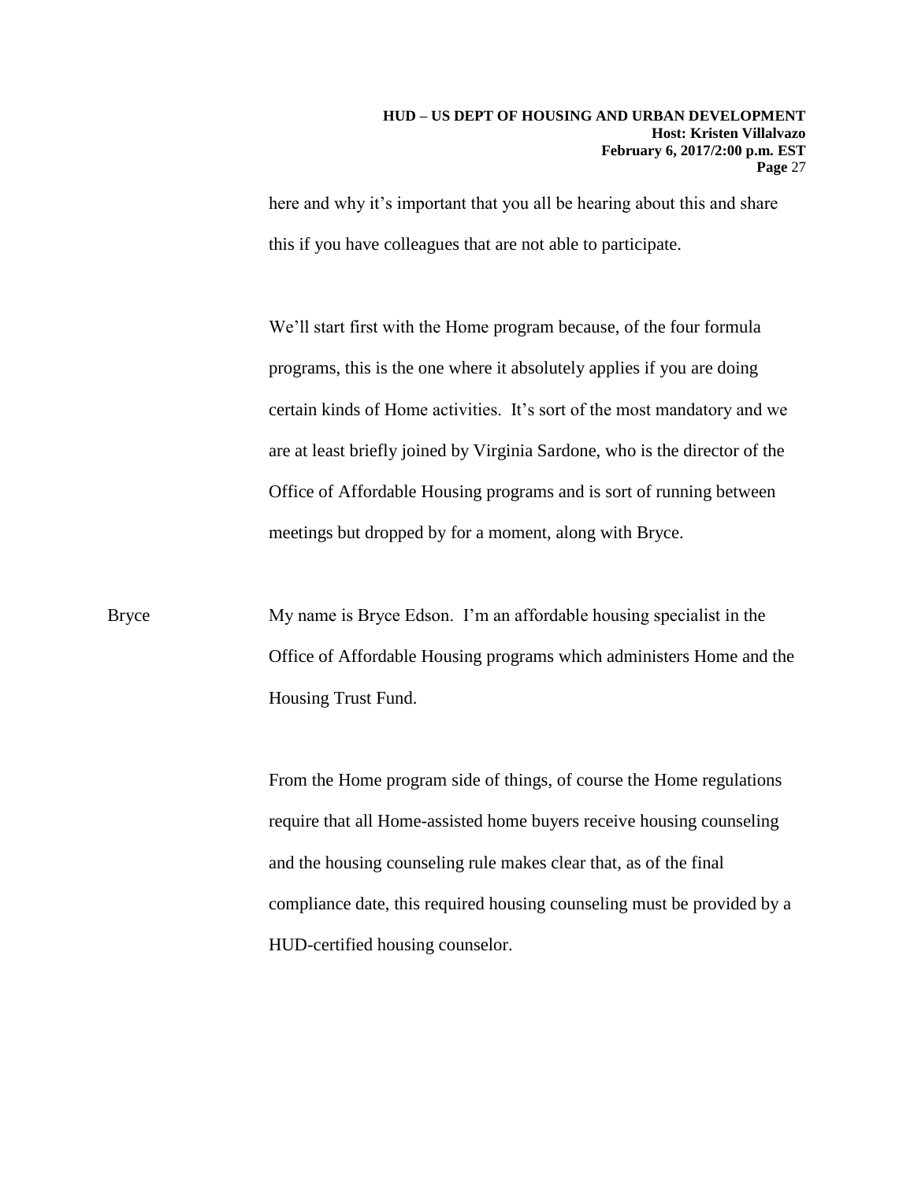here and why it's important that you all be hearing about this and share this if you have colleagues that are not able to participate.

We'll start first with the Home program because, of the four formula programs, this is the one where it absolutely applies if you are doing certain kinds of Home activities. It's sort of the most mandatory and we are at least briefly joined by Virginia Sardone, who is the director of the Office of Affordable Housing programs and is sort of running between meetings but dropped by for a moment, along with Bryce.

Bryce: My name is Bryce Edson. I'm an affordable housing specialist in the Office of Affordable Housing programs which administers Home and the Housing Trust Fund.

From the Home program side of things, of course the Home regulations require that all Home-assisted home buyers receive housing counseling and the housing counseling rule makes clear that, as of the final compliance date, this required housing counseling must be provided by a HUD-certified housing counselor.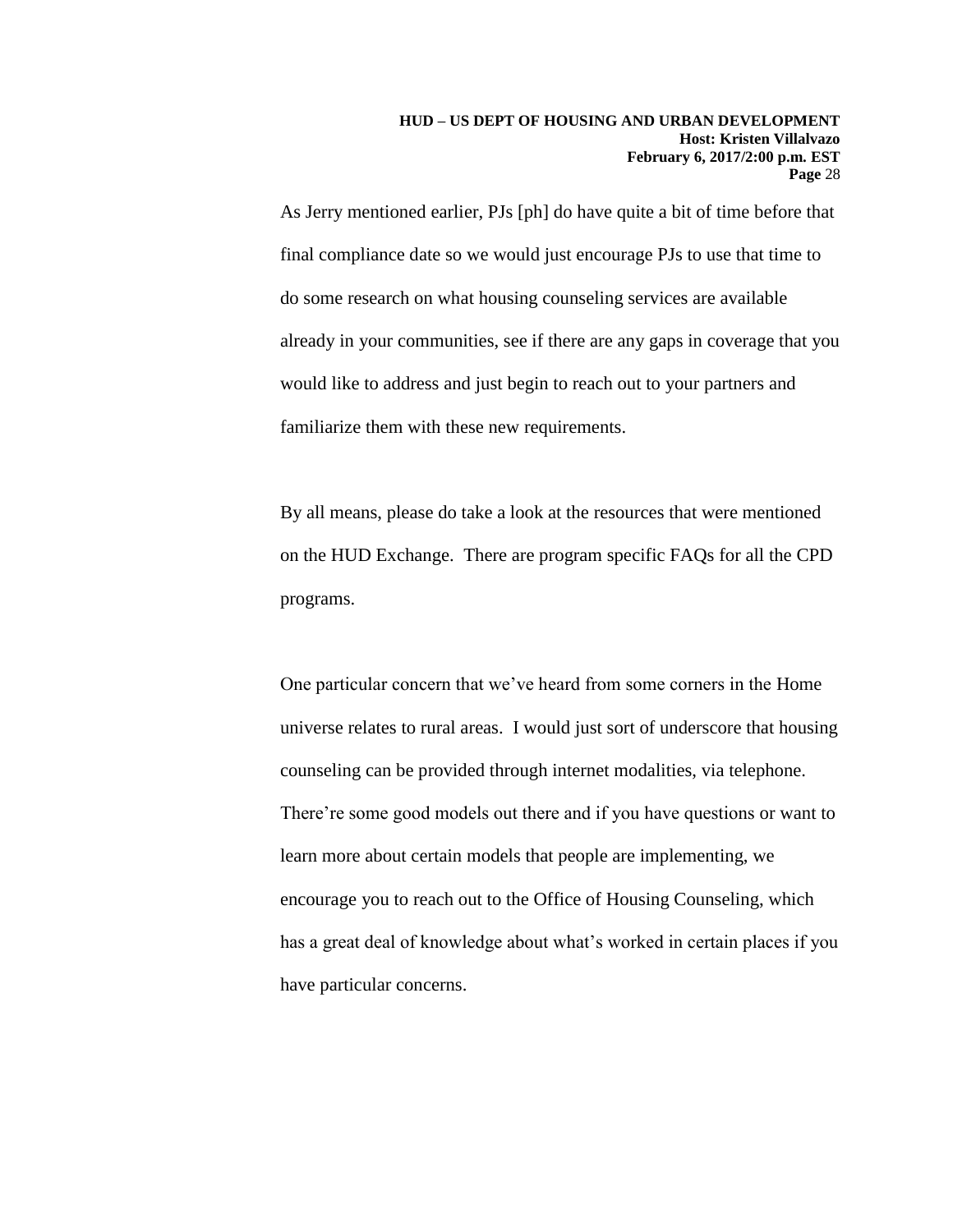As Jerry mentioned earlier, PJs [ph] do have quite a bit of time before that final compliance date so we would just encourage PJs to use that time to do some research on what housing counseling services are available already in your communities, see if there are any gaps in coverage that you would like to address and just begin to reach out to your partners and familiarize them with these new requirements.

By all means, please do take a look at the resources that were mentioned on the HUD Exchange. There are program specific FAQs for all the CPD programs.

One particular concern that we've heard from some corners in the Home universe relates to rural areas. I would just sort of underscore that housing counseling can be provided through internet modalities, via telephone. There're some good models out there and if you have questions or want to learn more about certain models that people are implementing, we encourage you to reach out to the Office of Housing Counseling, which has a great deal of knowledge about what's worked in certain places if you have particular concerns.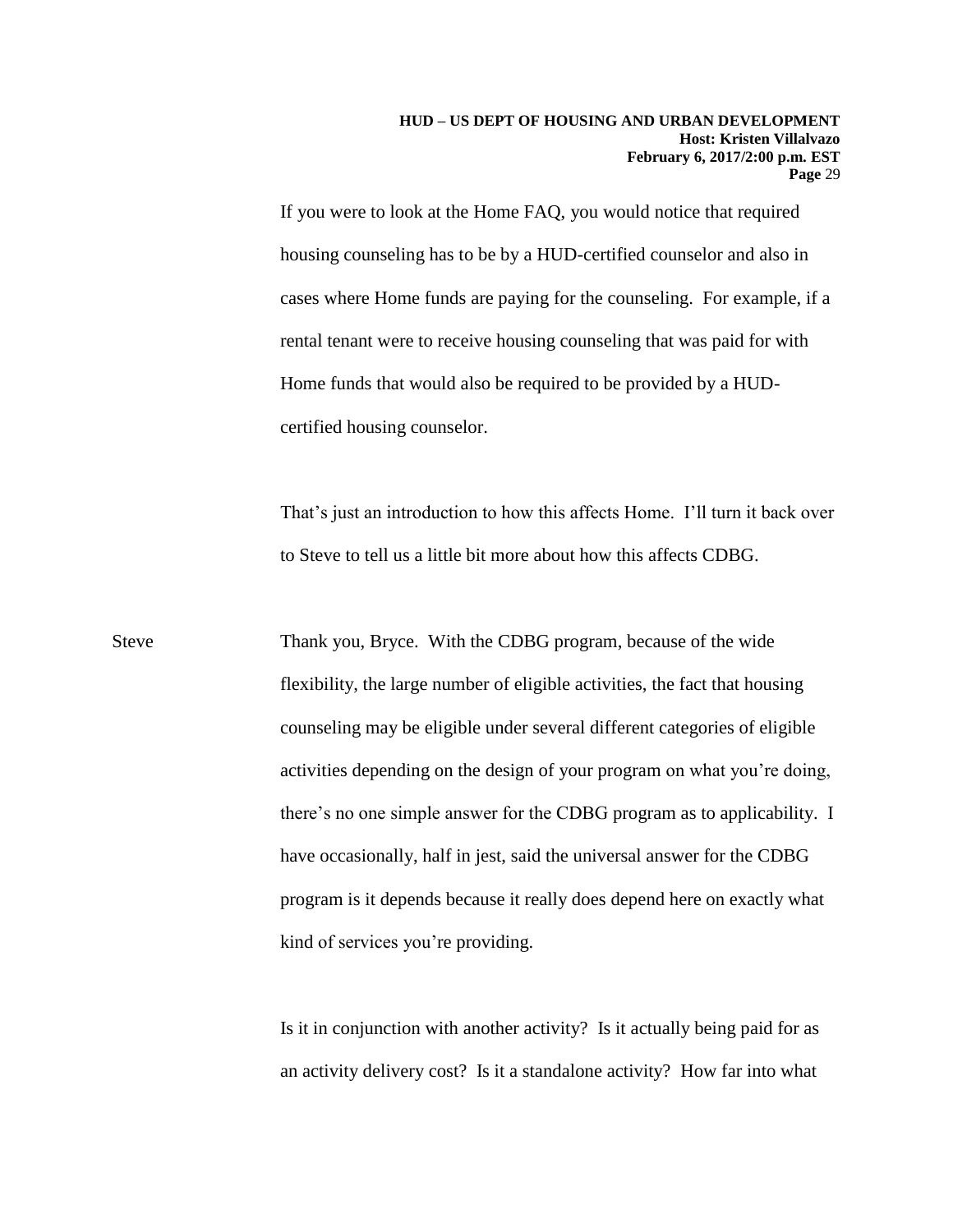If you were to look at the Home FAQ, you would notice that required housing counseling has to be by a HUD-certified counselor and also in cases where Home funds are paying for the counseling. For example, if a rental tenant were to receive housing counseling that was paid for with Home funds that would also be required to be provided by a HUD-certified housing counselor.

That's just an introduction to how this affects Home. I'll turn it back over to Steve to tell us a little bit more about how this affects CDBG.

Steve Thank you, Bryce. With the CDBG program, because of the wide flexibility, the large number of eligible activities, the fact that housing counseling may be eligible under several different categories of eligible activities depending on the design of your program on what you're doing, there's no one simple answer for the CDBG program as to applicability. I have occasionally, half in jest, said the universal answer for the CDBG program is it depends because it really does depend here on exactly what kind of services you're providing.

Is it in conjunction with another activity? Is it actually being paid for as an activity delivery cost? Is it a standalone activity? How far into what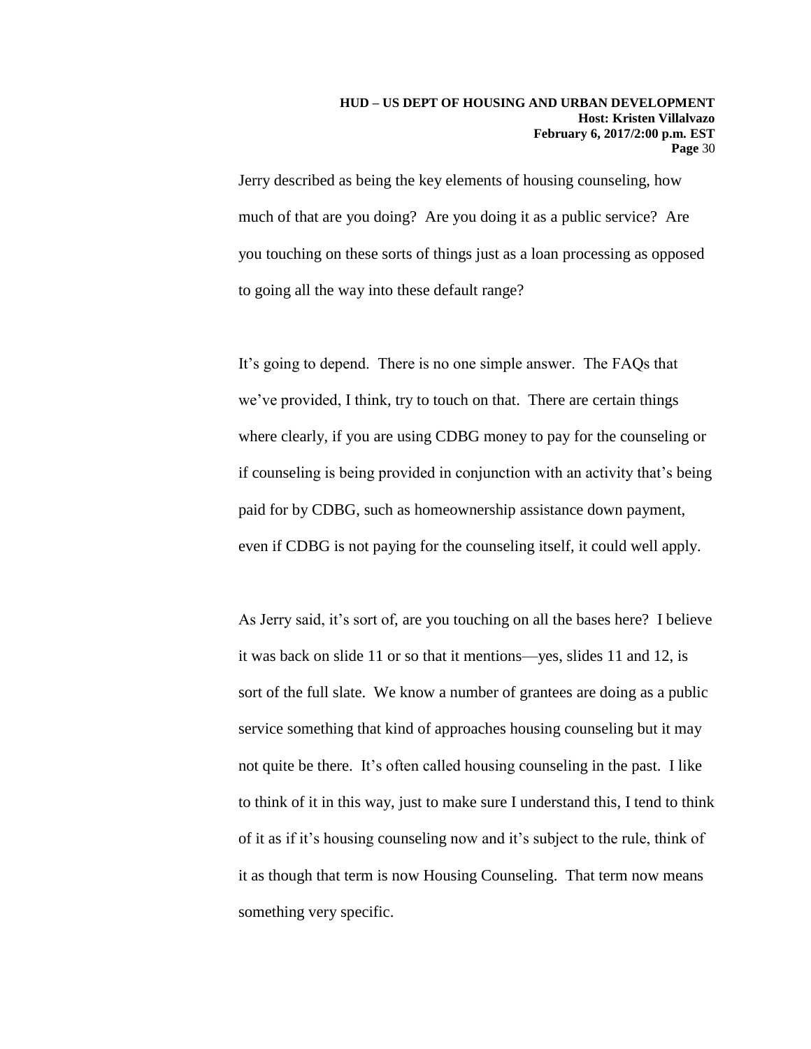Jerry described as being the key elements of housing counseling, how much of that are you doing? Are you doing it as a public service? Are you touching on these sorts of things just as a loan processing as opposed to going all the way into these default range?

It's going to depend. There is no one simple answer. The FAQs that we've provided, I think, try to touch on that. There are certain things where clearly, if you are using CDBG money to pay for the counseling or if counseling is being provided in conjunction with an activity that's being paid for by CDBG, such as homeownership assistance down payment, even if CDBG is not paying for the counseling itself, it could well apply.

As Jerry said, it's sort of, are you touching on all the bases here? I believe it was back on slide 11 or so that it mentions—yes, slides 11 and 12, is sort of the full slate. We know a number of grantees are doing as a public service something that kind of approaches housing counseling but it may not quite be there. It's often called housing counseling in the past. I like to think of it in this way, just to make sure I understand this, I tend to think of it as if it's housing counseling now and it's subject to the rule, think of it as though that term is now Housing Counseling. That term now means something very specific.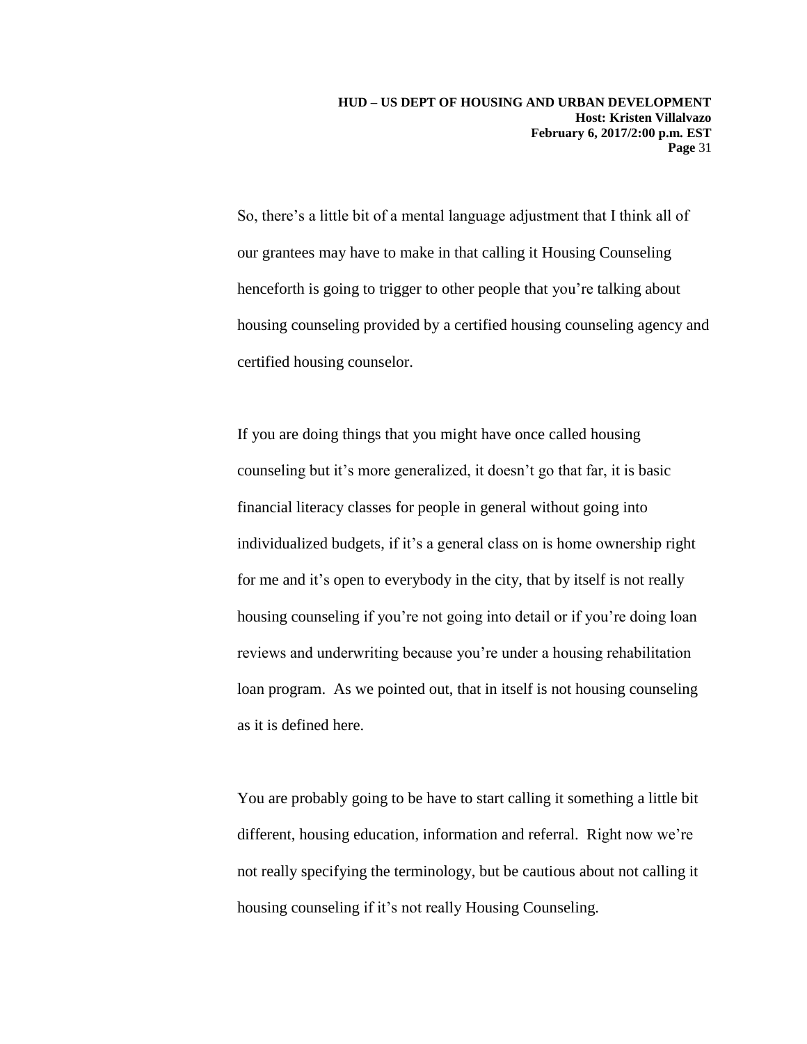So, there's a little bit of a mental language adjustment that I think all of our grantees may have to make in that calling it Housing Counseling henceforth is going to trigger to other people that you're talking about housing counseling provided by a certified housing counseling agency and certified housing counselor.

If you are doing things that you might have once called housing counseling but it's more generalized, it doesn't go that far, it is basic financial literacy classes for people in general without going into individualized budgets, if it's a general class on is home ownership right for me and it's open to everybody in the city, that by itself is not really housing counseling if you're not going into detail or if you're doing loan reviews and underwriting because you're under a housing rehabilitation loan program. As we pointed out, that in itself is not housing counseling as it is defined here.

You are probably going to be have to start calling it something a little bit different, housing education, information and referral. Right now we're not really specifying the terminology, but be cautious about not calling it housing counseling if it's not really Housing Counseling.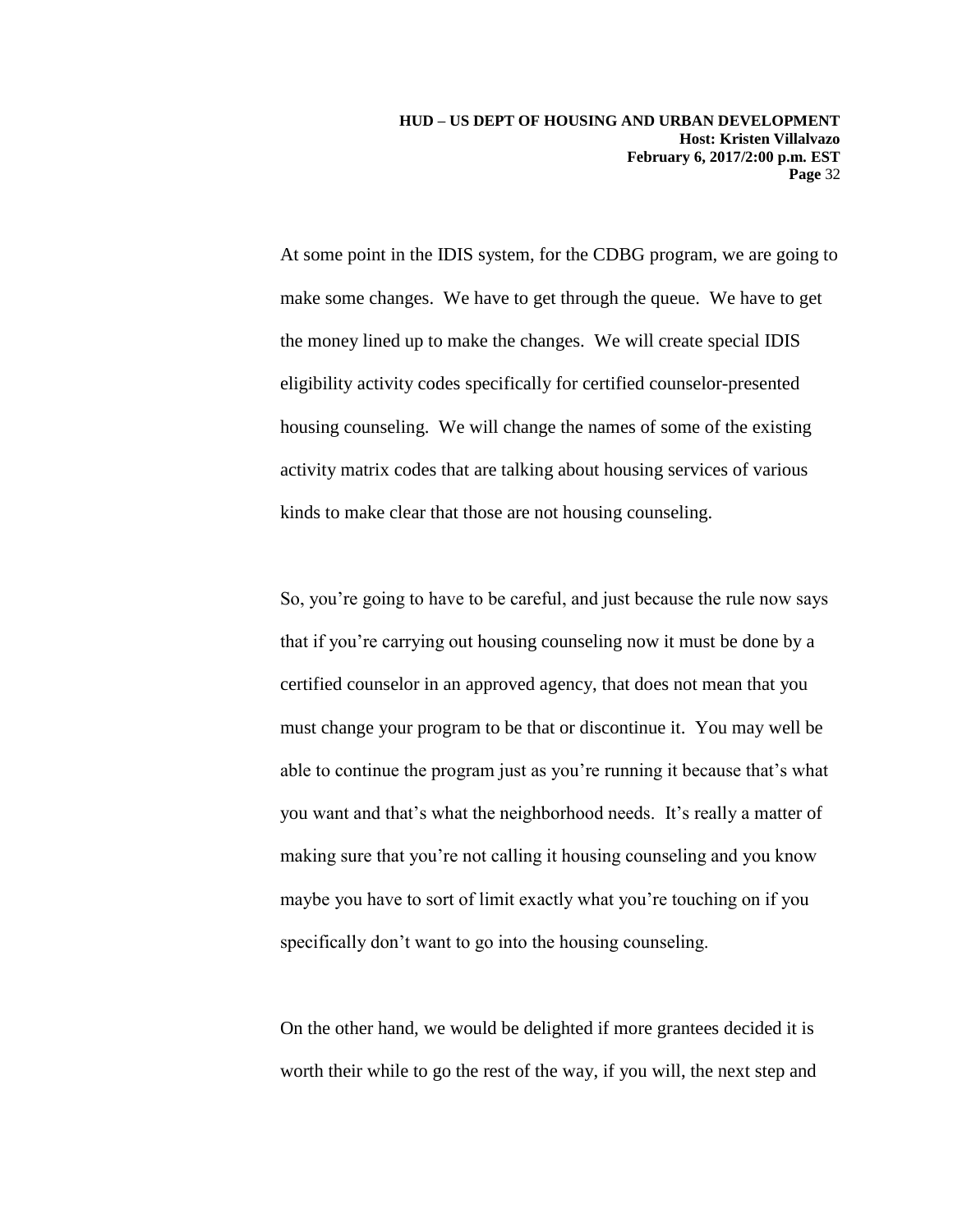At some point in the IDIS system, for the CDBG program, we are going to make some changes. We have to get through the queue. We have to get the money lined up to make the changes. We will create special IDIS eligibility activity codes specifically for certified counselor-presented housing counseling. We will change the names of some of the existing activity matrix codes that are talking about housing services of various kinds to make clear that those are not housing counseling.

So, you're going to have to be careful, and just because the rule now says that if you're carrying out housing counseling now it must be done by a certified counselor in an approved agency, that does not mean that you must change your program to be that or discontinue it. You may well be able to continue the program just as you're running it because that's what you want and that's what the neighborhood needs. It's really a matter of making sure that you're not calling it housing counseling and you know maybe you have to sort of limit exactly what you're touching on if you specifically don't want to go into the housing counseling.

On the other hand, we would be delighted if more grantees decided it is worth their while to go the rest of the way, if you will, the next step and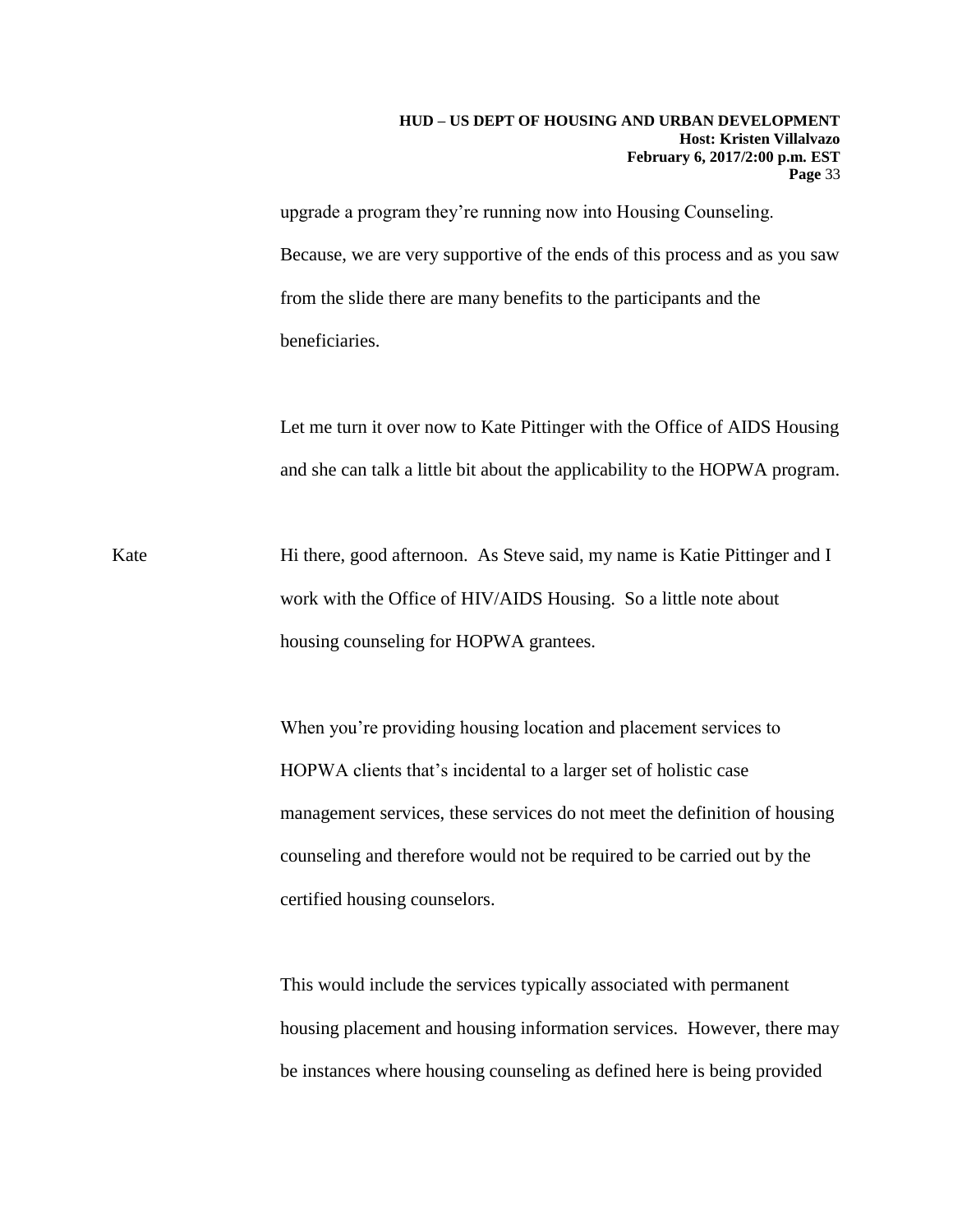upgrade a program they're running now into Housing Counseling. Because, we are very supportive of the ends of this process and as you saw from the slide there are many benefits to the participants and the beneficiaries.

Let me turn it over now to Kate Pittinger with the Office of AIDS Housing and she can talk a little bit about the applicability to the HOPWA program.

Kate Hi there, good afternoon. As Steve said, my name is Katie Pittinger and I work with the Office of HIV/AIDS Housing. So a little note about housing counseling for HOPWA grantees.

When you're providing housing location and placement services to HOPWA clients that's incidental to a larger set of holistic case management services, these services do not meet the definition of housing counseling and therefore would not be required to be carried out by the certified housing counselors.

This would include the services typically associated with permanent housing placement and housing information services. However, there may be instances where housing counseling as defined here is being provided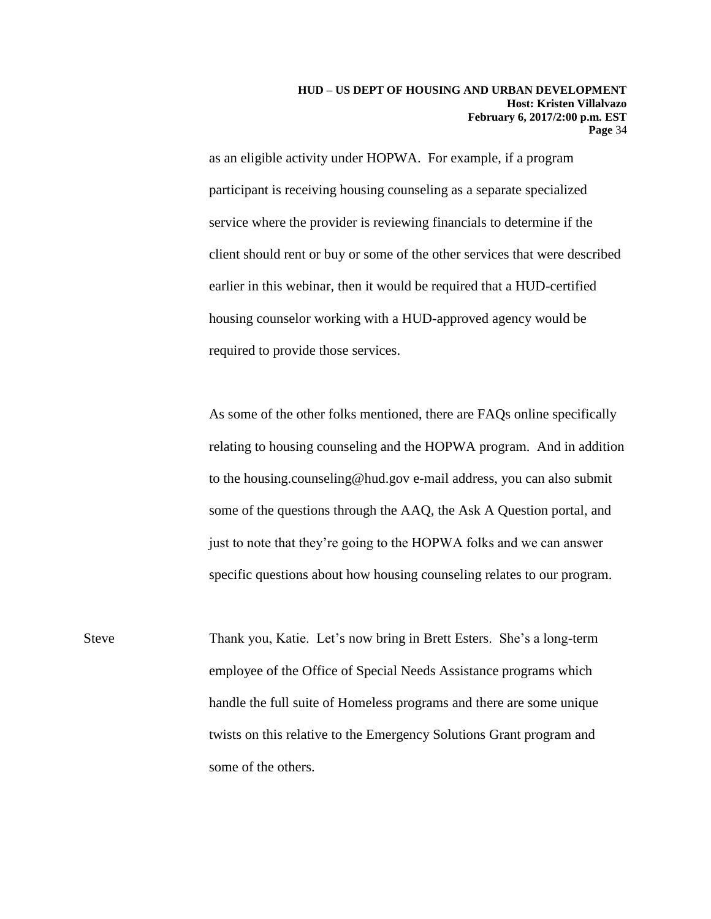as an eligible activity under HOPWA. For example, if a program participant is receiving housing counseling as a separate specialized service where the provider is reviewing financials to determine if the client should rent or buy or some of the other services that were described earlier in this webinar, then it would be required that a HUD-certified housing counselor working with a HUD-approved agency would be required to provide those services.

As some of the other folks mentioned, there are FAQs online specifically relating to housing counseling and the HOPWA program. And in addition to the housing.counseling@hud.gov e-mail address, you can also submit some of the questions through the AAQ, the Ask A Question portal, and just to note that they're going to the HOPWA folks and we can answer specific questions about how housing counseling relates to our program.

Steve Thank you, Katie. Let's now bring in Brett Esters. She's a long-term employee of the Office of Special Needs Assistance programs which handle the full suite of Homeless programs and there are some unique twists on this relative to the Emergency Solutions Grant program and some of the others.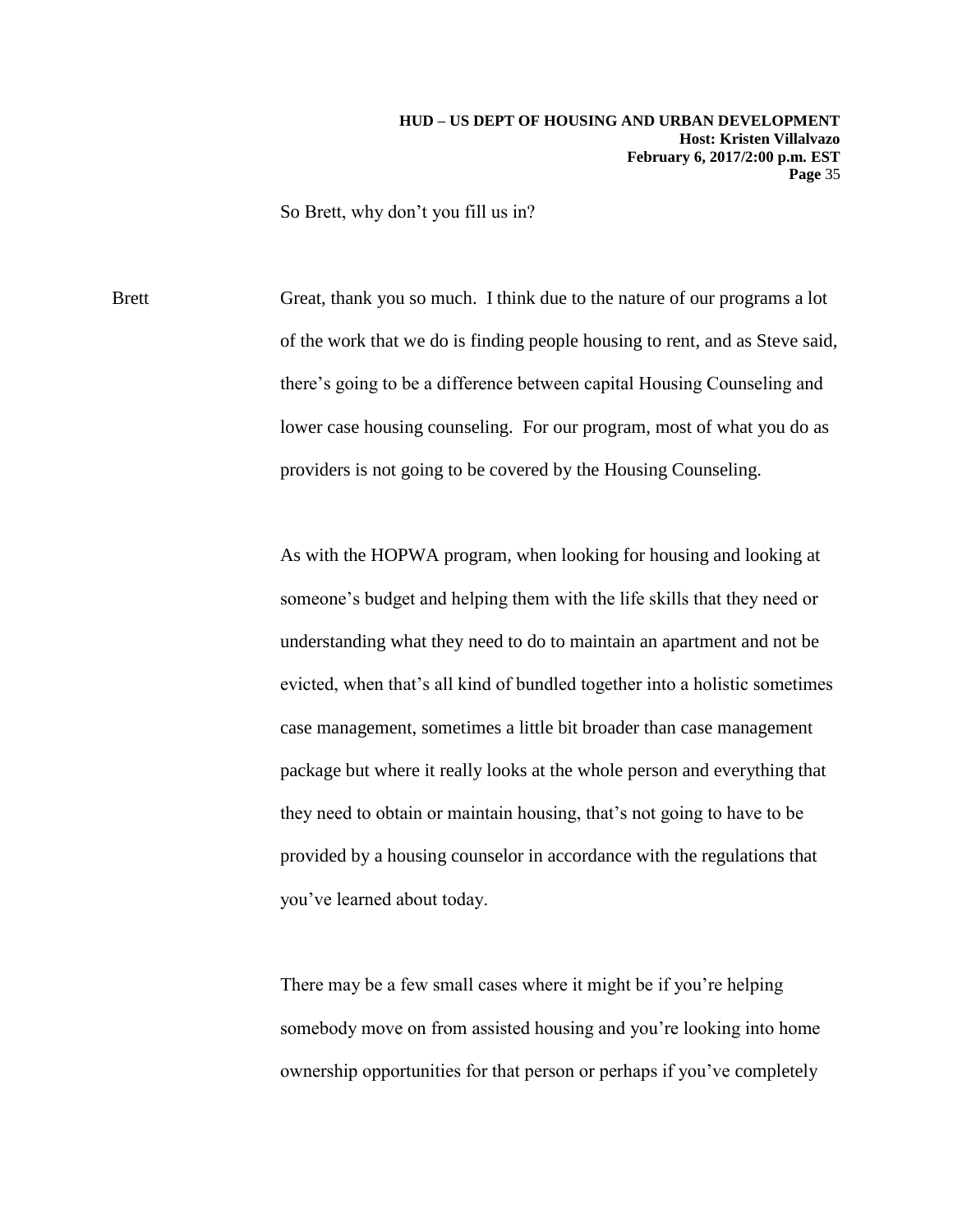So Brett, why don't you fill us in?

Brett Great, thank you so much. I think due to the nature of our programs a lot of the work that we do is finding people housing to rent, and as Steve said, there's going to be a difference between capital Housing Counseling and lower case housing counseling. For our program, most of what you do as providers is not going to be covered by the Housing Counseling.

As with the HOPWA program, when looking for housing and looking at someone's budget and helping them with the life skills that they need or understanding what they need to do to maintain an apartment and not be evicted, when that's all kind of bundled together into a holistic sometimes case management, sometimes a little bit broader than case management package but where it really looks at the whole person and everything that they need to obtain or maintain housing, that's not going to have to be provided by a housing counselor in accordance with the regulations that you've learned about today.

There may be a few small cases where it might be if you're helping somebody move on from assisted housing and you're looking into home ownership opportunities for that person or perhaps if you've completely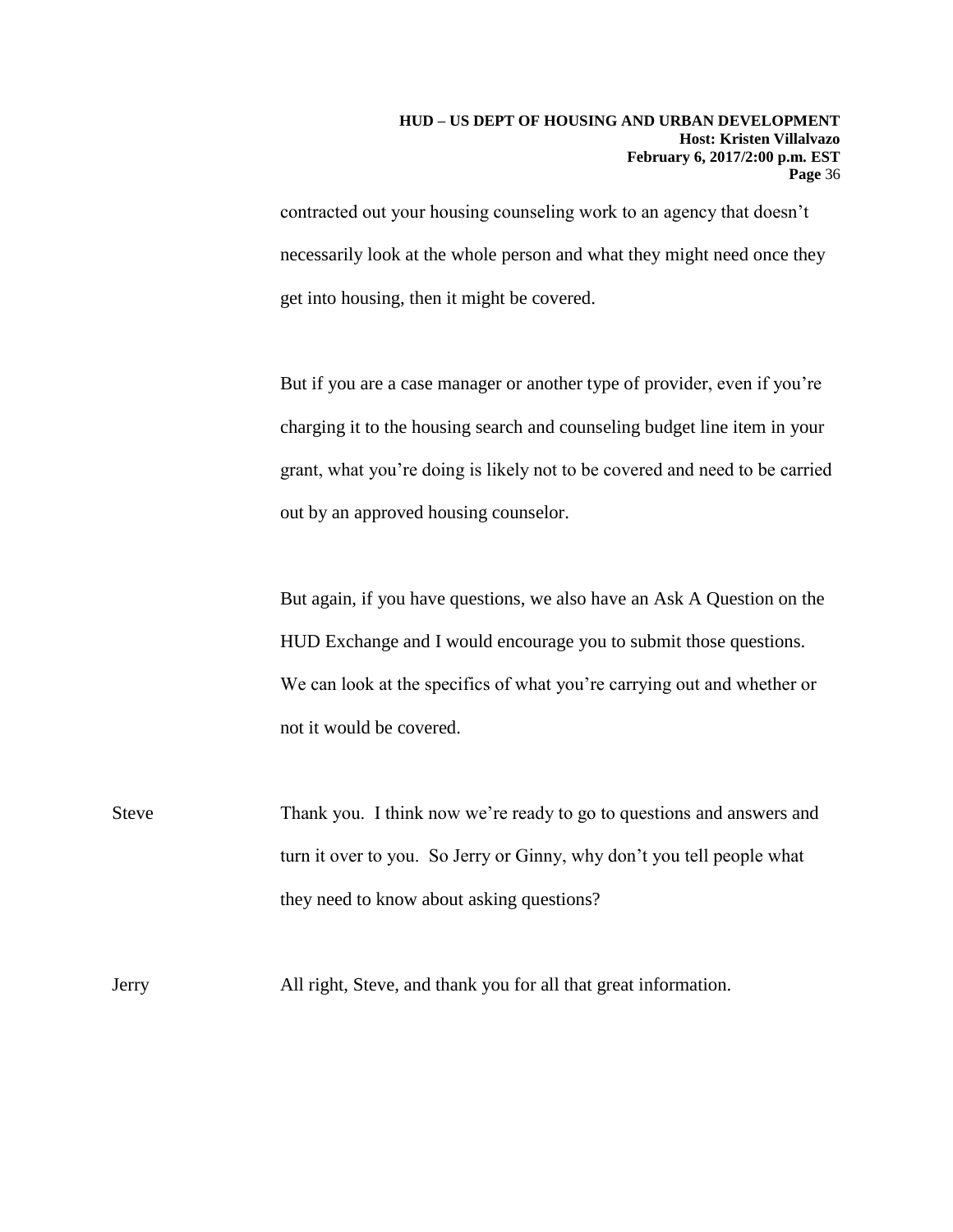contracted out your housing counseling work to an agency that doesn't necessarily look at the whole person and what they might need once they get into housing, then it might be covered.

But if you are a case manager or another type of provider, even if you're charging it to the housing search and counseling budget line item in your grant, what you're doing is likely not to be covered and need to be carried out by an approved housing counselor.

But again, if you have questions, we also have an Ask A Question on the HUD Exchange and I would encourage you to submit those questions. We can look at the specifics of what you're carrying out and whether or not it would be covered.

Steve: Thank you. I think now we're ready to go to questions and answers and turn it over to you. So Jerry or Ginny, why don't you tell people what they need to know about asking questions?

Jerry: All right, Steve, and thank you for all that great information.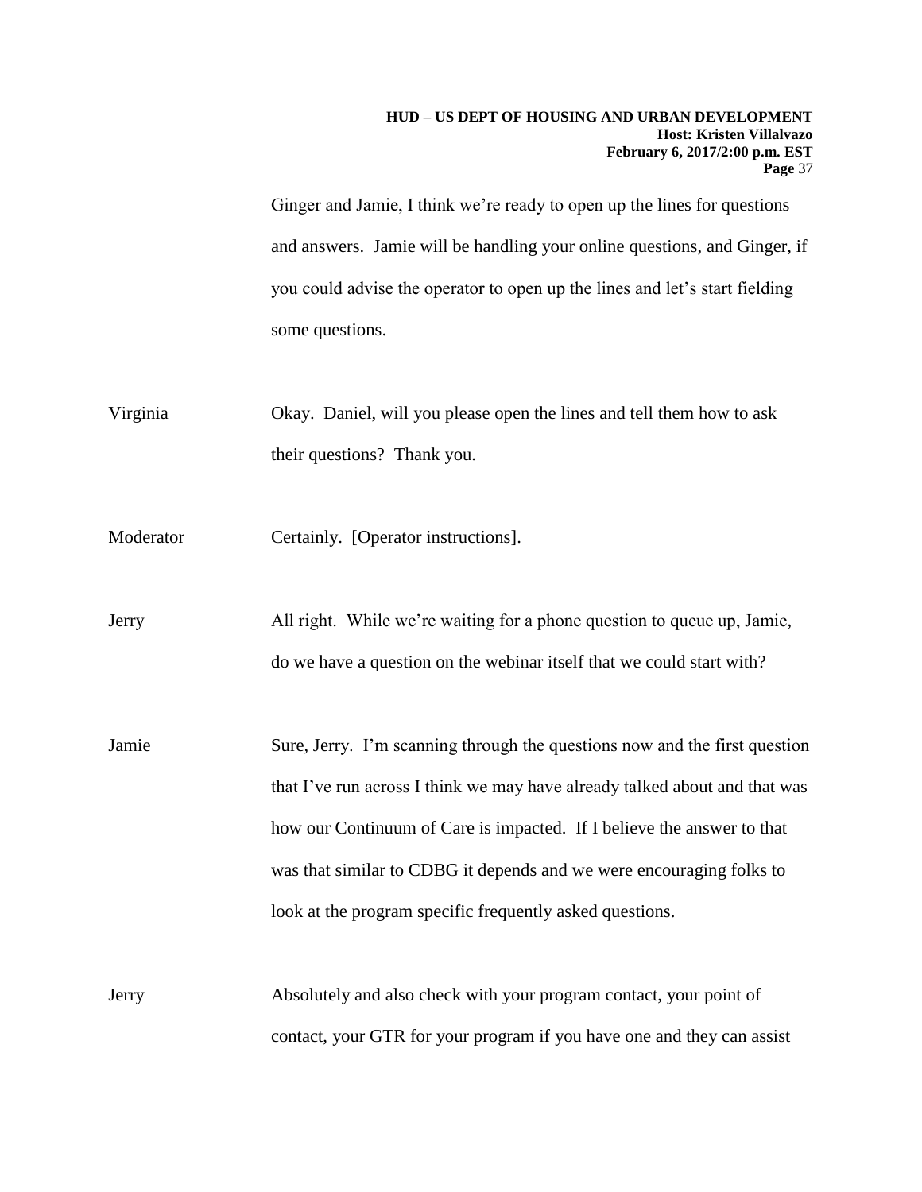Ginger and Jamie, I think we're ready to open up the lines for questions and answers. Jamie will be handling your online questions, and Ginger, if you could advise the operator to open up the lines and let's start fielding some questions.

Virginia Okay. Daniel, will you please open the lines and tell them how to ask their questions? Thank you.

Moderator Certainly. [Operator instructions].

Jerry All right. While we're waiting for a phone question to queue up, Jamie, do we have a question on the webinar itself that we could start with?

Jamie Sure, Jerry. I'm scanning through the questions now and the first question that I've run across I think we may have already talked about and that was how our Continuum of Care is impacted. If I believe the answer to that was that similar to CDBG it depends and we were encouraging folks to look at the program specific frequently asked questions.

Jerry Absolutely and also check with your program contact, your point of contact, your GTR for your program if you have one and they can assist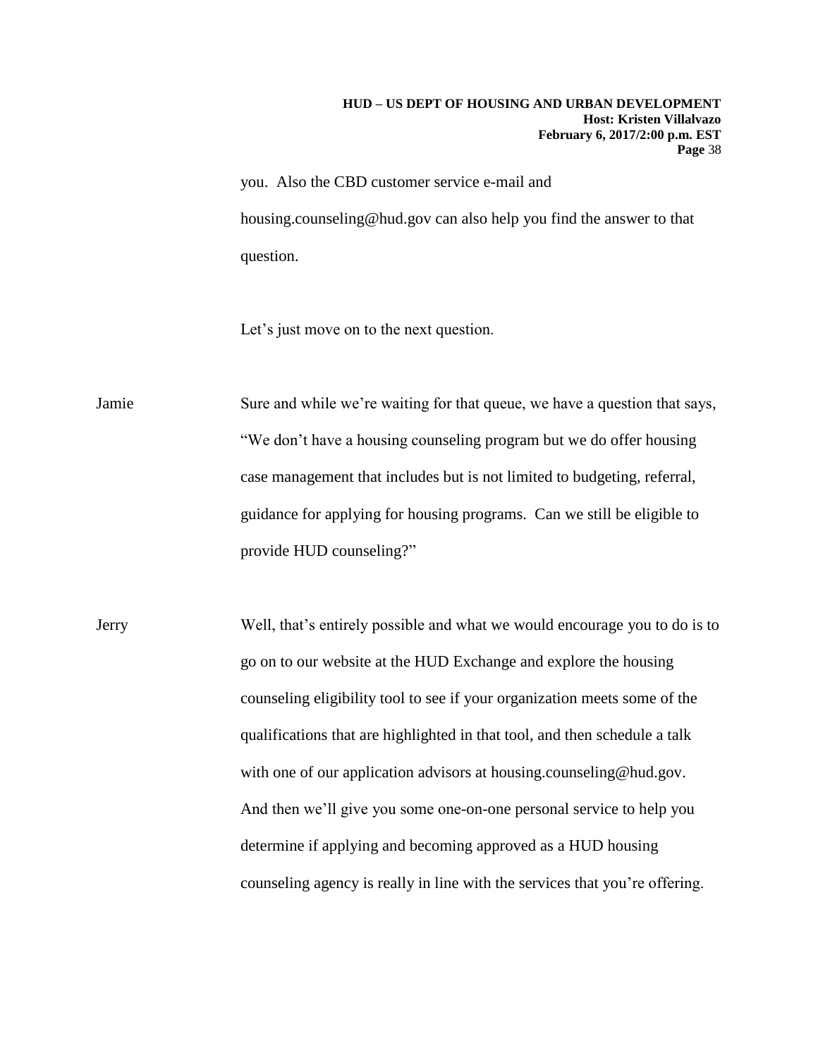you. Also the CBD customer service e-mail and housing.counseling@hud.gov can also help you find the answer to that question.

Let's just move on to the next question.

Jamie Sure and while we're waiting for that queue, we have a question that says, "We don't have a housing counseling program but we do offer housing case management that includes but is not limited to budgeting, referral, guidance for applying for housing programs. Can we still be eligible to provide HUD counseling?"

Jerry Well, that's entirely possible and what we would encourage you to do is to go on to our website at the HUD Exchange and explore the housing counseling eligibility tool to see if your organization meets some of the qualifications that are highlighted in that tool, and then schedule a talk with one of our application advisors at housing.counseling@hud.gov. And then we'll give you some one-on-one personal service to help you determine if applying and becoming approved as a HUD housing counseling agency is really in line with the services that you're offering.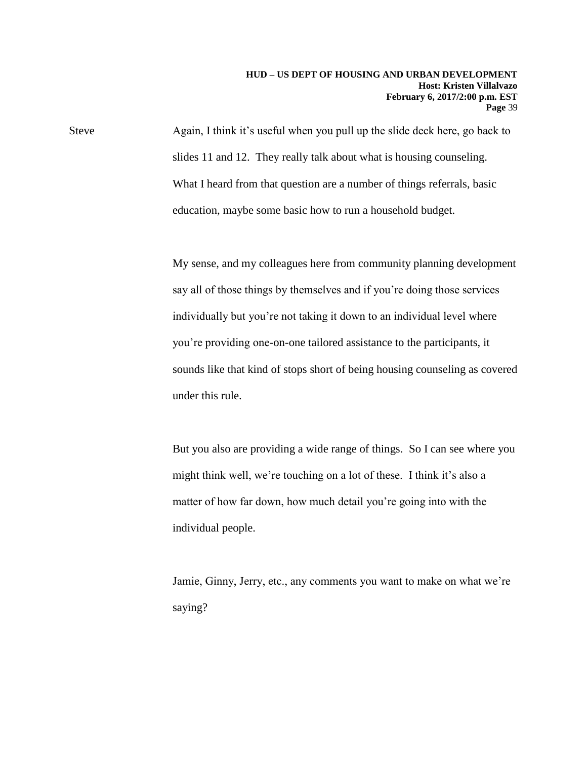Steve Again, I think it's useful when you pull up the slide deck here, go back to slides 11 and 12. They really talk about what is housing counseling. What I heard from that question are a number of things referrals, basic education, maybe some basic how to run a household budget.

My sense, and my colleagues here from community planning development say all of those things by themselves and if you're doing those services individually but you're not taking it down to an individual level where you're providing one-on-one tailored assistance to the participants, it sounds like that kind of stops short of being housing counseling as covered under this rule.

But you also are providing a wide range of things. So I can see where you might think well, we're touching on a lot of these. I think it's also a matter of how far down, how much detail you're going into with the individual people.

Jamie, Ginny, Jerry, etc., any comments you want to make on what we're saying?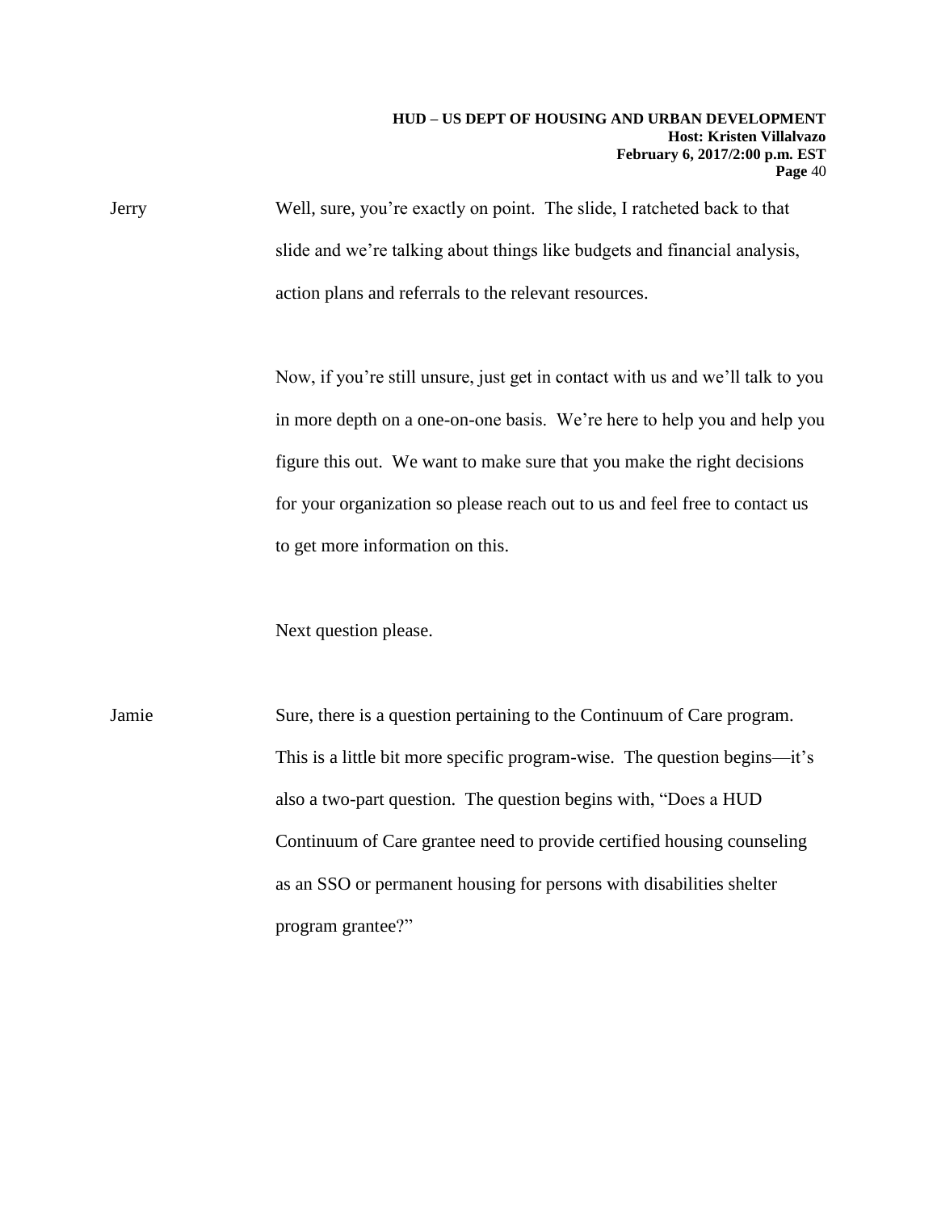Jerry Well, sure, you're exactly on point. The slide, I ratcheted back to that slide and we're talking about things like budgets and financial analysis, action plans and referrals to the relevant resources.

Now, if you're still unsure, just get in contact with us and we'll talk to you in more depth on a one-on-one basis. We're here to help you and help you figure this out. We want to make sure that you make the right decisions for your organization so please reach out to us and feel free to contact us to get more information on this.

Next question please.

Jamie Sure, there is a question pertaining to the Continuum of Care program. This is a little bit more specific program-wise. The question begins—it's also a two-part question. The question begins with, "Does a HUD Continuum of Care grantee need to provide certified housing counseling as an SSO or permanent housing for persons with disabilities shelter program grantee?"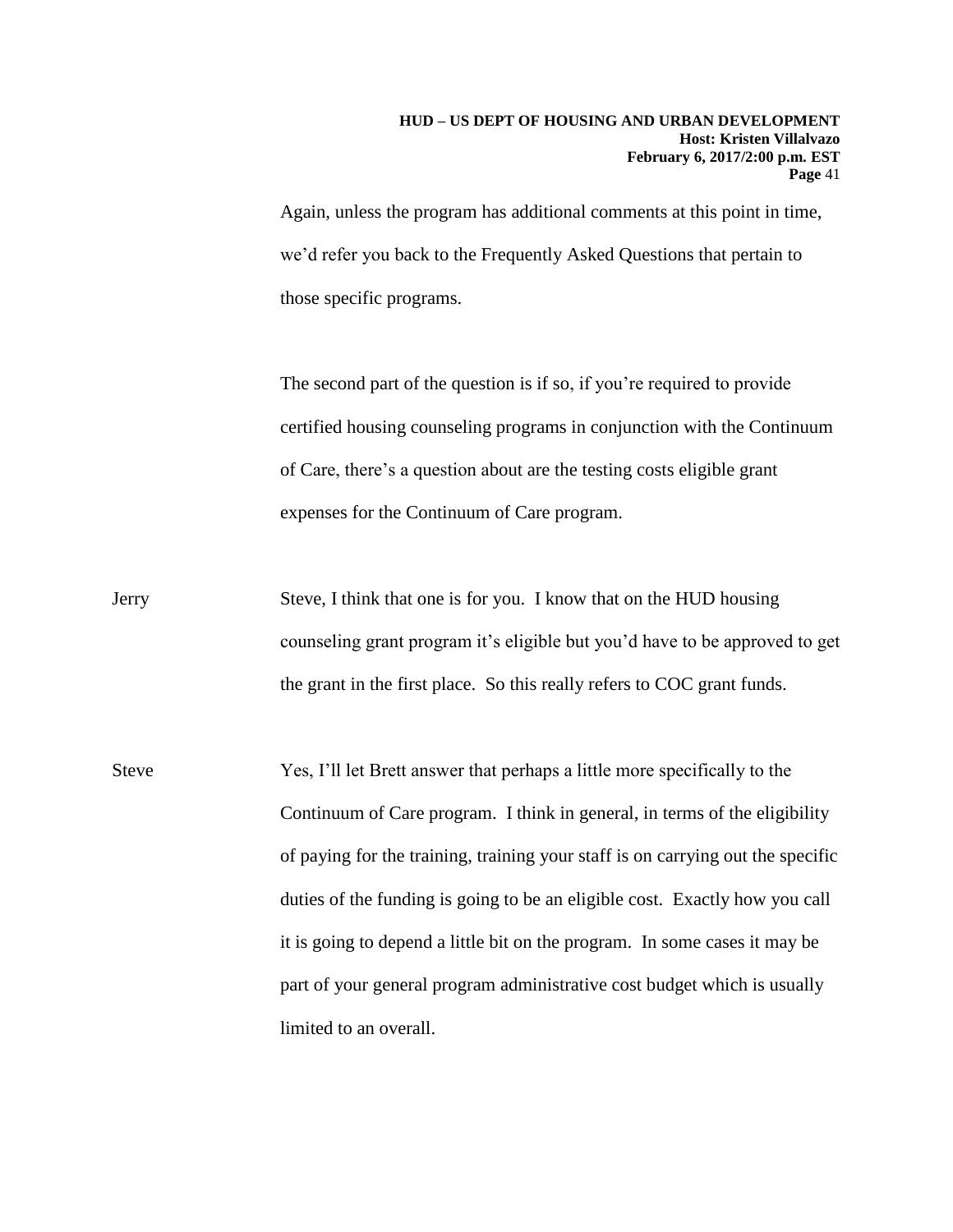Again, unless the program has additional comments at this point in time, we'd refer you back to the Frequently Asked Questions that pertain to those specific programs.

The second part of the question is if so, if you're required to provide certified housing counseling programs in conjunction with the Continuum of Care, there's a question about are the testing costs eligible grant expenses for the Continuum of Care program.

Jerry Steve, I think that one is for you. I know that on the HUD housing counseling grant program it's eligible but you'd have to be approved to get the grant in the first place. So this really refers to COC grant funds.

Steve Yes, I'll let Brett answer that perhaps a little more specifically to the Continuum of Care program. I think in general, in terms of the eligibility of paying for the training, training your staff is on carrying out the specific duties of the funding is going to be an eligible cost. Exactly how you call it is going to depend a little bit on the program. In some cases it may be part of your general program administrative cost budget which is usually limited to an overall.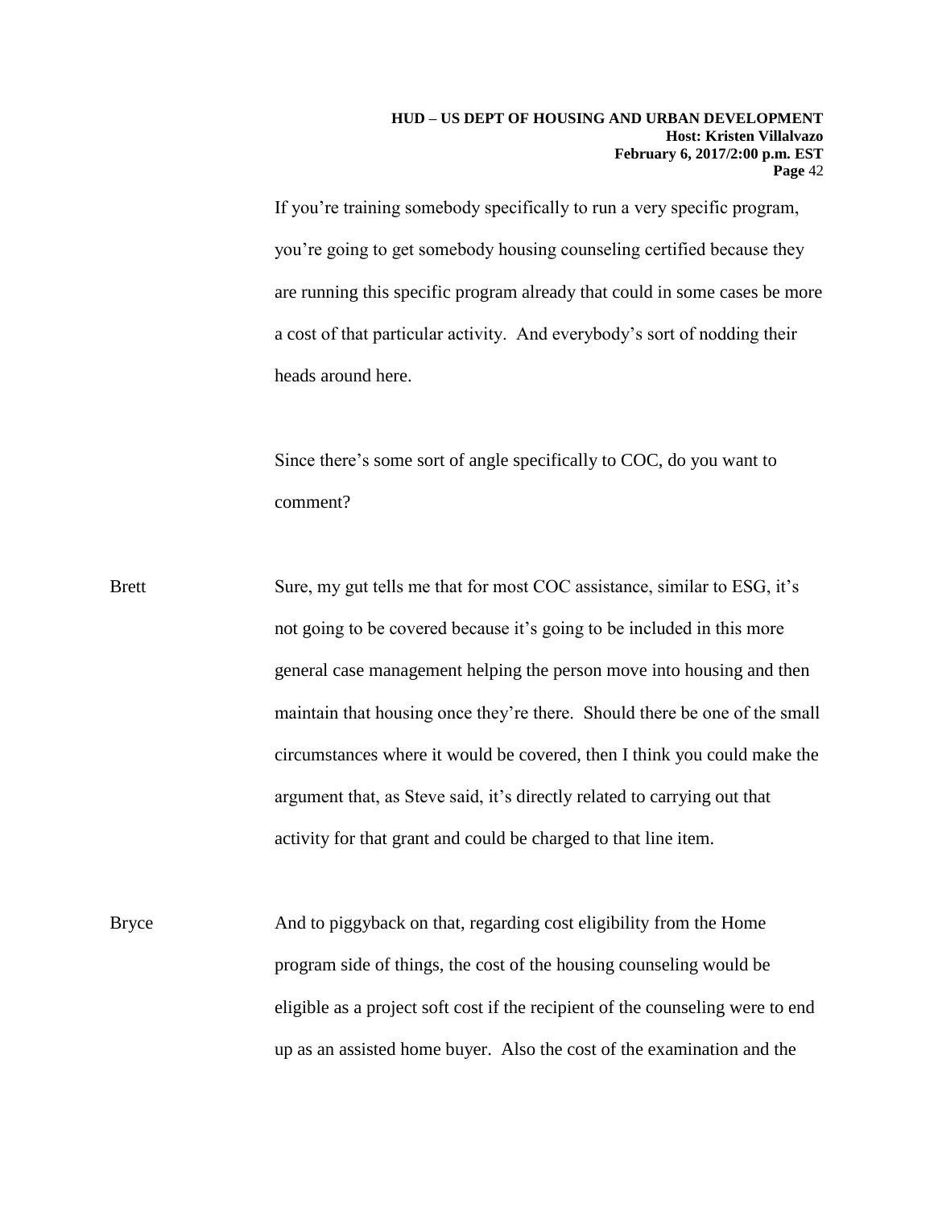If you're training somebody specifically to run a very specific program, you're going to get somebody housing counseling certified because they are running this specific program already that could in some cases be more a cost of that particular activity. And everybody's sort of nodding their heads around here.

Since there's some sort of angle specifically to COC, do you want to comment?

Brett Sure, my gut tells me that for most COC assistance, similar to ESG, it's not going to be covered because it's going to be included in this more general case management helping the person move into housing and then maintain that housing once they're there. Should there be one of the small circumstances where it would be covered, then I think you could make the argument that, as Steve said, it's directly related to carrying out that activity for that grant and could be charged to that line item.

Bryce And to piggyback on that, regarding cost eligibility from the Home program side of things, the cost of the housing counseling would be eligible as a project soft cost if the recipient of the counseling were to end up as an assisted home buyer. Also the cost of the examination and the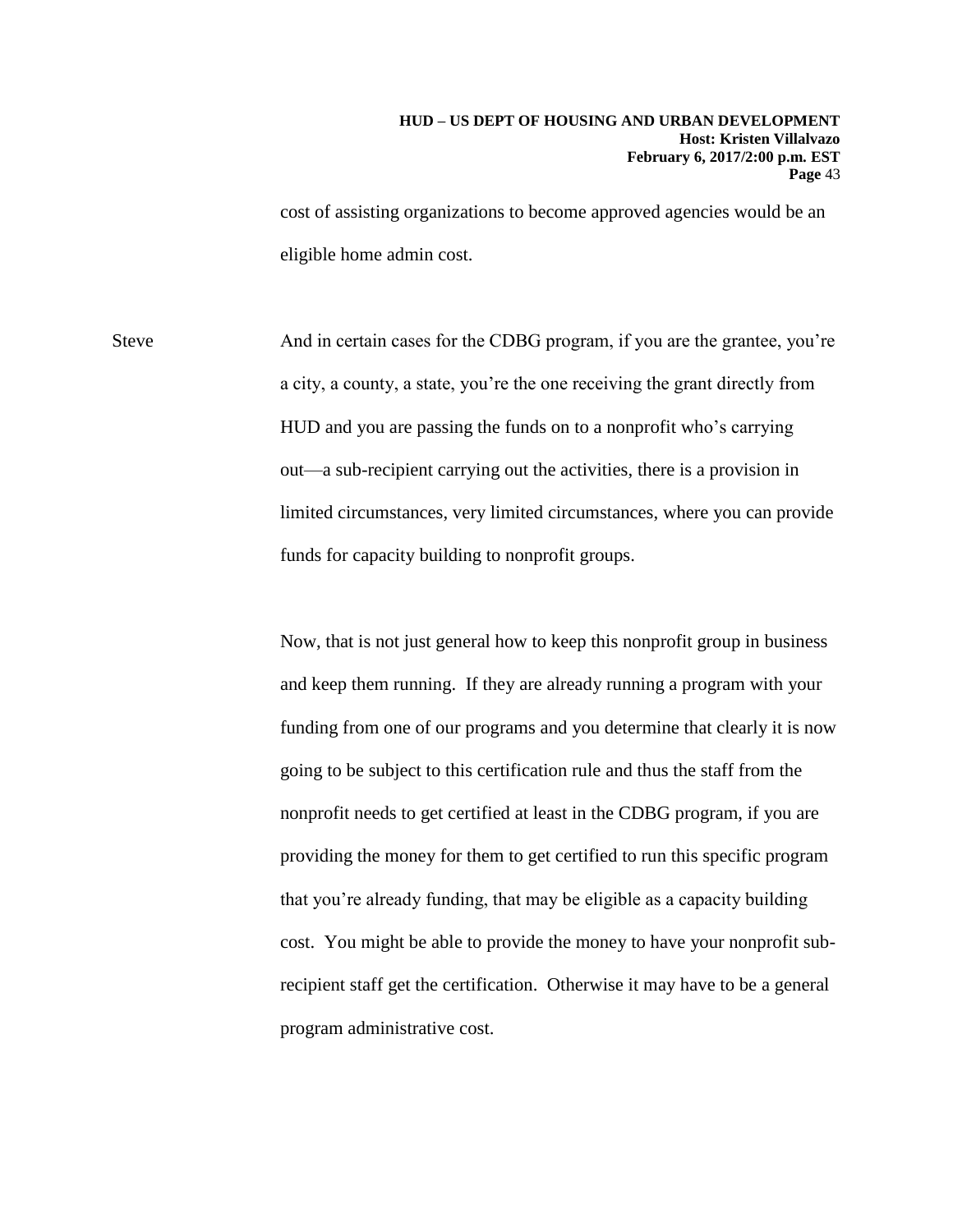cost of assisting organizations to become approved agencies would be an eligible home admin cost.

Steve: And in certain cases for the CDBG program, if you are the grantee, you're a city, a county, a state, you're the one receiving the grant directly from HUD and you are passing the funds on to a nonprofit who's carrying out—a sub-recipient carrying out the activities, there is a provision in limited circumstances, very limited circumstances, where you can provide funds for capacity building to nonprofit groups.

Now, that is not just general how to keep this nonprofit group in business and keep them running. If they are already running a program with your funding from one of our programs and you determine that clearly it is now going to be subject to this certification rule and thus the staff from the nonprofit needs to get certified at least in the CDBG program, if you are providing the money for them to get certified to run this specific program that you're already funding, that may be eligible as a capacity building cost. You might be able to provide the money to have your nonprofit sub-recipient staff get the certification. Otherwise it may have to be a general program administrative cost.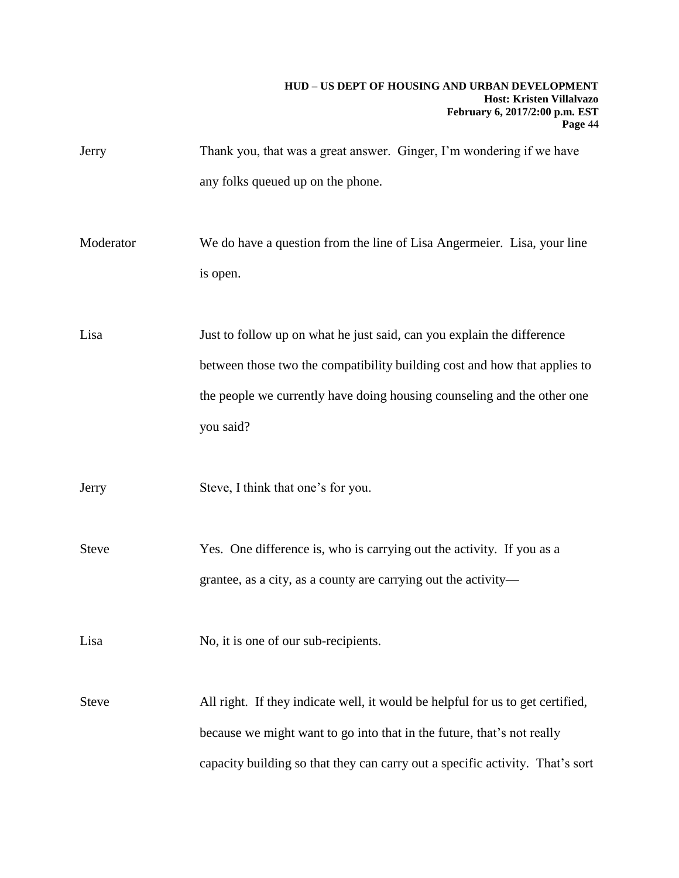Jerry Thank you, that was a great answer. Ginger, I'm wondering if we have any folks queued up on the phone.

Moderator We do have a question from the line of Lisa Angermeier. Lisa, your line is open.

Lisa Just to follow up on what he just said, can you explain the difference between those two the compatibility building cost and how that applies to the people we currently have doing housing counseling and the other one you said?

Jerry Steve, I think that one's for you.

Steve Yes. One difference is, who is carrying out the activity. If you as a grantee, as a city, as a county are carrying out the activity—

Lisa No, it is one of our sub-recipients.

Steve All right. If they indicate well, it would be helpful for us to get certified, because we might want to go into that in the future, that's not really capacity building so that they can carry out a specific activity. That's sort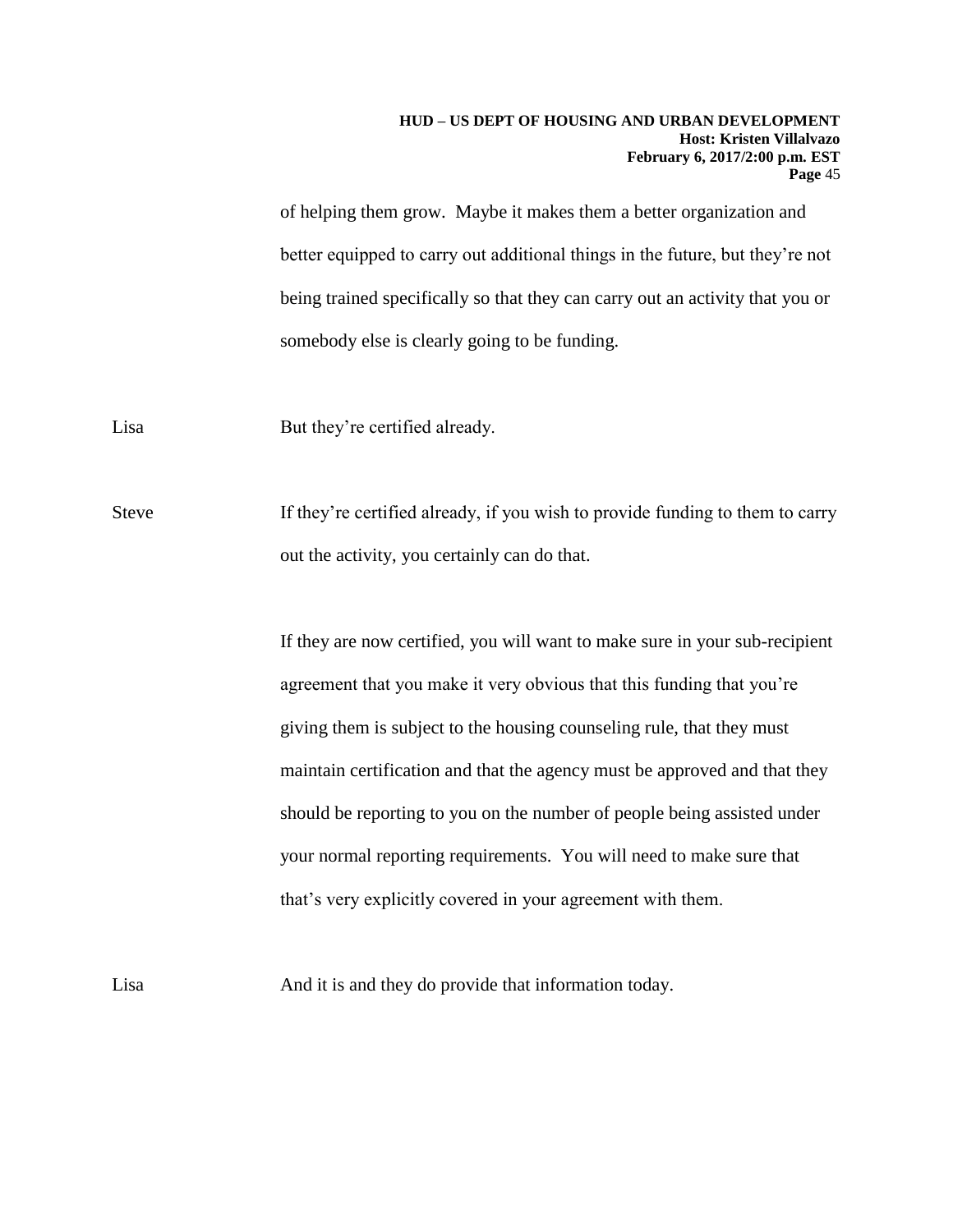of helping them grow. Maybe it makes them a better organization and better equipped to carry out additional things in the future, but they're not being trained specifically so that they can carry out an activity that you or somebody else is clearly going to be funding.

Lisa But they're certified already.

Steve If they're certified already, if you wish to provide funding to them to carry out the activity, you certainly can do that.

If they are now certified, you will want to make sure in your sub-recipient agreement that you make it very obvious that this funding that you're giving them is subject to the housing counseling rule, that they must maintain certification and that the agency must be approved and that they should be reporting to you on the number of people being assisted under your normal reporting requirements. You will need to make sure that that's very explicitly covered in your agreement with them.

Lisa And it is and they do provide that information today.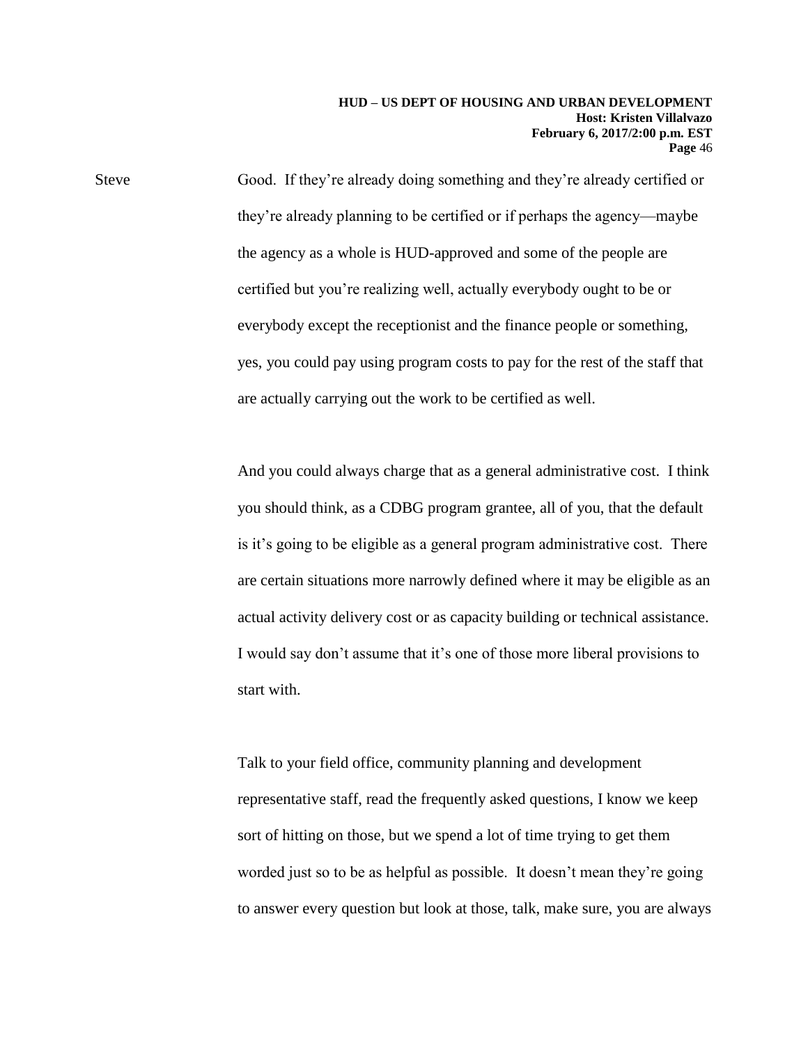Steve Good. If they're already doing something and they're already certified or they're already planning to be certified or if perhaps the agency—maybe the agency as a whole is HUD-approved and some of the people are certified but you're realizing well, actually everybody ought to be or everybody except the receptionist and the finance people or something, yes, you could pay using program costs to pay for the rest of the staff that are actually carrying out the work to be certified as well.

And you could always charge that as a general administrative cost. I think you should think, as a CDBG program grantee, all of you, that the default is it's going to be eligible as a general program administrative cost. There are certain situations more narrowly defined where it may be eligible as an actual activity delivery cost or as capacity building or technical assistance. I would say don't assume that it's one of those more liberal provisions to start with.

Talk to your field office, community planning and development representative staff, read the frequently asked questions, I know we keep sort of hitting on those, but we spend a lot of time trying to get them worded just so to be as helpful as possible. It doesn't mean they're going to answer every question but look at those, talk, make sure, you are always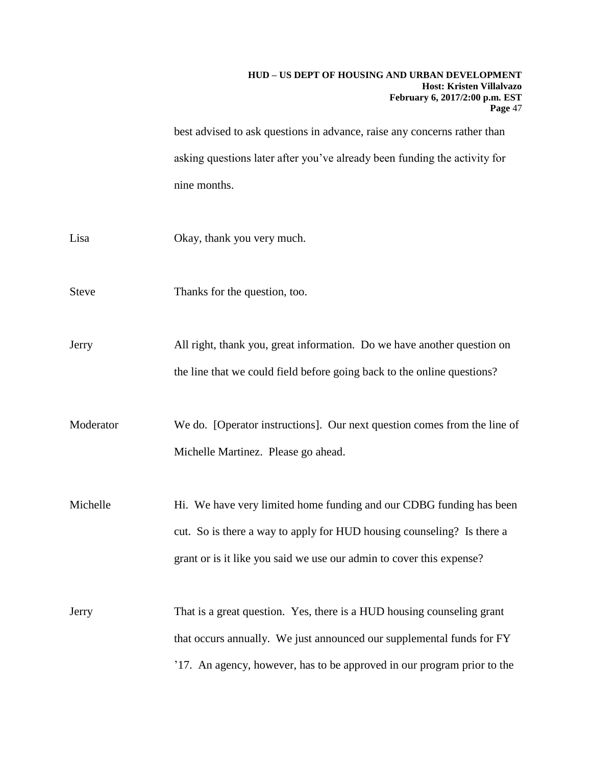best advised to ask questions in advance, raise any concerns rather than asking questions later after you've already been funding the activity for nine months.

Lisa Okay, thank you very much.

Steve Thanks for the question, too.

Jerry All right, thank you, great information. Do we have another question on the line that we could field before going back to the online questions?

Moderator We do. [Operator instructions]. Our next question comes from the line of Michelle Martinez. Please go ahead.

Michelle Hi. We have very limited home funding and our CDBG funding has been cut. So is there a way to apply for HUD housing counseling? Is there a grant or is it like you said we use our admin to cover this expense?

Jerry That is a great question. Yes, there is a HUD housing counseling grant that occurs annually. We just announced our supplemental funds for FY '17. An agency, however, has to be approved in our program prior to the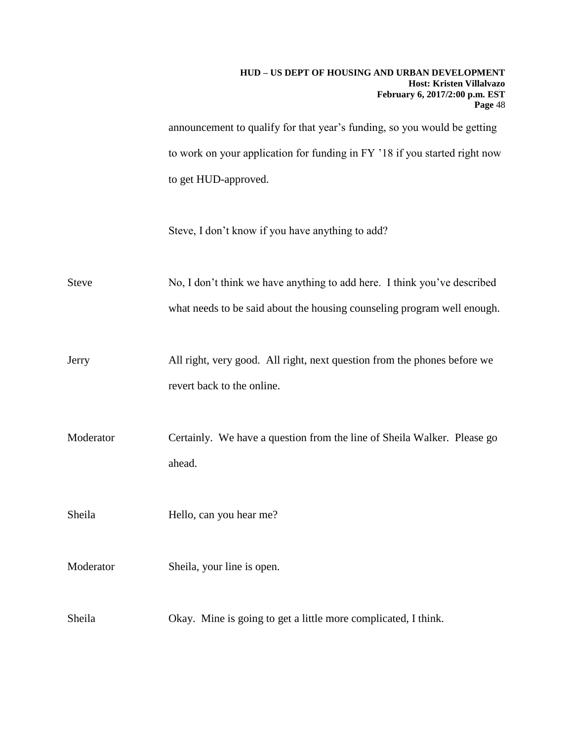announcement to qualify for that year's funding, so you would be getting to work on your application for funding in FY '18 if you started right now to get HUD-approved.

Steve, I don't know if you have anything to add?

Steve: No, I don't think we have anything to add here. I think you've described what needs to be said about the housing counseling program well enough.

Jerry: All right, very good. All right, next question from the phones before we revert back to the online.

Moderator: Certainly. We have a question from the line of Sheila Walker. Please go ahead.

Sheila: Hello, can you hear me?

Moderator: Sheila, your line is open.

Sheila: Okay. Mine is going to get a little more complicated, I think.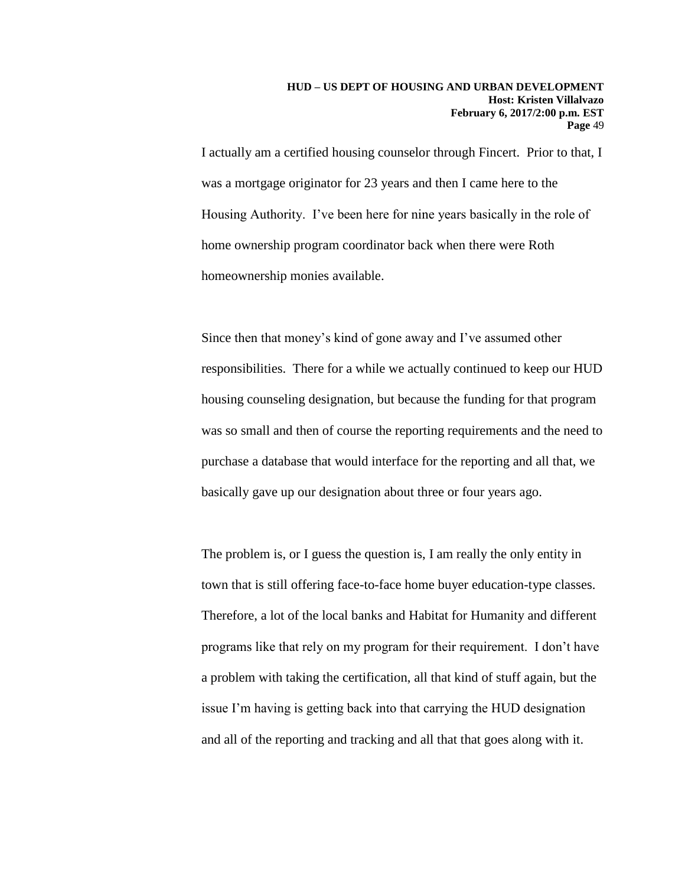I actually am a certified housing counselor through Fincert. Prior to that, I was a mortgage originator for 23 years and then I came here to the Housing Authority. I've been here for nine years basically in the role of home ownership program coordinator back when there were Roth homeownership monies available.

Since then that money's kind of gone away and I've assumed other responsibilities. There for a while we actually continued to keep our HUD housing counseling designation, but because the funding for that program was so small and then of course the reporting requirements and the need to purchase a database that would interface for the reporting and all that, we basically gave up our designation about three or four years ago.

The problem is, or I guess the question is, I am really the only entity in town that is still offering face-to-face home buyer education-type classes. Therefore, a lot of the local banks and Habitat for Humanity and different programs like that rely on my program for their requirement. I don't have a problem with taking the certification, all that kind of stuff again, but the issue I'm having is getting back into that carrying the HUD designation and all of the reporting and tracking and all that that goes along with it.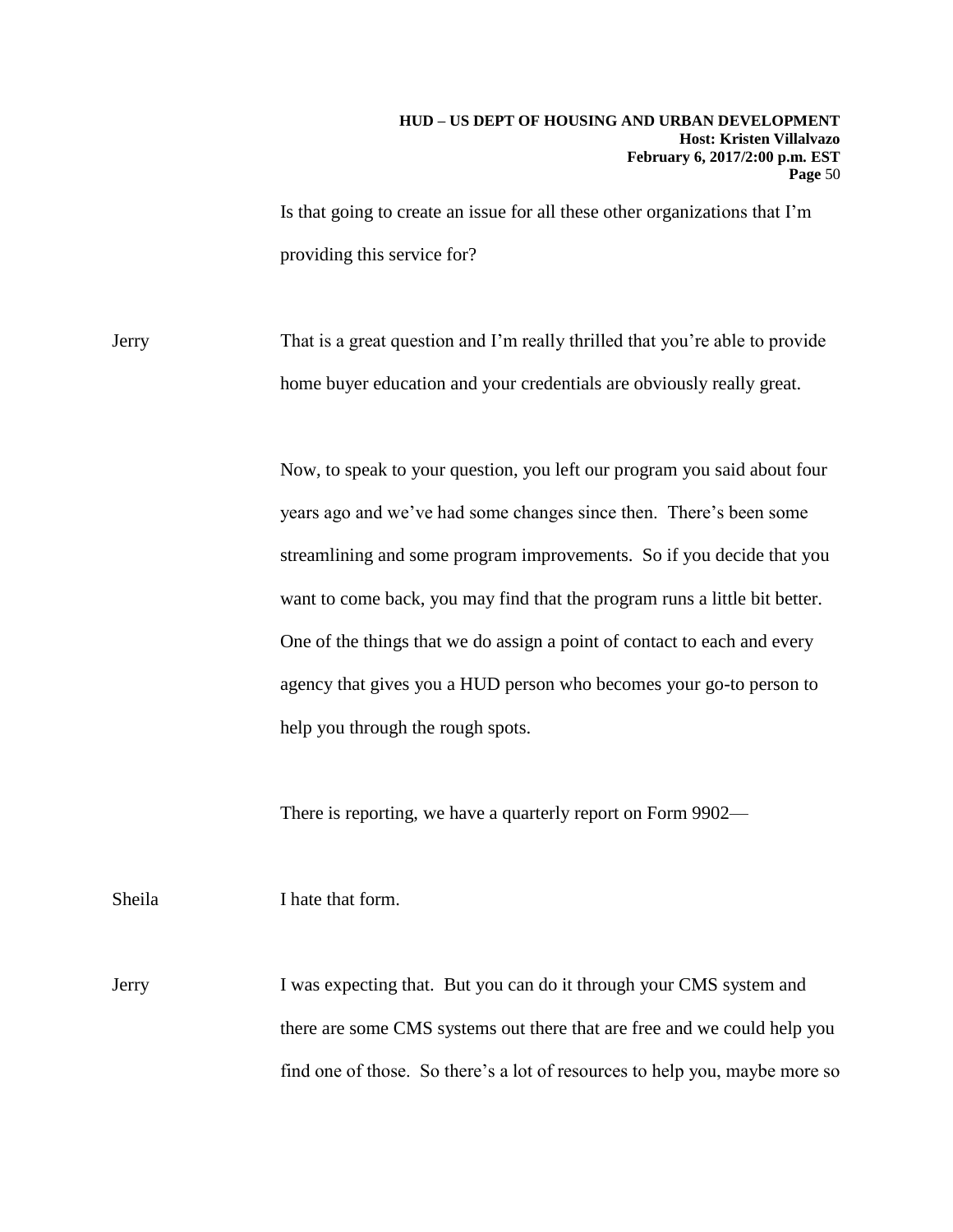Is that going to create an issue for all these other organizations that I'm providing this service for?

Jerry That is a great question and I'm really thrilled that you're able to provide home buyer education and your credentials are obviously really great.

Now, to speak to your question, you left our program you said about four years ago and we've had some changes since then. There's been some streamlining and some program improvements. So if you decide that you want to come back, you may find that the program runs a little bit better. One of the things that we do assign a point of contact to each and every agency that gives you a HUD person who becomes your go-to person to help you through the rough spots.

There is reporting, we have a quarterly report on Form 9902—

Sheila I hate that form.

Jerry I was expecting that. But you can do it through your CMS system and there are some CMS systems out there that are free and we could help you find one of those. So there's a lot of resources to help you, maybe more so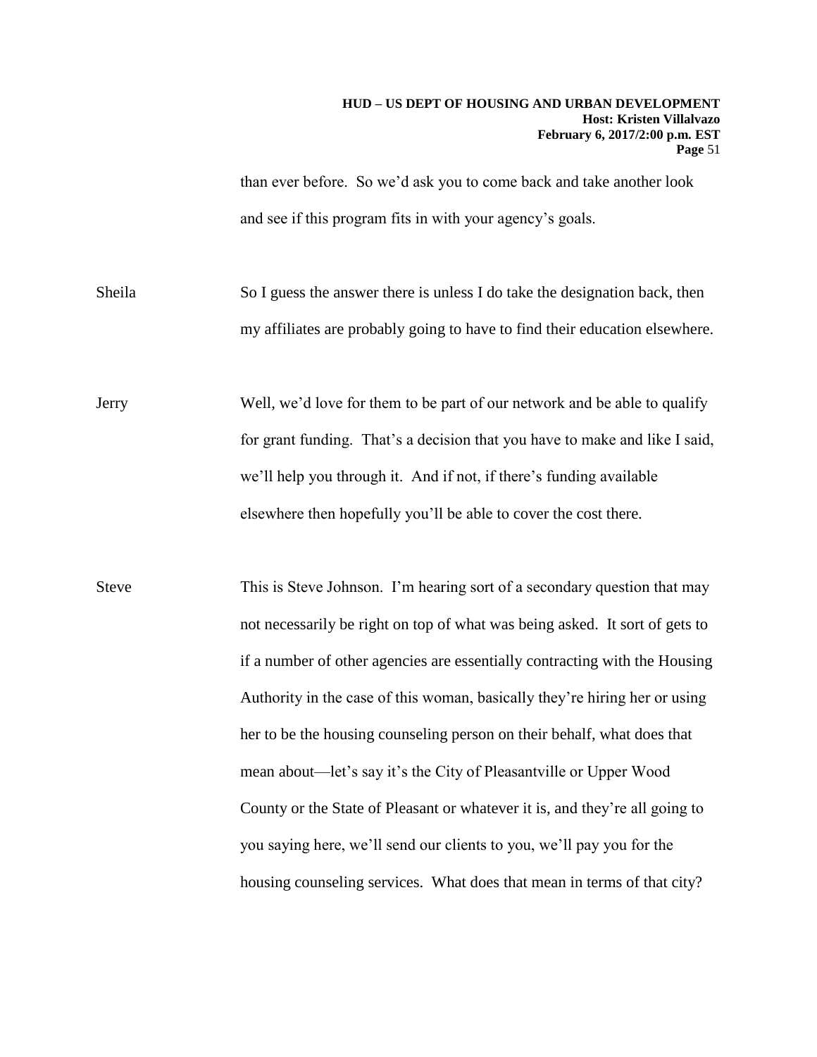than ever before. So we'd ask you to come back and take another look and see if this program fits in with your agency's goals.

Sheila So I guess the answer there is unless I do take the designation back, then my affiliates are probably going to have to find their education elsewhere.

Jerry Well, we'd love for them to be part of our network and be able to qualify for grant funding. That's a decision that you have to make and like I said, we'll help you through it. And if not, if there's funding available elsewhere then hopefully you'll be able to cover the cost there.

Steve This is Steve Johnson. I'm hearing sort of a secondary question that may not necessarily be right on top of what was being asked. It sort of gets to if a number of other agencies are essentially contracting with the Housing Authority in the case of this woman, basically they're hiring her or using her to be the housing counseling person on their behalf, what does that mean about—let's say it's the City of Pleasantville or Upper Wood County or the State of Pleasant or whatever it is, and they're all going to you saying here, we'll send our clients to you, we'll pay you for the housing counseling services. What does that mean in terms of that city?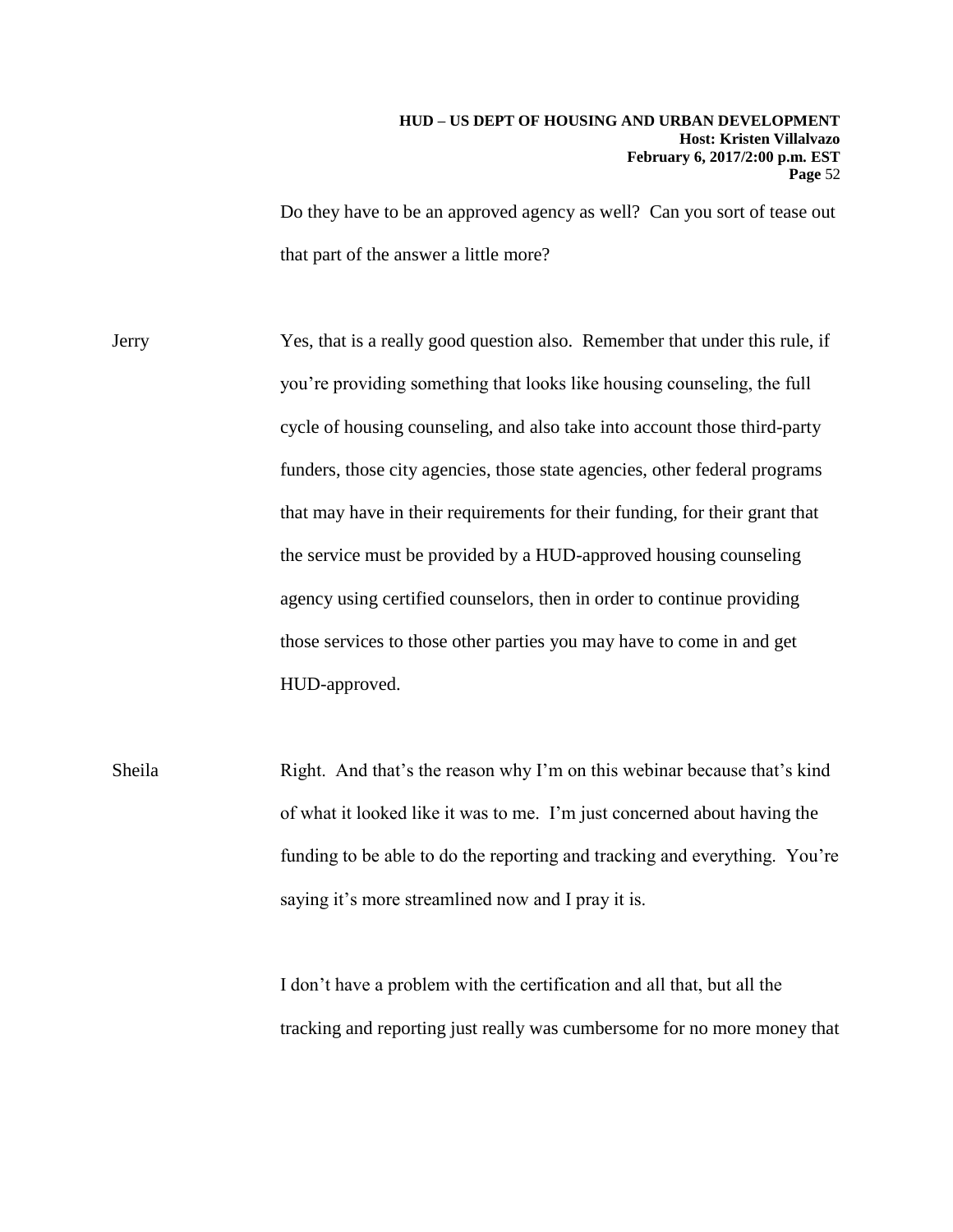Do they have to be an approved agency as well? Can you sort of tease out that part of the answer a little more?

Jerry Yes, that is a really good question also. Remember that under this rule, if you're providing something that looks like housing counseling, the full cycle of housing counseling, and also take into account those third-party funders, those city agencies, those state agencies, other federal programs that may have in their requirements for their funding, for their grant that the service must be provided by a HUD-approved housing counseling agency using certified counselors, then in order to continue providing those services to those other parties you may have to come in and get HUD-approved.

Sheila Right. And that's the reason why I'm on this webinar because that's kind of what it looked like it was to me. I'm just concerned about having the funding to be able to do the reporting and tracking and everything. You're saying it's more streamlined now and I pray it is.

I don't have a problem with the certification and all that, but all the tracking and reporting just really was cumbersome for no more money that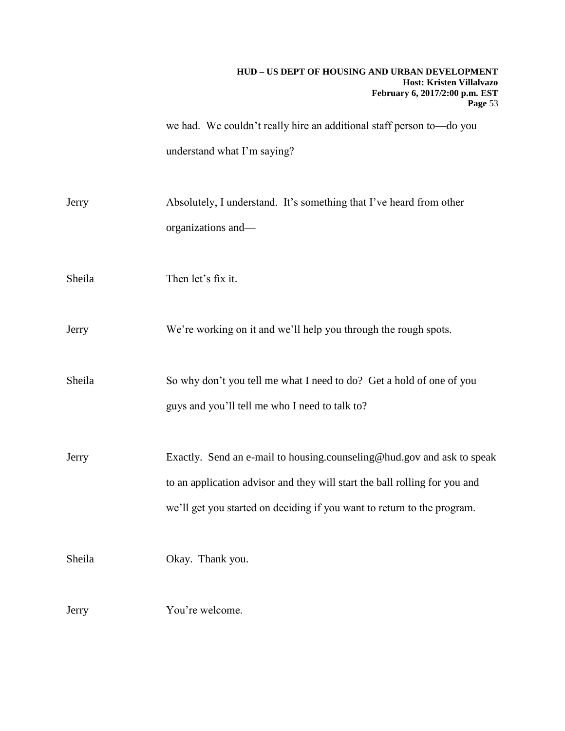we had. We couldn't really hire an additional staff person to—do you understand what I'm saying?

Jerry Absolutely, I understand. It's something that I've heard from other organizations and—

Sheila Then let's fix it.

Jerry We're working on it and we'll help you through the rough spots.

Sheila So why don't you tell me what I need to do? Get a hold of one of you guys and you'll tell me who I need to talk to?

Jerry Exactly. Send an e-mail to housing.counseling@hud.gov and ask to speak to an application advisor and they will start the ball rolling for you and we'll get you started on deciding if you want to return to the program.

Sheila Okay. Thank you.

Jerry You're welcome.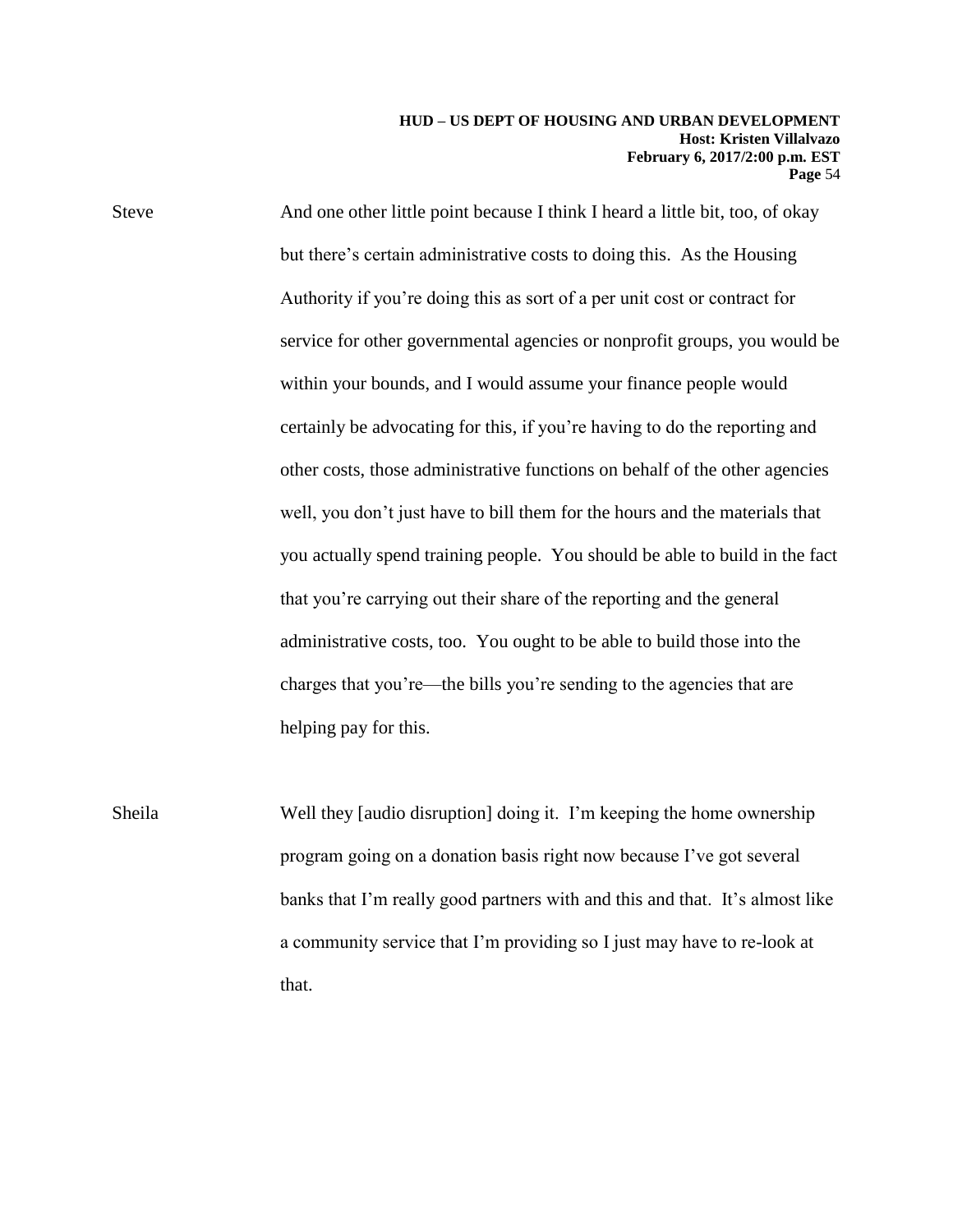Steve: And one other little point because I think I heard a little bit, too, of okay but there's certain administrative costs to doing this. As the Housing Authority if you're doing this as sort of a per unit cost or contract for service for other governmental agencies or nonprofit groups, you would be within your bounds, and I would assume your finance people would certainly be advocating for this, if you're having to do the reporting and other costs, those administrative functions on behalf of the other agencies well, you don't just have to bill them for the hours and the materials that you actually spend training people. You should be able to build in the fact that you're carrying out their share of the reporting and the general administrative costs, too. You ought to be able to build those into the charges that you're—the bills you're sending to the agencies that are helping pay for this.

Sheila: Well they [audio disruption] doing it. I'm keeping the home ownership program going on a donation basis right now because I've got several banks that I'm really good partners with and this and that. It's almost like a community service that I'm providing so I just may have to re-look at that.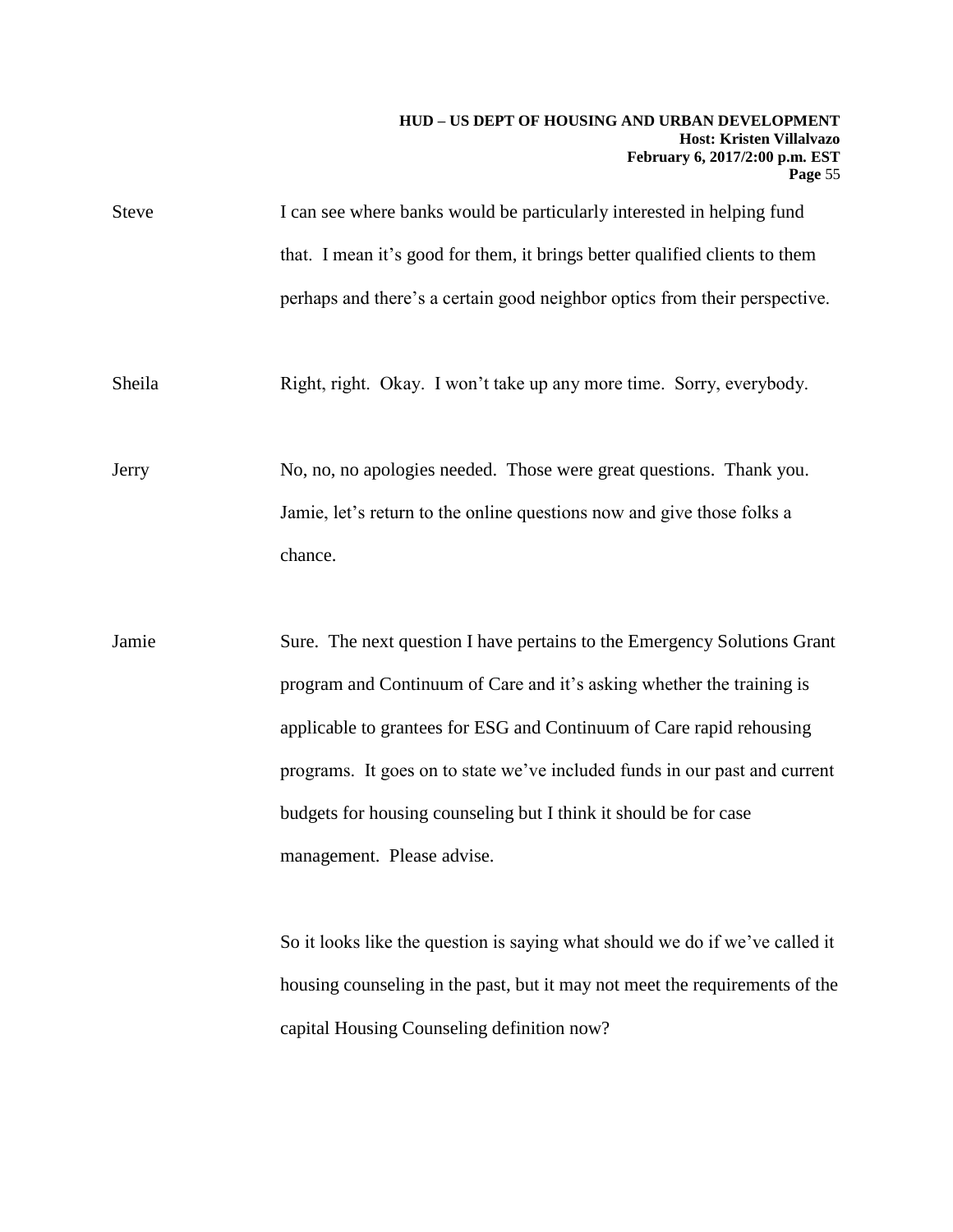Steve I can see where banks would be particularly interested in helping fund that. I mean it's good for them, it brings better qualified clients to them perhaps and there's a certain good neighbor optics from their perspective.

Sheila Right, right. Okay. I won't take up any more time. Sorry, everybody.

Jerry No, no, no apologies needed. Those were great questions. Thank you. Jamie, let's return to the online questions now and give those folks a chance.

Jamie Sure. The next question I have pertains to the Emergency Solutions Grant program and Continuum of Care and it's asking whether the training is applicable to grantees for ESG and Continuum of Care rapid rehousing programs. It goes on to state we've included funds in our past and current budgets for housing counseling but I think it should be for case management. Please advise.

So it looks like the question is saying what should we do if we've called it housing counseling in the past, but it may not meet the requirements of the capital Housing Counseling definition now?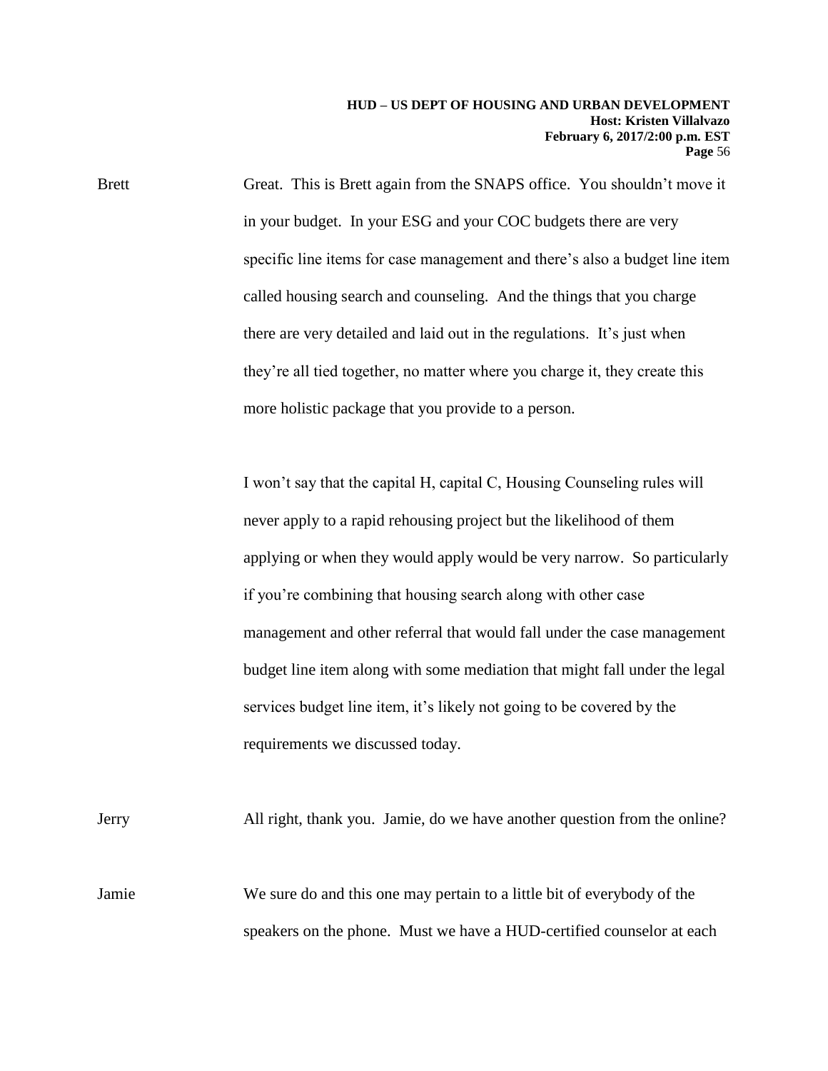Brett Great. This is Brett again from the SNAPS office. You shouldn't move it in your budget. In your ESG and your COC budgets there are very specific line items for case management and there's also a budget line item called housing search and counseling. And the things that you charge there are very detailed and laid out in the regulations. It's just when they're all tied together, no matter where you charge it, they create this more holistic package that you provide to a person.

I won't say that the capital H, capital C, Housing Counseling rules will never apply to a rapid rehousing project but the likelihood of them applying or when they would apply would be very narrow. So particularly if you're combining that housing search along with other case management and other referral that would fall under the case management budget line item along with some mediation that might fall under the legal services budget line item, it's likely not going to be covered by the requirements we discussed today.

Jerry All right, thank you. Jamie, do we have another question from the online?

Jamie We sure do and this one may pertain to a little bit of everybody of the speakers on the phone. Must we have a HUD-certified counselor at each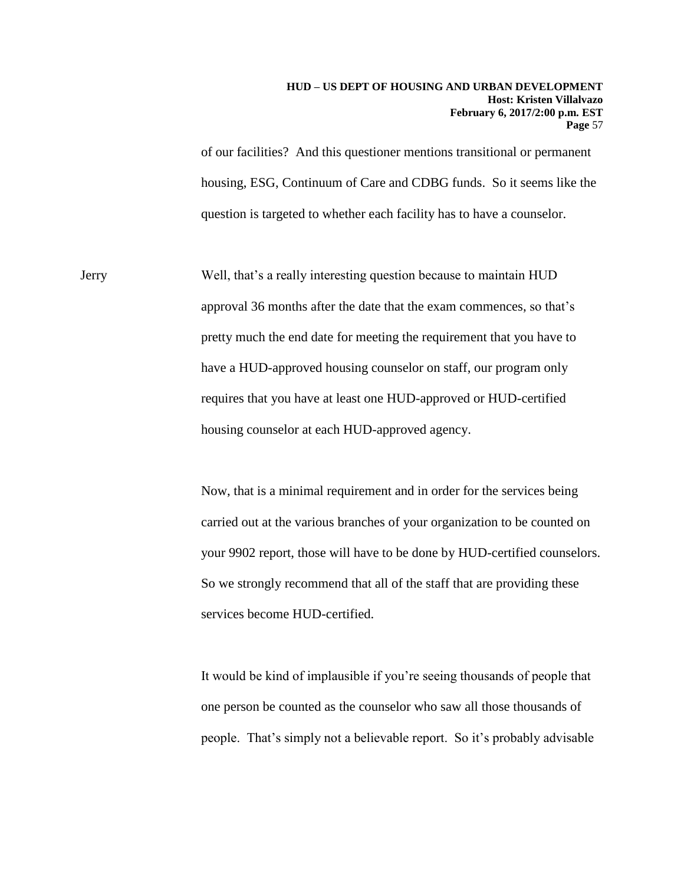of our facilities? And this questioner mentions transitional or permanent housing, ESG, Continuum of Care and CDBG funds. So it seems like the question is targeted to whether each facility has to have a counselor.

Jerry Well, that's a really interesting question because to maintain HUD approval 36 months after the date that the exam commences, so that's pretty much the end date for meeting the requirement that you have to have a HUD-approved housing counselor on staff, our program only requires that you have at least one HUD-approved or HUD-certified housing counselor at each HUD-approved agency.

Now, that is a minimal requirement and in order for the services being carried out at the various branches of your organization to be counted on your 9902 report, those will have to be done by HUD-certified counselors. So we strongly recommend that all of the staff that are providing these services become HUD-certified.

It would be kind of implausible if you're seeing thousands of people that one person be counted as the counselor who saw all those thousands of people. That's simply not a believable report. So it's probably advisable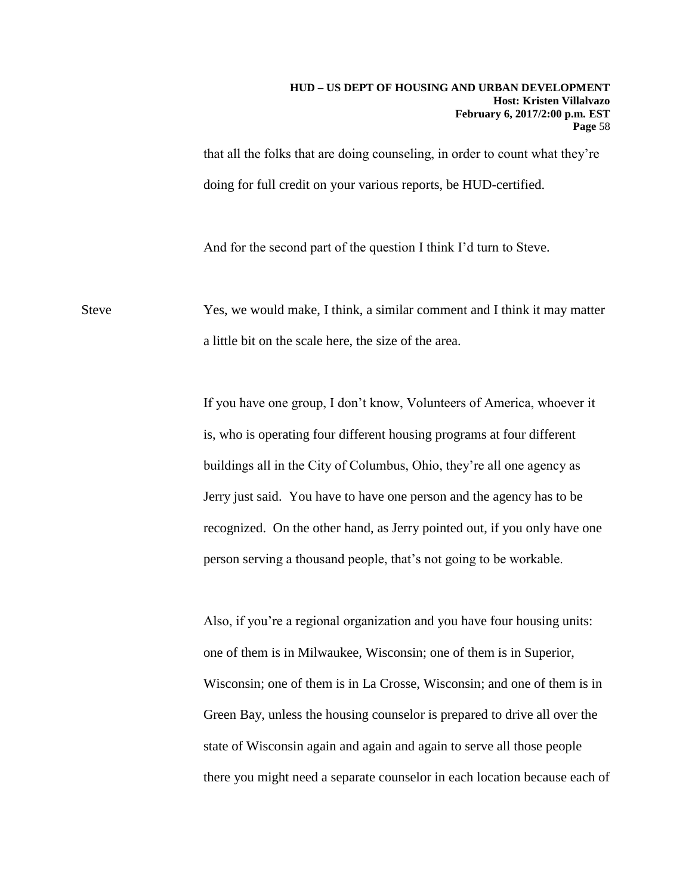that all the folks that are doing counseling, in order to count what they're doing for full credit on your various reports, be HUD-certified.

And for the second part of the question I think I'd turn to Steve.

Steve Yes, we would make, I think, a similar comment and I think it may matter a little bit on the scale here, the size of the area.

If you have one group, I don't know, Volunteers of America, whoever it is, who is operating four different housing programs at four different buildings all in the City of Columbus, Ohio, they're all one agency as Jerry just said. You have to have one person and the agency has to be recognized. On the other hand, as Jerry pointed out, if you only have one person serving a thousand people, that's not going to be workable.

Also, if you're a regional organization and you have four housing units: one of them is in Milwaukee, Wisconsin; one of them is in Superior, Wisconsin; one of them is in La Crosse, Wisconsin; and one of them is in Green Bay, unless the housing counselor is prepared to drive all over the state of Wisconsin again and again and again to serve all those people there you might need a separate counselor in each location because each of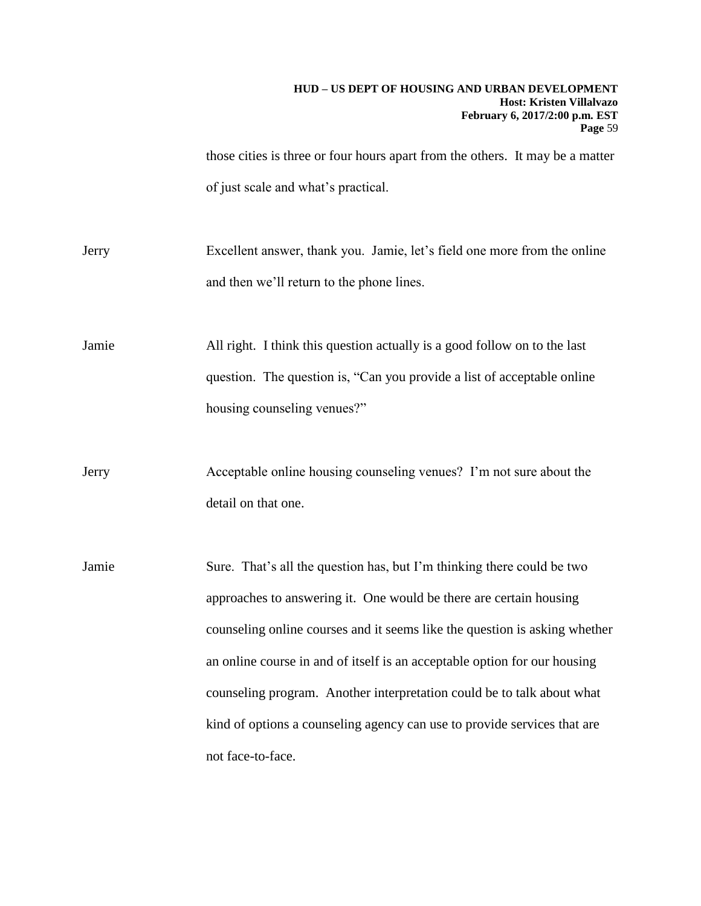those cities is three or four hours apart from the others. It may be a matter of just scale and what's practical.

Jerry Excellent answer, thank you. Jamie, let's field one more from the online and then we'll return to the phone lines.

Jamie All right. I think this question actually is a good follow on to the last question. The question is, "Can you provide a list of acceptable online housing counseling venues?"

Jerry Acceptable online housing counseling venues? I'm not sure about the detail on that one.

Jamie Sure. That's all the question has, but I'm thinking there could be two approaches to answering it. One would be there are certain housing counseling online courses and it seems like the question is asking whether an online course in and of itself is an acceptable option for our housing counseling program. Another interpretation could be to talk about what kind of options a counseling agency can use to provide services that are not face-to-face.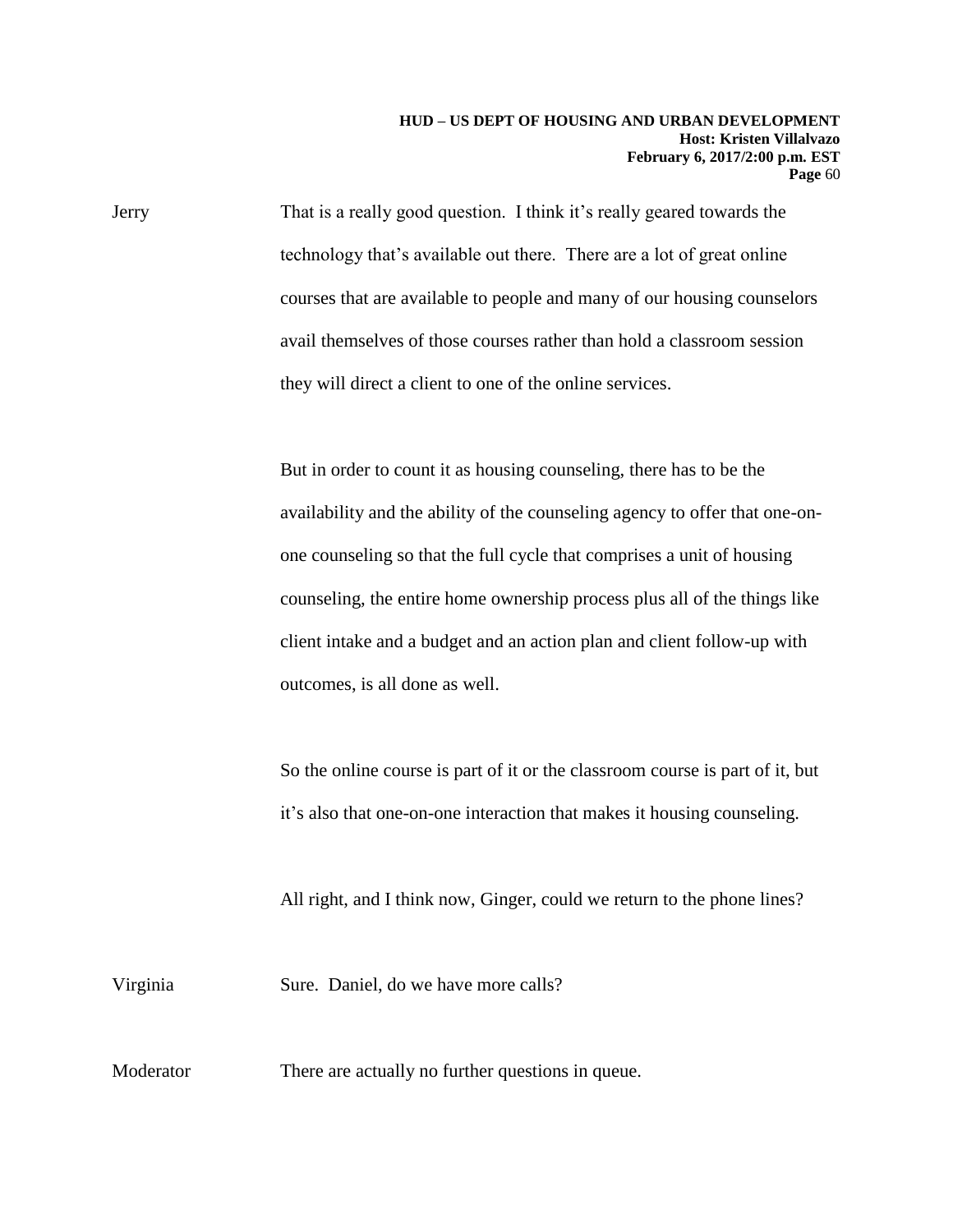Jerry That is a really good question. I think it's really geared towards the technology that's available out there. There are a lot of great online courses that are available to people and many of our housing counselors avail themselves of those courses rather than hold a classroom session they will direct a client to one of the online services.

But in order to count it as housing counseling, there has to be the availability and the ability of the counseling agency to offer that one-on-one counseling so that the full cycle that comprises a unit of housing counseling, the entire home ownership process plus all of the things like client intake and a budget and an action plan and client follow-up with outcomes, is all done as well.

So the online course is part of it or the classroom course is part of it, but it's also that one-on-one interaction that makes it housing counseling.

All right, and I think now, Ginger, could we return to the phone lines?

Virginia Sure. Daniel, do we have more calls?

Moderator There are actually no further questions in queue.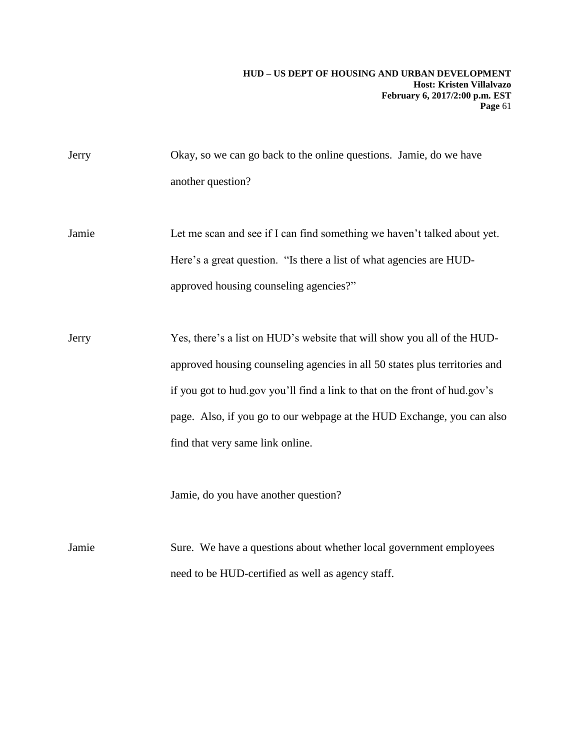Jerry Okay, so we can go back to the online questions. Jamie, do we have another question?

Jamie Let me scan and see if I can find something we haven't talked about yet. Here's a great question. "Is there a list of what agencies are HUD-approved housing counseling agencies?"

Jerry Yes, there's a list on HUD's website that will show you all of the HUD-approved housing counseling agencies in all 50 states plus territories and if you got to hud.gov you'll find a link to that on the front of hud.gov's page. Also, if you go to our webpage at the HUD Exchange, you can also find that very same link online.

Jamie, do you have another question?

Jamie Sure. We have a questions about whether local government employees need to be HUD-certified as well as agency staff.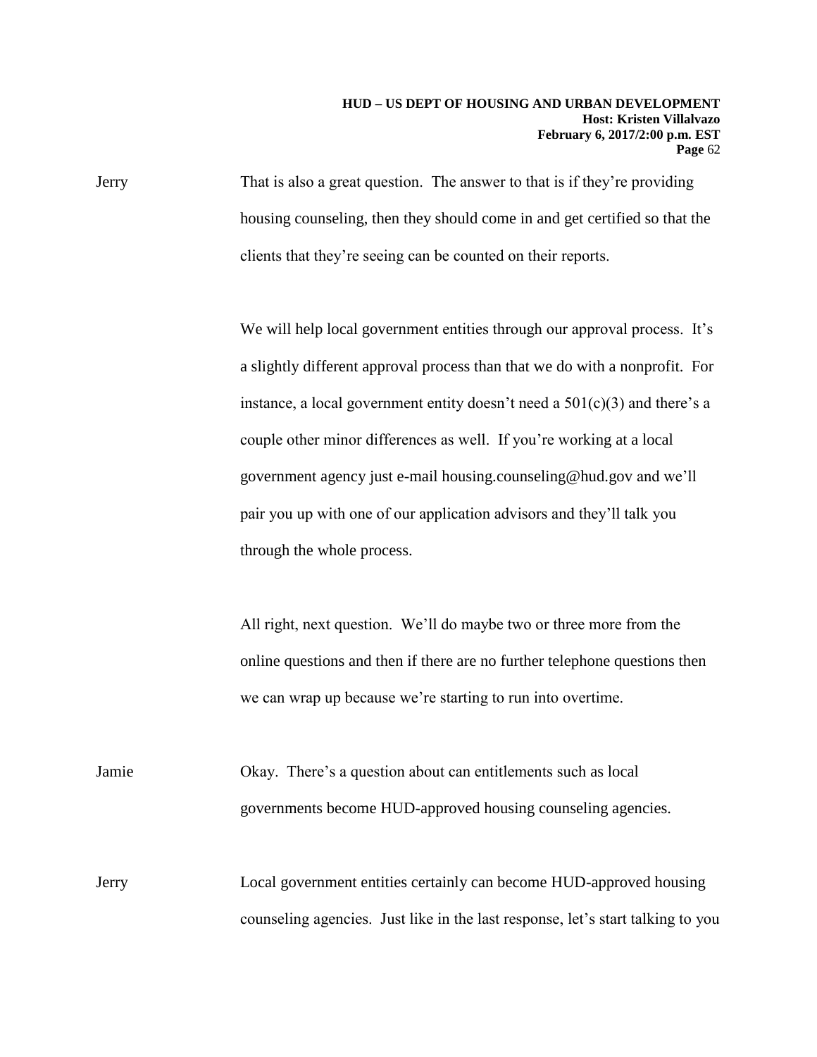Jerry That is also a great question. The answer to that is if they're providing housing counseling, then they should come in and get certified so that the clients that they're seeing can be counted on their reports.

We will help local government entities through our approval process. It's a slightly different approval process than that we do with a nonprofit. For instance, a local government entity doesn't need a 501(c)(3) and there's a couple other minor differences as well. If you're working at a local government agency just e-mail housing.counseling@hud.gov and we'll pair you up with one of our application advisors and they'll talk you through the whole process.

All right, next question. We'll do maybe two or three more from the online questions and then if there are no further telephone questions then we can wrap up because we're starting to run into overtime.

Jamie Okay. There's a question about can entitlements such as local governments become HUD-approved housing counseling agencies.

Jerry Local government entities certainly can become HUD-approved housing counseling agencies. Just like in the last response, let's start talking to you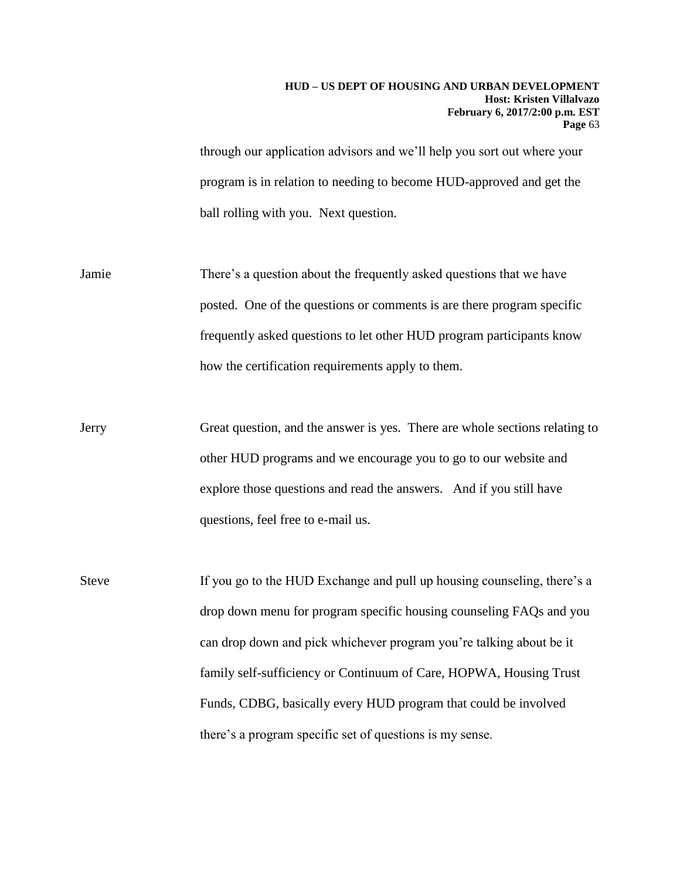through our application advisors and we'll help you sort out where your program is in relation to needing to become HUD-approved and get the ball rolling with you. Next question.

Jamie There's a question about the frequently asked questions that we have posted. One of the questions or comments is are there program specific frequently asked questions to let other HUD program participants know how the certification requirements apply to them.

Jerry Great question, and the answer is yes. There are whole sections relating to other HUD programs and we encourage you to go to our website and explore those questions and read the answers. And if you still have questions, feel free to e-mail us.

Steve If you go to the HUD Exchange and pull up housing counseling, there's a drop down menu for program specific housing counseling FAQs and you can drop down and pick whichever program you're talking about be it family self-sufficiency or Continuum of Care, HOPWA, Housing Trust Funds, CDBG, basically every HUD program that could be involved there's a program specific set of questions is my sense.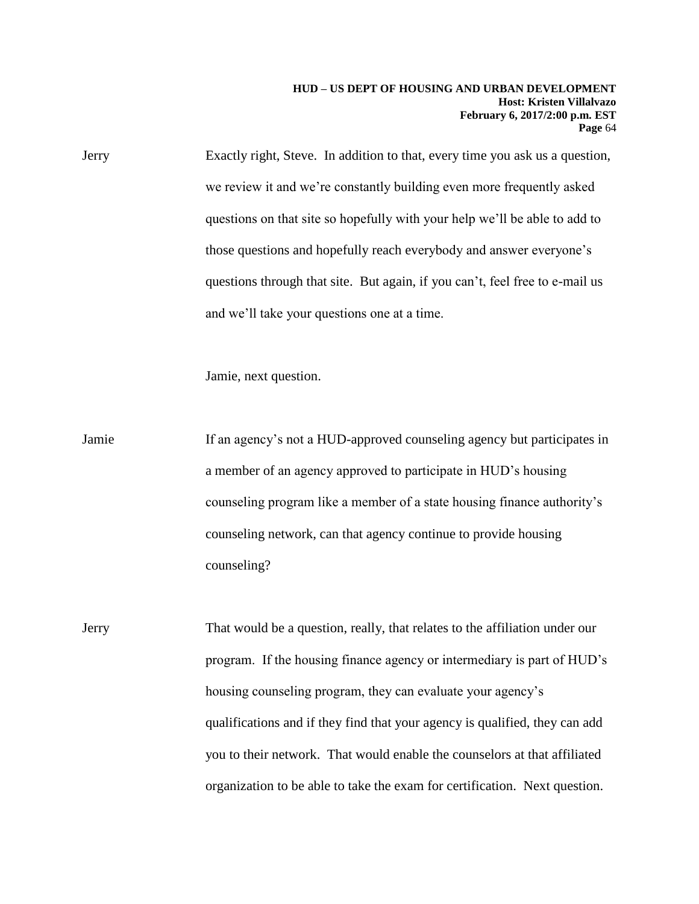Jerry Exactly right, Steve. In addition to that, every time you ask us a question, we review it and we're constantly building even more frequently asked questions on that site so hopefully with your help we'll be able to add to those questions and hopefully reach everybody and answer everyone's questions through that site. But again, if you can't, feel free to e-mail us and we'll take your questions one at a time.

Jamie, next question.

Jamie If an agency's not a HUD-approved counseling agency but participates in a member of an agency approved to participate in HUD's housing counseling program like a member of a state housing finance authority's counseling network, can that agency continue to provide housing counseling?

Jerry That would be a question, really, that relates to the affiliation under our program. If the housing finance agency or intermediary is part of HUD's housing counseling program, they can evaluate your agency's qualifications and if they find that your agency is qualified, they can add you to their network. That would enable the counselors at that affiliated organization to be able to take the exam for certification. Next question.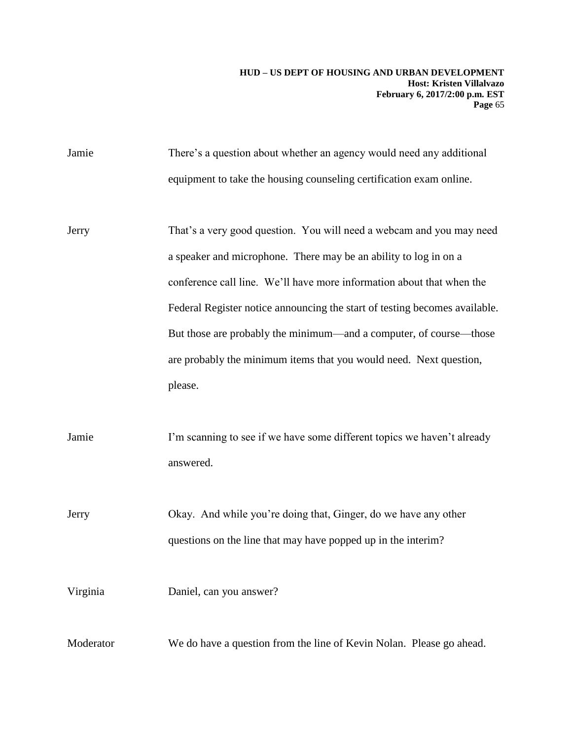Jamie There's a question about whether an agency would need any additional equipment to take the housing counseling certification exam online.

Jerry That's a very good question. You will need a webcam and you may need a speaker and microphone. There may be an ability to log in on a conference call line. We'll have more information about that when the Federal Register notice announcing the start of testing becomes available. But those are probably the minimum—and a computer, of course—those are probably the minimum items that you would need. Next question, please.

Jamie I'm scanning to see if we have some different topics we haven't already answered.

Jerry Okay. And while you're doing that, Ginger, do we have any other questions on the line that may have popped up in the interim?

Virginia Daniel, can you answer?

Moderator We do have a question from the line of Kevin Nolan. Please go ahead.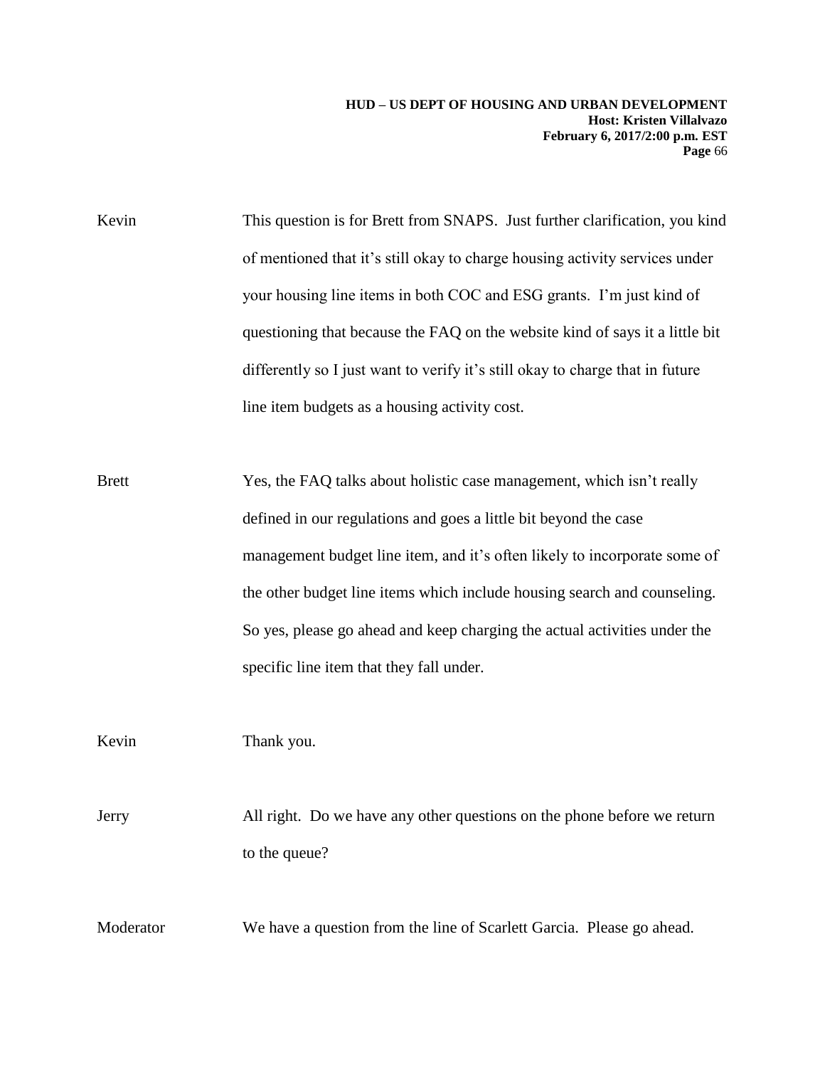Kevin This question is for Brett from SNAPS. Just further clarification, you kind of mentioned that it's still okay to charge housing activity services under your housing line items in both COC and ESG grants. I'm just kind of questioning that because the FAQ on the website kind of says it a little bit differently so I just want to verify it's still okay to charge that in future line item budgets as a housing activity cost.

Brett Yes, the FAQ talks about holistic case management, which isn't really defined in our regulations and goes a little bit beyond the case management budget line item, and it's often likely to incorporate some of the other budget line items which include housing search and counseling. So yes, please go ahead and keep charging the actual activities under the specific line item that they fall under.

Kevin Thank you.

Jerry All right. Do we have any other questions on the phone before we return to the queue?

Moderator We have a question from the line of Scarlett Garcia. Please go ahead.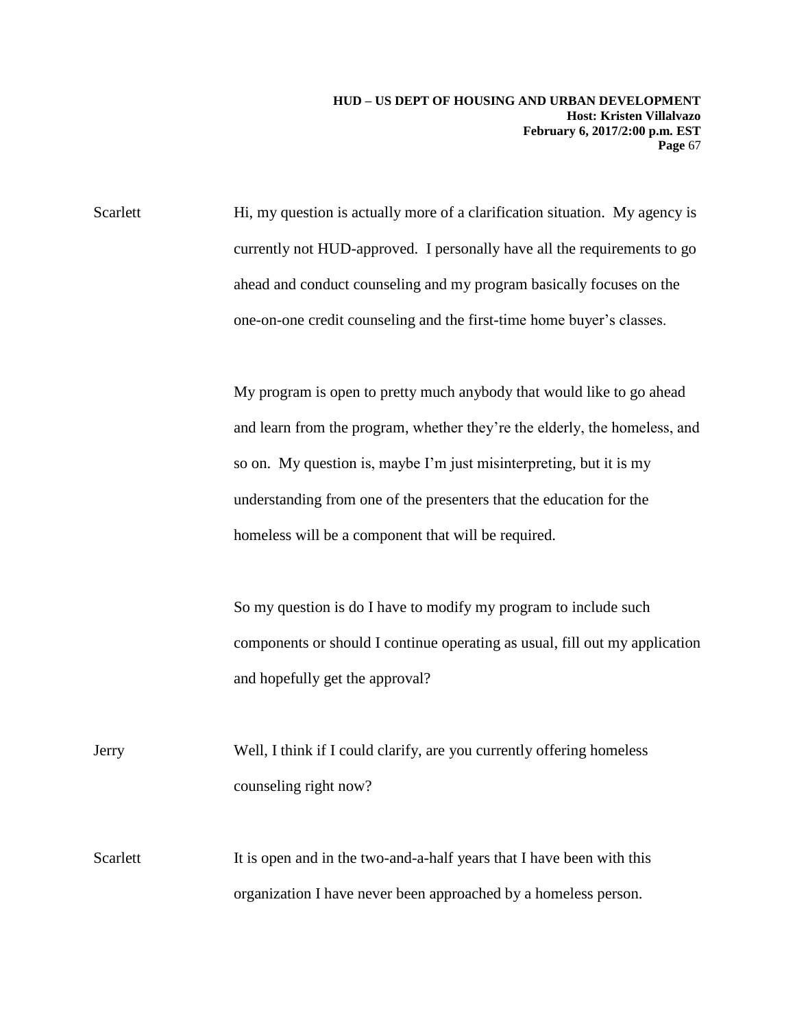Scarlett: Hi, my question is actually more of a clarification situation. My agency is currently not HUD-approved. I personally have all the requirements to go ahead and conduct counseling and my program basically focuses on the one-on-one credit counseling and the first-time home buyer's classes.

My program is open to pretty much anybody that would like to go ahead and learn from the program, whether they're the elderly, the homeless, and so on. My question is, maybe I'm just misinterpreting, but it is my understanding from one of the presenters that the education for the homeless will be a component that will be required.

So my question is do I have to modify my program to include such components or should I continue operating as usual, fill out my application and hopefully get the approval?

Jerry: Well, I think if I could clarify, are you currently offering homeless counseling right now?

Scarlett: It is open and in the two-and-a-half years that I have been with this organization I have never been approached by a homeless person.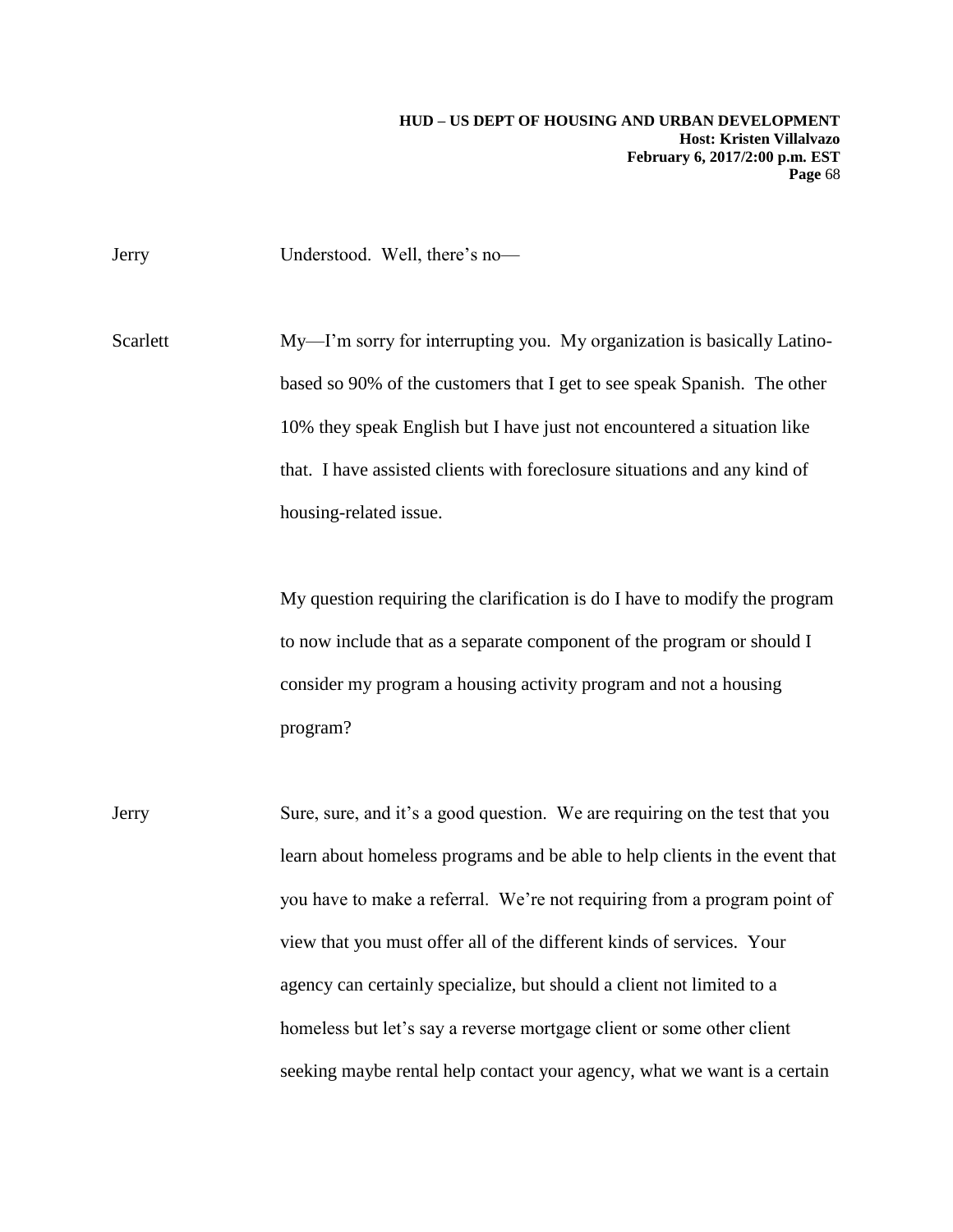Jerry Understood. Well, there's no—

Scarlett My—I'm sorry for interrupting you. My organization is basically Latino-based so 90% of the customers that I get to see speak Spanish. The other 10% they speak English but I have just not encountered a situation like that. I have assisted clients with foreclosure situations and any kind of housing-related issue.

My question requiring the clarification is do I have to modify the program to now include that as a separate component of the program or should I consider my program a housing activity program and not a housing program?

Jerry Sure, sure, and it's a good question. We are requiring on the test that you learn about homeless programs and be able to help clients in the event that you have to make a referral. We're not requiring from a program point of view that you must offer all of the different kinds of services. Your agency can certainly specialize, but should a client not limited to a homeless but let's say a reverse mortgage client or some other client seeking maybe rental help contact your agency, what we want is a certain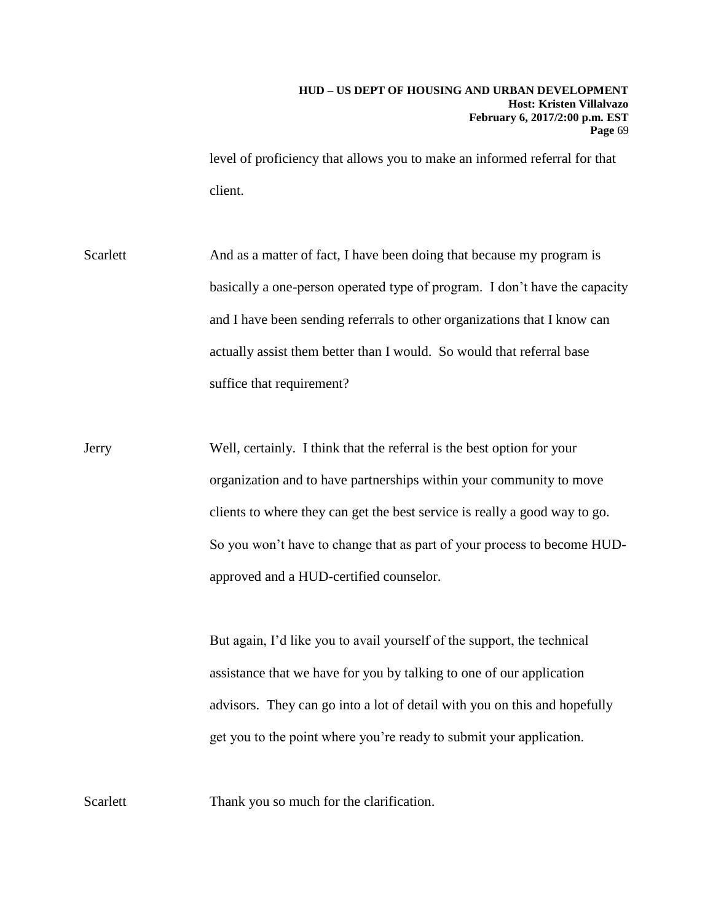level of proficiency that allows you to make an informed referral for that client.

Scarlett And as a matter of fact, I have been doing that because my program is basically a one-person operated type of program. I don't have the capacity and I have been sending referrals to other organizations that I know can actually assist them better than I would. So would that referral base suffice that requirement?

Jerry Well, certainly. I think that the referral is the best option for your organization and to have partnerships within your community to move clients to where they can get the best service is really a good way to go. So you won't have to change that as part of your process to become HUD-approved and a HUD-certified counselor.

But again, I'd like you to avail yourself of the support, the technical assistance that we have for you by talking to one of our application advisors. They can go into a lot of detail with you on this and hopefully get you to the point where you're ready to submit your application.

Scarlett Thank you so much for the clarification.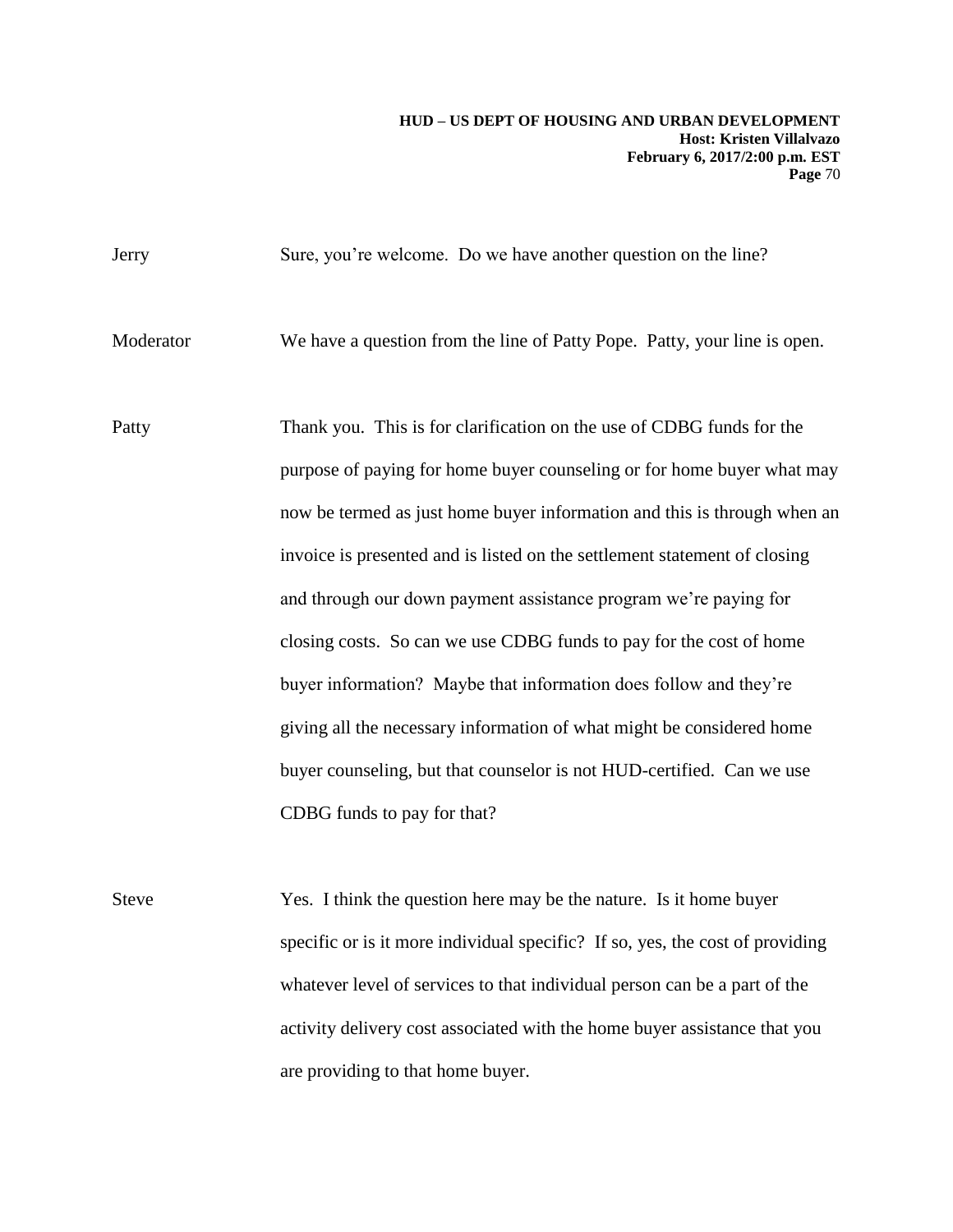Jerry Sure, you're welcome. Do we have another question on the line?

Moderator We have a question from the line of Patty Pope. Patty, your line is open.

Patty Thank you. This is for clarification on the use of CDBG funds for the purpose of paying for home buyer counseling or for home buyer what may now be termed as just home buyer information and this is through when an invoice is presented and is listed on the settlement statement of closing and through our down payment assistance program we're paying for closing costs. So can we use CDBG funds to pay for the cost of home buyer information? Maybe that information does follow and they're giving all the necessary information of what might be considered home buyer counseling, but that counselor is not HUD-certified. Can we use CDBG funds to pay for that?

Steve Yes. I think the question here may be the nature. Is it home buyer specific or is it more individual specific? If so, yes, the cost of providing whatever level of services to that individual person can be a part of the activity delivery cost associated with the home buyer assistance that you are providing to that home buyer.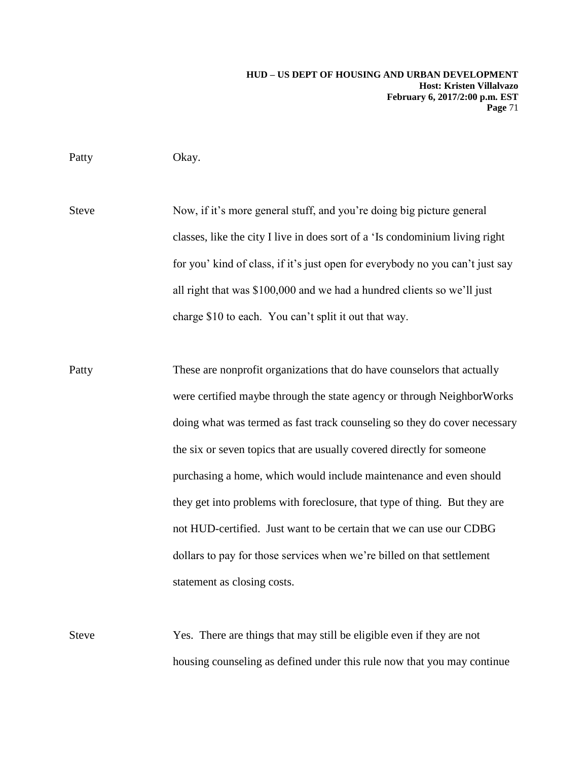Patty Okay.

Steve Now, if it's more general stuff, and you're doing big picture general classes, like the city I live in does sort of a 'Is condominium living right for you' kind of class, if it's just open for everybody no you can't just say all right that was $100,000 and we had a hundred clients so we'll just charge $10 to each. You can't split it out that way.

Patty These are nonprofit organizations that do have counselors that actually were certified maybe through the state agency or through NeighborWorks doing what was termed as fast track counseling so they do cover necessary the six or seven topics that are usually covered directly for someone purchasing a home, which would include maintenance and even should they get into problems with foreclosure, that type of thing. But they are not HUD-certified. Just want to be certain that we can use our CDBG dollars to pay for those services when we're billed on that settlement statement as closing costs.

Steve Yes. There are things that may still be eligible even if they are not housing counseling as defined under this rule now that you may continue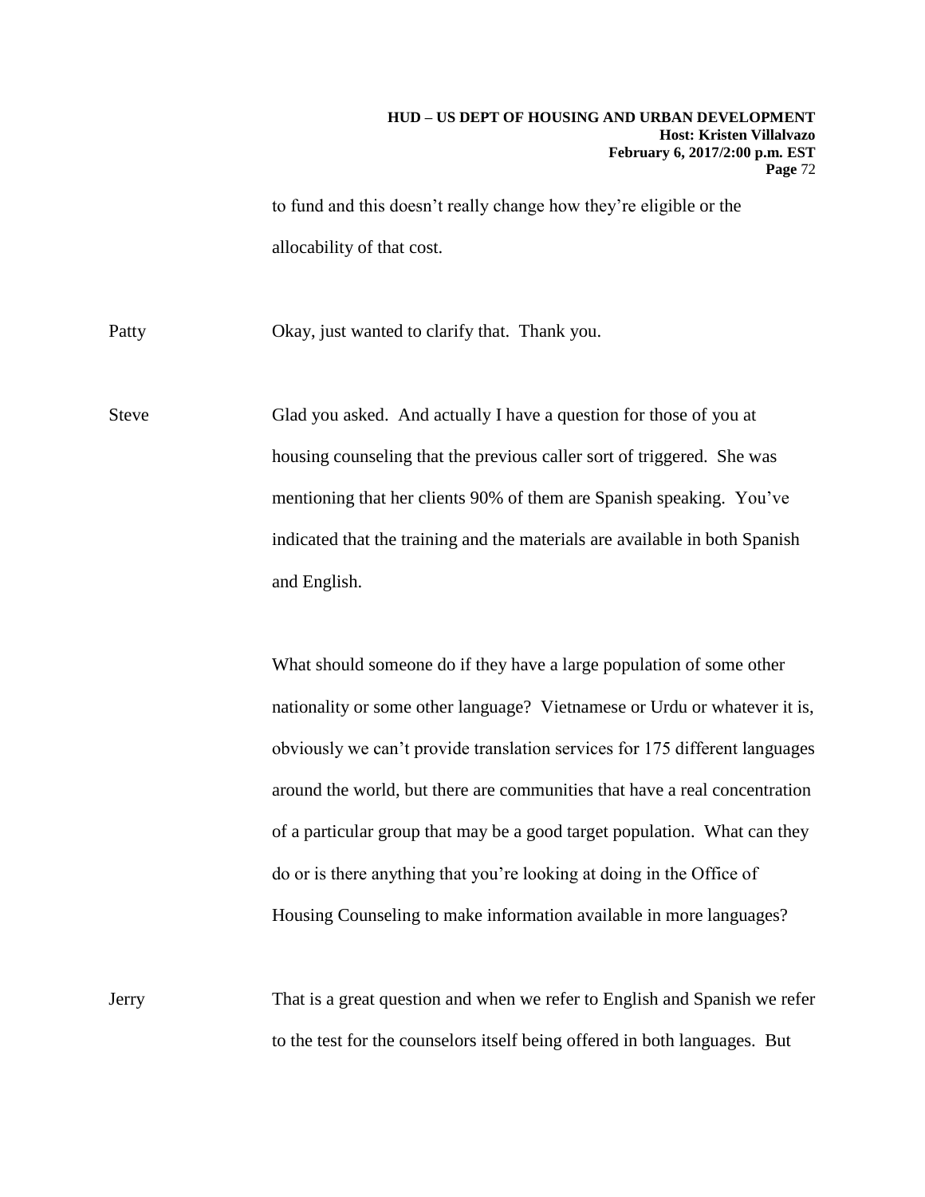to fund and this doesn't really change how they're eligible or the allocability of that cost.

Patty Okay, just wanted to clarify that. Thank you.

Steve Glad you asked. And actually I have a question for those of you at housing counseling that the previous caller sort of triggered. She was mentioning that her clients 90% of them are Spanish speaking. You've indicated that the training and the materials are available in both Spanish and English.

What should someone do if they have a large population of some other nationality or some other language? Vietnamese or Urdu or whatever it is, obviously we can't provide translation services for 175 different languages around the world, but there are communities that have a real concentration of a particular group that may be a good target population. What can they do or is there anything that you're looking at doing in the Office of Housing Counseling to make information available in more languages?

Jerry That is a great question and when we refer to English and Spanish we refer to the test for the counselors itself being offered in both languages. But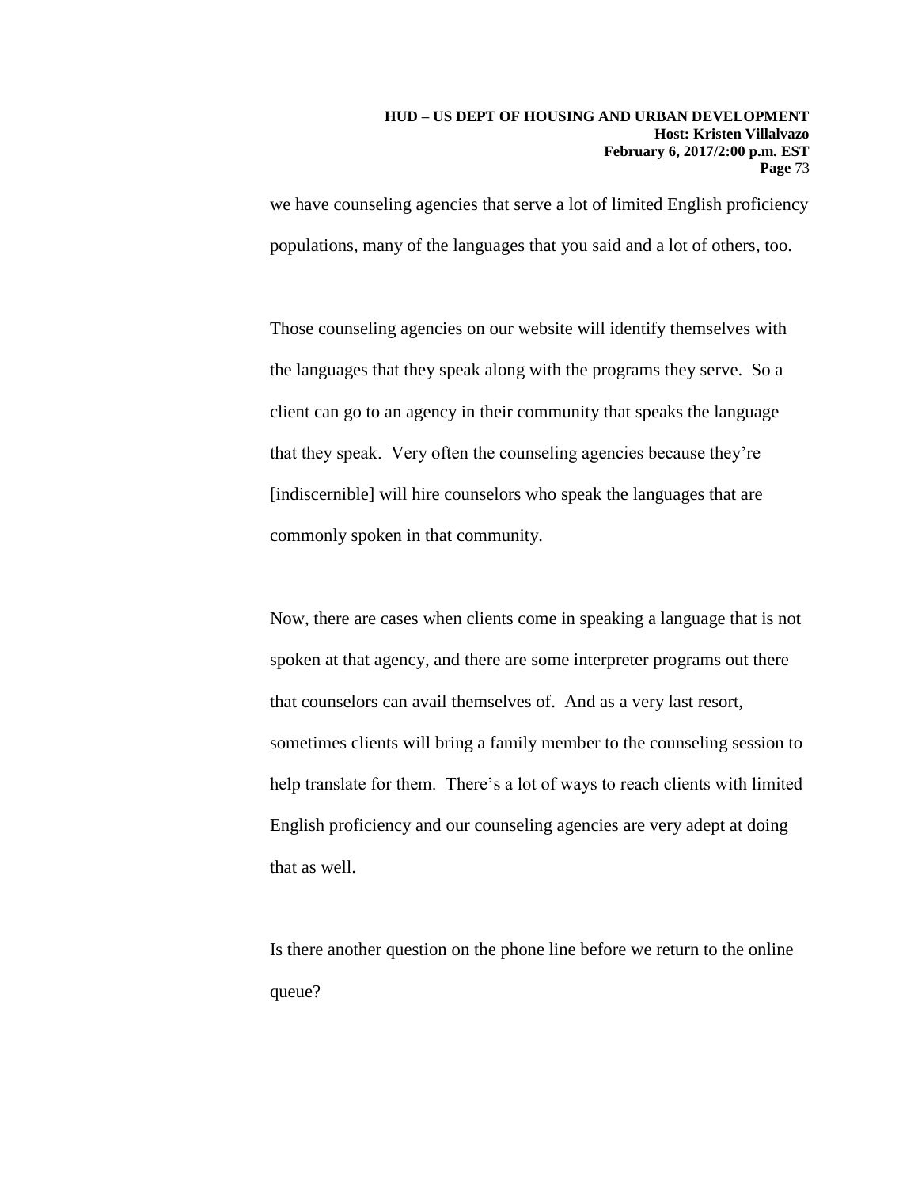we have counseling agencies that serve a lot of limited English proficiency populations, many of the languages that you said and a lot of others, too.

Those counseling agencies on our website will identify themselves with the languages that they speak along with the programs they serve. So a client can go to an agency in their community that speaks the language that they speak. Very often the counseling agencies because they're [indiscernible] will hire counselors who speak the languages that are commonly spoken in that community.

Now, there are cases when clients come in speaking a language that is not spoken at that agency, and there are some interpreter programs out there that counselors can avail themselves of. And as a very last resort, sometimes clients will bring a family member to the counseling session to help translate for them. There's a lot of ways to reach clients with limited English proficiency and our counseling agencies are very adept at doing that as well.

Is there another question on the phone line before we return to the online queue?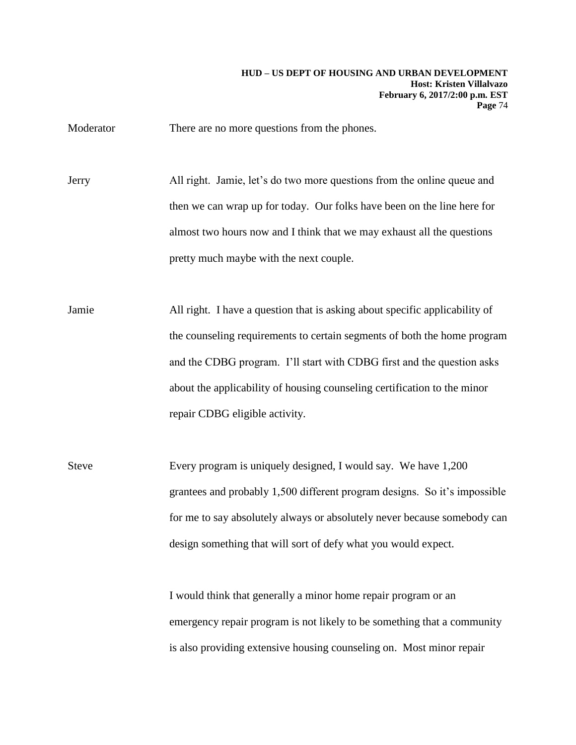Moderator There are no more questions from the phones.

Jerry All right. Jamie, let's do two more questions from the online queue and then we can wrap up for today. Our folks have been on the line here for almost two hours now and I think that we may exhaust all the questions pretty much maybe with the next couple.

Jamie All right. I have a question that is asking about specific applicability of the counseling requirements to certain segments of both the home program and the CDBG program. I'll start with CDBG first and the question asks about the applicability of housing counseling certification to the minor repair CDBG eligible activity.

Steve Every program is uniquely designed, I would say. We have 1,200 grantees and probably 1,500 different program designs. So it's impossible for me to say absolutely always or absolutely never because somebody can design something that will sort of defy what you would expect.

I would think that generally a minor home repair program or an emergency repair program is not likely to be something that a community is also providing extensive housing counseling on. Most minor repair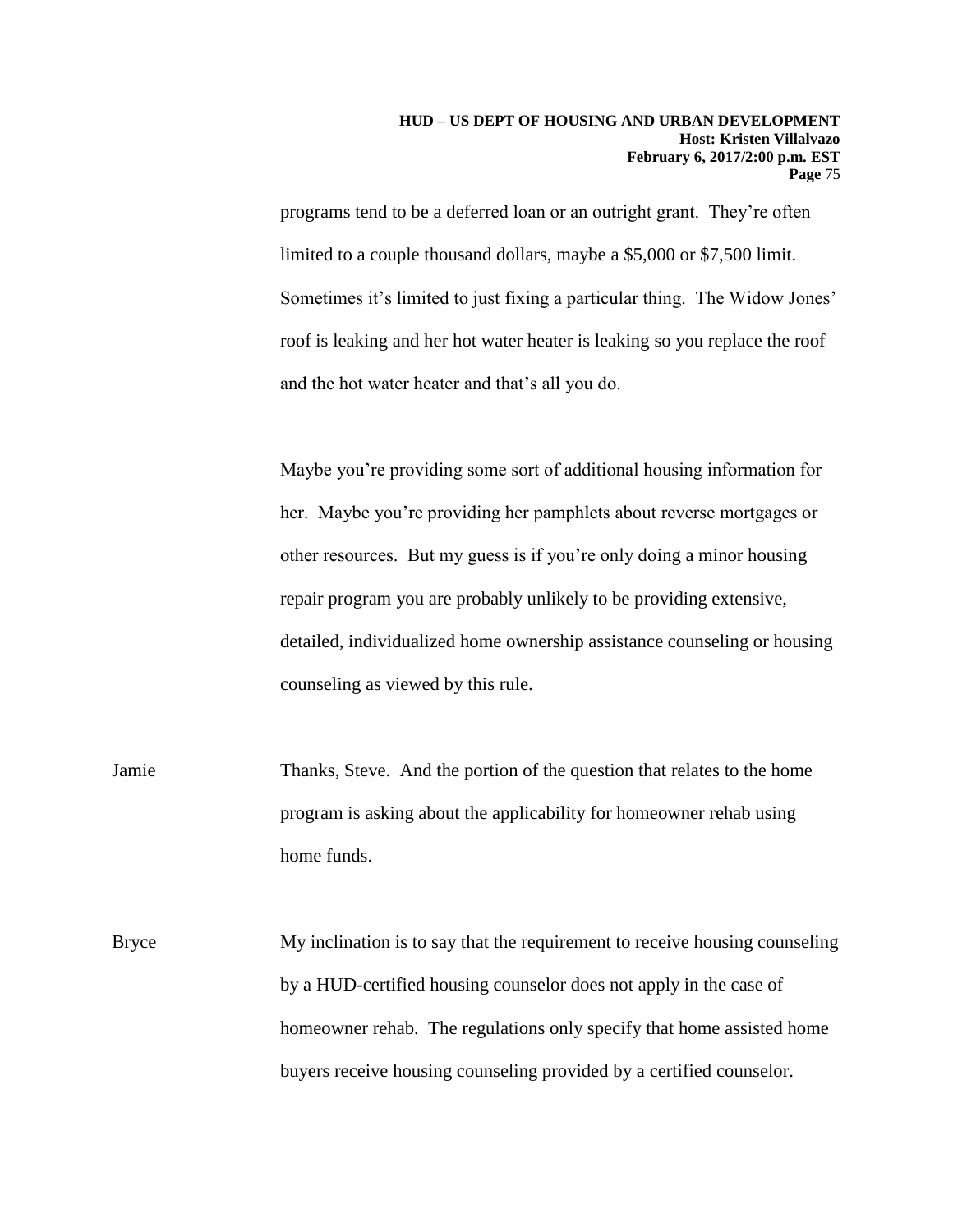programs tend to be a deferred loan or an outright grant. They're often limited to a couple thousand dollars, maybe a $5,000 or $7,500 limit. Sometimes it's limited to just fixing a particular thing. The Widow Jones' roof is leaking and her hot water heater is leaking so you replace the roof and the hot water heater and that's all you do.

Maybe you're providing some sort of additional housing information for her. Maybe you're providing her pamphlets about reverse mortgages or other resources. But my guess is if you're only doing a minor housing repair program you are probably unlikely to be providing extensive, detailed, individualized home ownership assistance counseling or housing counseling as viewed by this rule.

Jamie Thanks, Steve. And the portion of the question that relates to the home program is asking about the applicability for homeowner rehab using home funds.

Bryce My inclination is to say that the requirement to receive housing counseling by a HUD-certified housing counselor does not apply in the case of homeowner rehab. The regulations only specify that home assisted home buyers receive housing counseling provided by a certified counselor.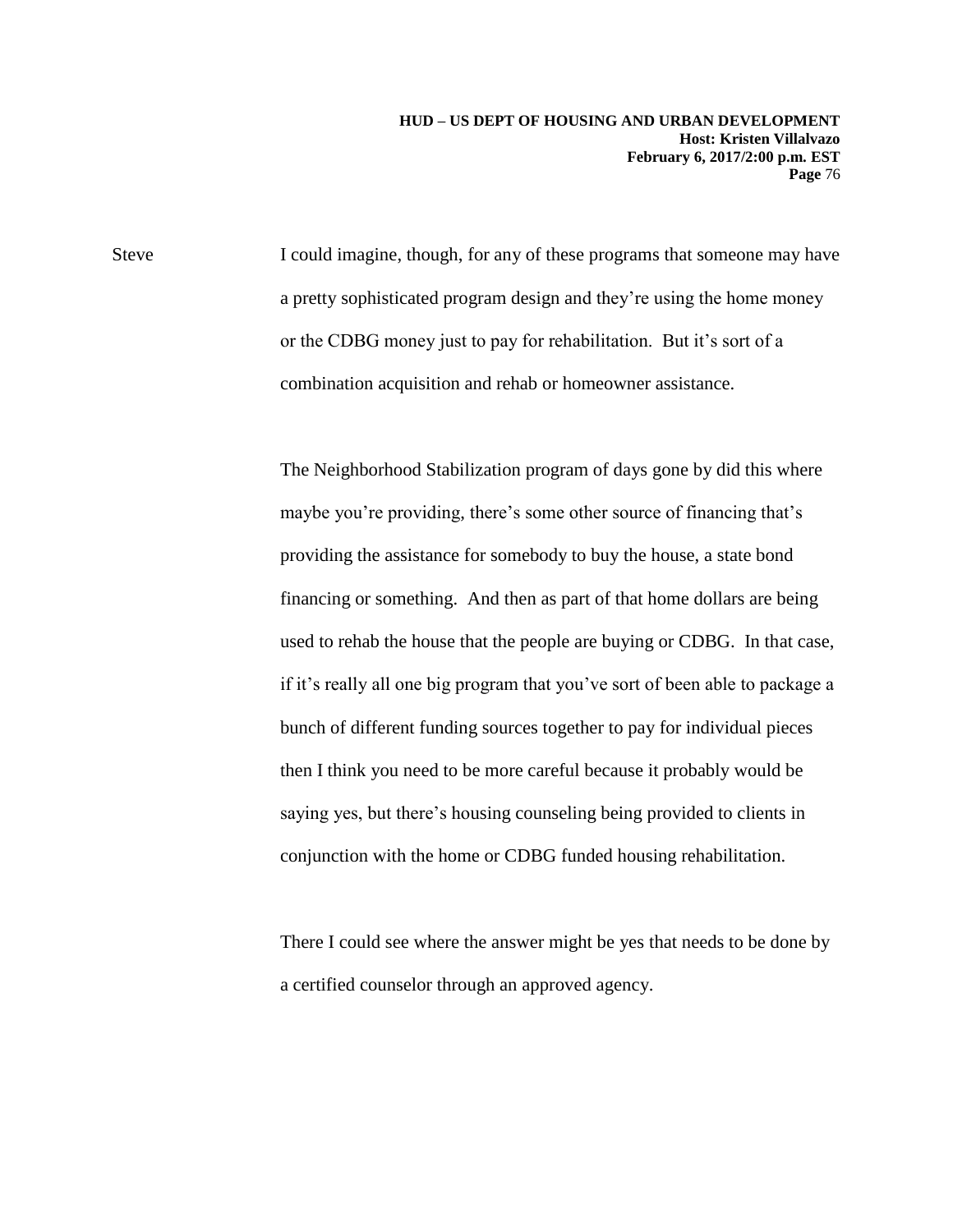Steve I could imagine, though, for any of these programs that someone may have a pretty sophisticated program design and they're using the home money or the CDBG money just to pay for rehabilitation. But it's sort of a combination acquisition and rehab or homeowner assistance.

The Neighborhood Stabilization program of days gone by did this where maybe you're providing, there's some other source of financing that's providing the assistance for somebody to buy the house, a state bond financing or something. And then as part of that home dollars are being used to rehab the house that the people are buying or CDBG. In that case, if it's really all one big program that you've sort of been able to package a bunch of different funding sources together to pay for individual pieces then I think you need to be more careful because it probably would be saying yes, but there's housing counseling being provided to clients in conjunction with the home or CDBG funded housing rehabilitation.

There I could see where the answer might be yes that needs to be done by a certified counselor through an approved agency.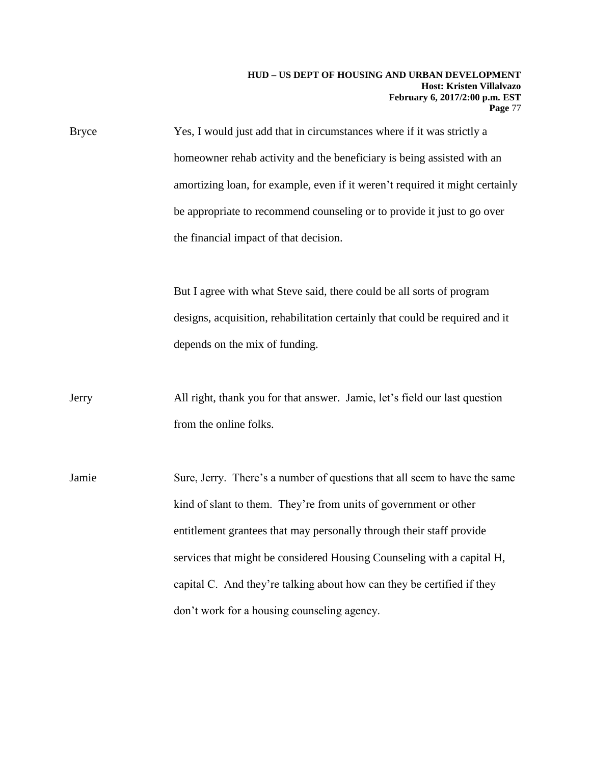Bryce Yes, I would just add that in circumstances where if it was strictly a homeowner rehab activity and the beneficiary is being assisted with an amortizing loan, for example, even if it weren't required it might certainly be appropriate to recommend counseling or to provide it just to go over the financial impact of that decision.

But I agree with what Steve said, there could be all sorts of program designs, acquisition, rehabilitation certainly that could be required and it depends on the mix of funding.

Jerry All right, thank you for that answer. Jamie, let's field our last question from the online folks.

Jamie Sure, Jerry. There's a number of questions that all seem to have the same kind of slant to them. They're from units of government or other entitlement grantees that may personally through their staff provide services that might be considered Housing Counseling with a capital H, capital C. And they're talking about how can they be certified if they don't work for a housing counseling agency.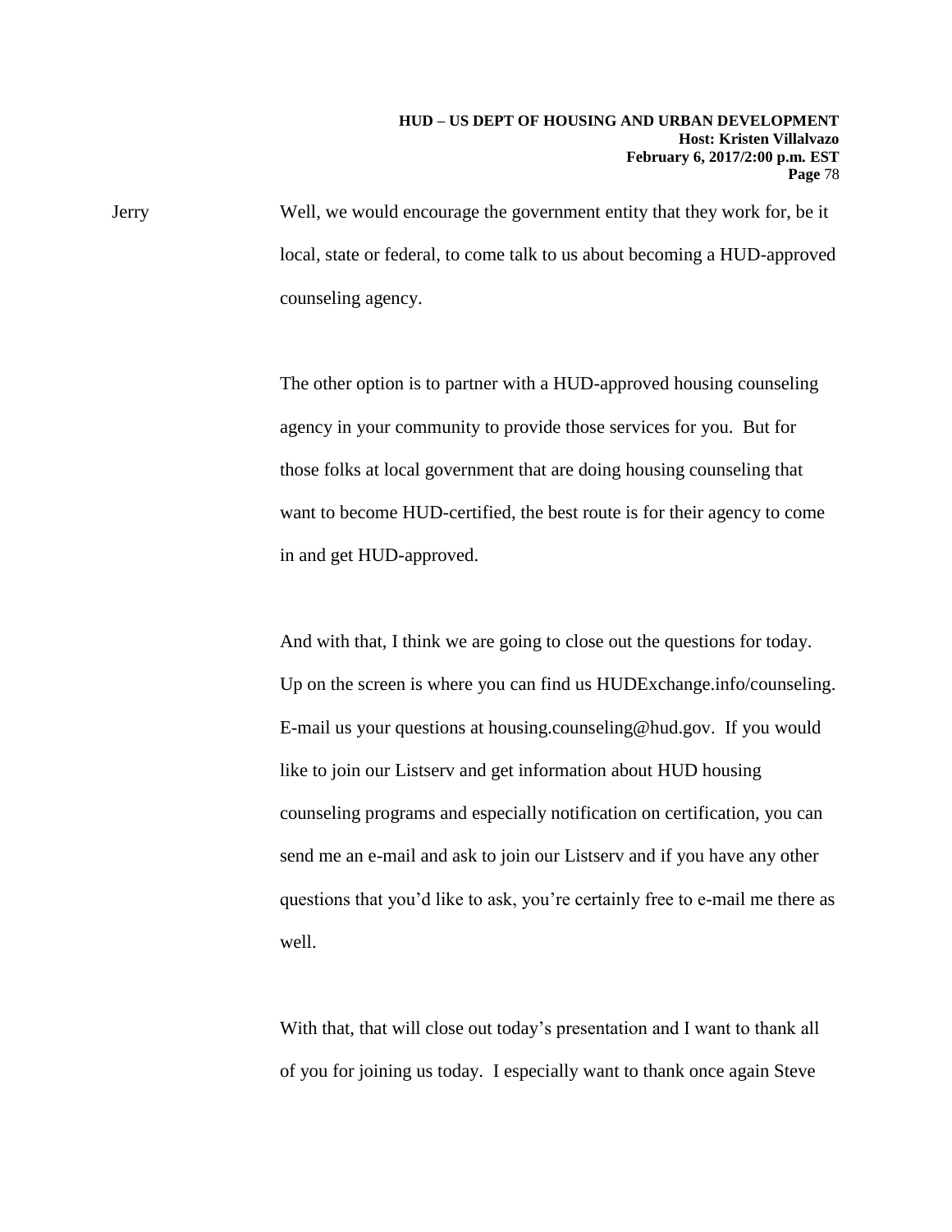Jerry Well, we would encourage the government entity that they work for, be it local, state or federal, to come talk to us about becoming a HUD-approved counseling agency.

The other option is to partner with a HUD-approved housing counseling agency in your community to provide those services for you. But for those folks at local government that are doing housing counseling that want to become HUD-certified, the best route is for their agency to come in and get HUD-approved.

And with that, I think we are going to close out the questions for today. Up on the screen is where you can find us HUDExchange.info/counseling. E-mail us your questions at housing.counseling@hud.gov. If you would like to join our Listserv and get information about HUD housing counseling programs and especially notification on certification, you can send me an e-mail and ask to join our Listserv and if you have any other questions that you'd like to ask, you're certainly free to e-mail me there as well.

With that, that will close out today's presentation and I want to thank all of you for joining us today. I especially want to thank once again Steve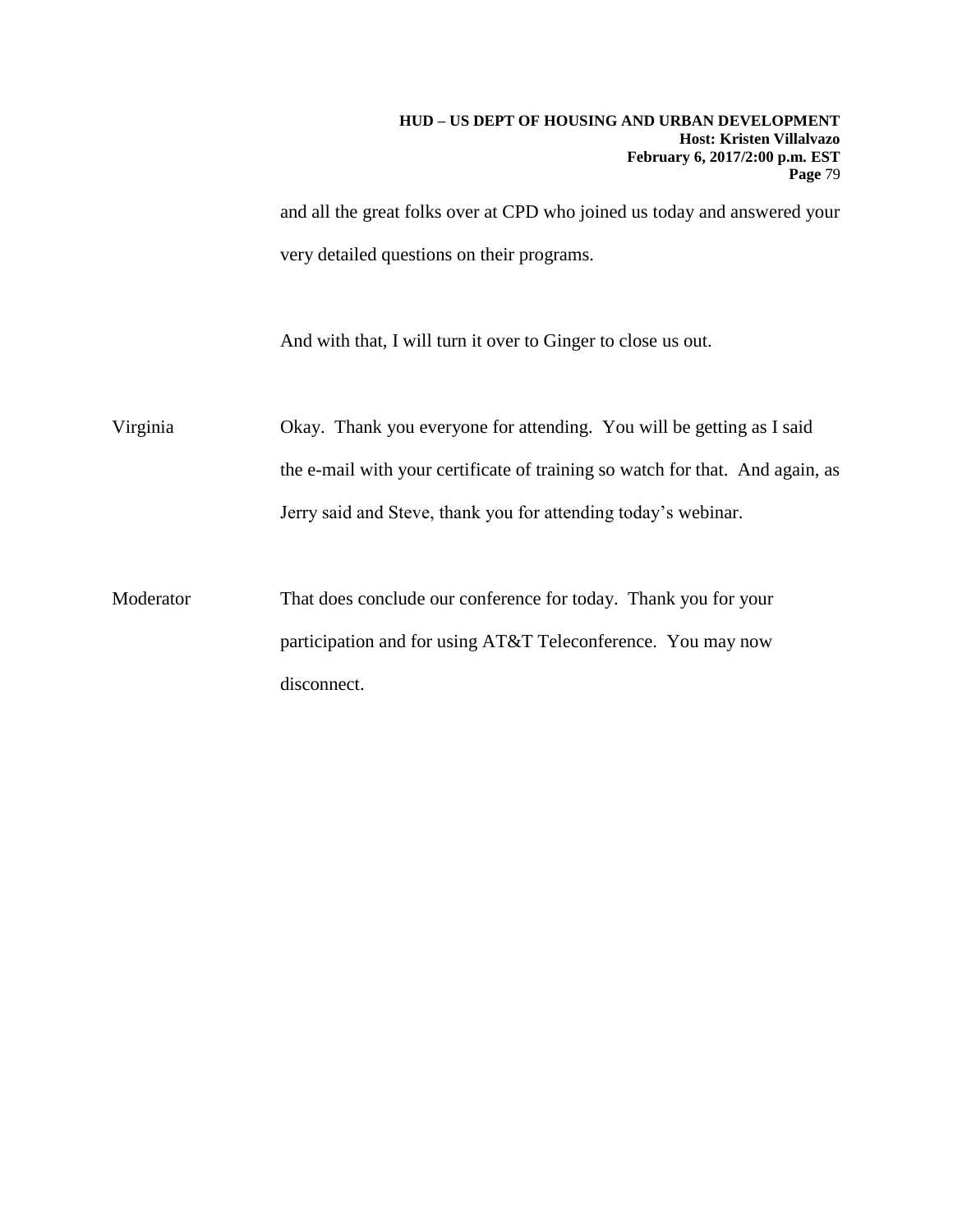and all the great folks over at CPD who joined us today and answered your very detailed questions on their programs.

And with that, I will turn it over to Ginger to close us out.

Virginia: Okay. Thank you everyone for attending. You will be getting as I said the e-mail with your certificate of training so watch for that. And again, as Jerry said and Steve, thank you for attending today's webinar.

Moderator: That does conclude our conference for today. Thank you for your participation and for using AT&T Teleconference. You may now disconnect.